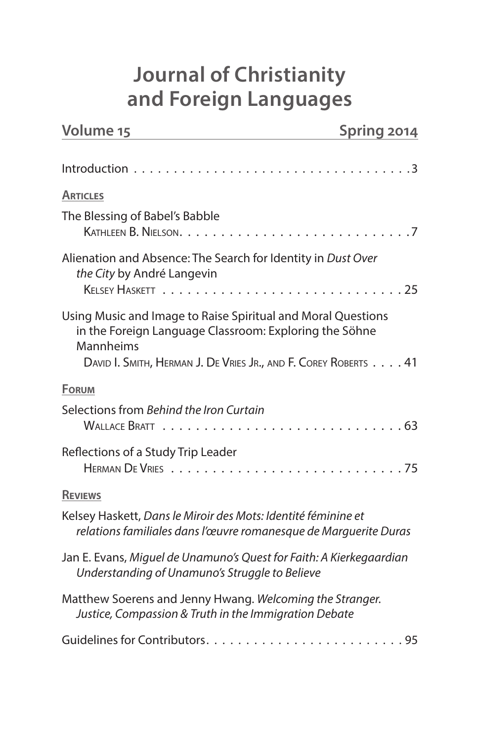# Journal of Christianity and Foreign Languages

**Volume 15** **Spring 2014**

Introduction . . . . . . . . . . . . . . . . . . . . . . . . . . . . . . . . . . . 3

## Articles

The Blessing of Babel's Babble
KATHLEEN B. NIELSON . . . . . . . . . . . . . . . . . . . . . . . . . . . 7

Alienation and Absence: The Search for Identity in *Dust Over the City* by André Langevin
KELSEY HASKETT . . . . . . . . . . . . . . . . . . . . . . . . . . . . 25

Using Music and Image to Raise Spiritual and Moral Questions in the Foreign Language Classroom: Exploring the Söhne Mannheims
DAVID I. SMITH, HERMAN J. DE VRIES JR., AND F. COREY ROBERTS . . . . 41

## Forum

Selections from *Behind the Iron Curtain*
WALLACE BRATT . . . . . . . . . . . . . . . . . . . . . . . . . . . . 63

Reflections of a Study Trip Leader
HERMAN DE VRIES . . . . . . . . . . . . . . . . . . . . . . . . . . . . 75

## Reviews

Kelsey Haskett, *Dans le Miroir des Mots: Identité féminine et relations familiales dans l'œuvre romanesque de Marguerite Duras*

Jan E. Evans, *Miguel de Unamuno's Quest for Faith: A Kierkegaardian Understanding of Unamuno's Struggle to Believe*

Matthew Soerens and Jenny Hwang. *Welcoming the Stranger. Justice, Compassion & Truth in the Immigration Debate*

Guidelines for Contributors . . . . . . . . . . . . . . . . . . . . . . . . 95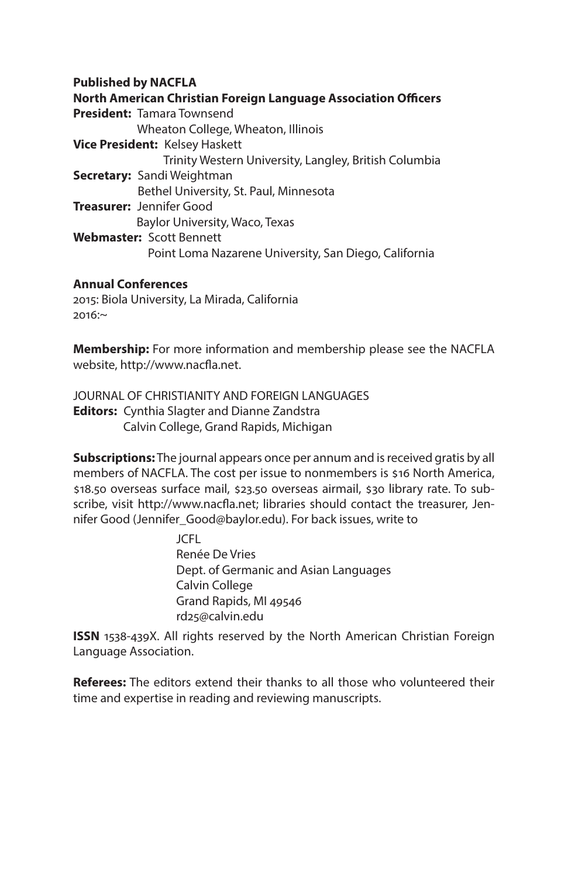**Published by NACFLA**

**North American Christian Foreign Language Association Officers**

**President:** Tamara Townsend
Wheaton College, Wheaton, Illinois

**Vice President:** Kelsey Haskett
Trinity Western University, Langley, British Columbia

**Secretary:** Sandi Weightman
Bethel University, St. Paul, Minnesota

**Treasurer:** Jennifer Good
Baylor University, Waco, Texas

**Webmaster:** Scott Bennett
Point Loma Nazarene University, San Diego, California

**Annual Conferences**

2015: Biola University, La Mirada, California
2016:~

**Membership:** For more information and membership please see the NACFLA website, http://www.nacfla.net.

JOURNAL OF CHRISTIANITY AND FOREIGN LANGUAGES

**Editors:** Cynthia Slagter and Dianne Zandstra
Calvin College, Grand Rapids, Michigan

**Subscriptions:** The journal appears once per annum and is received gratis by all members of NACFLA. The cost per issue to nonmembers is $16 North America, $18.50 overseas surface mail, $23.50 overseas airmail, $30 library rate. To subscribe, visit http://www.nacfla.net; libraries should contact the treasurer, Jennifer Good (Jennifer_Good@baylor.edu). For back issues, write to

JCFL
Renée De Vries
Dept. of Germanic and Asian Languages
Calvin College
Grand Rapids, MI 49546
rd25@calvin.edu

**ISSN** 1538-439X. All rights reserved by the North American Christian Foreign Language Association.

**Referees:** The editors extend their thanks to all those who volunteered their time and expertise in reading and reviewing manuscripts.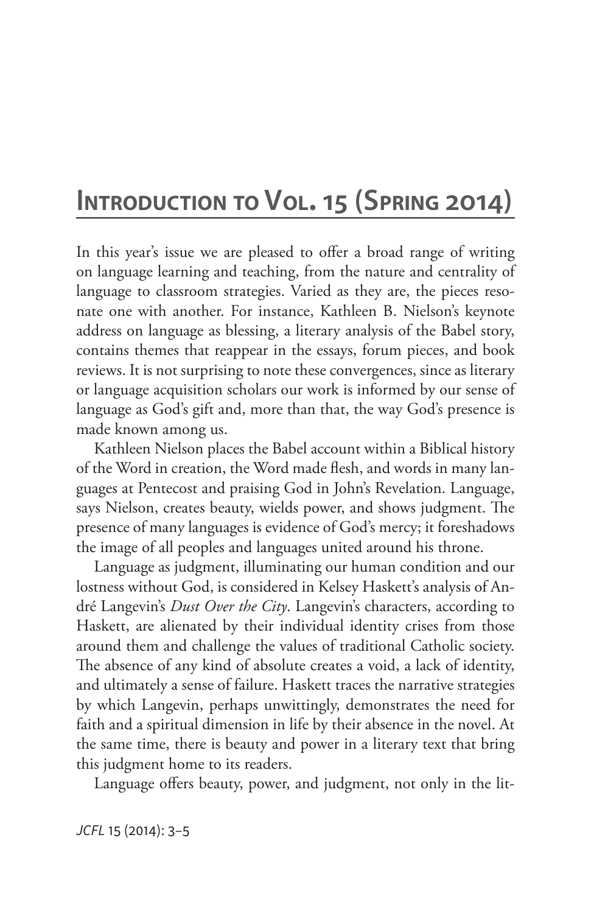# Introduction to Vol. 15 (Spring 2014)

In this year's issue we are pleased to offer a broad range of writing on language learning and teaching, from the nature and centrality of language to classroom strategies. Varied as they are, the pieces resonate one with another. For instance, Kathleen B. Nielson's keynote address on language as blessing, a literary analysis of the Babel story, contains themes that reappear in the essays, forum pieces, and book reviews. It is not surprising to note these convergences, since as literary or language acquisition scholars our work is informed by our sense of language as God's gift and, more than that, the way God's presence is made known among us.

Kathleen Nielson places the Babel account within a Biblical history of the Word in creation, the Word made flesh, and words in many languages at Pentecost and praising God in John's Revelation. Language, says Nielson, creates beauty, wields power, and shows judgment. The presence of many languages is evidence of God's mercy; it foreshadows the image of all peoples and languages united around his throne.

Language as judgment, illuminating our human condition and our lostness without God, is considered in Kelsey Haskett's analysis of André Langevin's *Dust Over the City*. Langevin's characters, according to Haskett, are alienated by their individual identity crises from those around them and challenge the values of traditional Catholic society. The absence of any kind of absolute creates a void, a lack of identity, and ultimately a sense of failure. Haskett traces the narrative strategies by which Langevin, perhaps unwittingly, demonstrates the need for faith and a spiritual dimension in life by their absence in the novel. At the same time, there is beauty and power in a literary text that bring this judgment home to its readers.

Language offers beauty, power, and judgment, not only in the lit-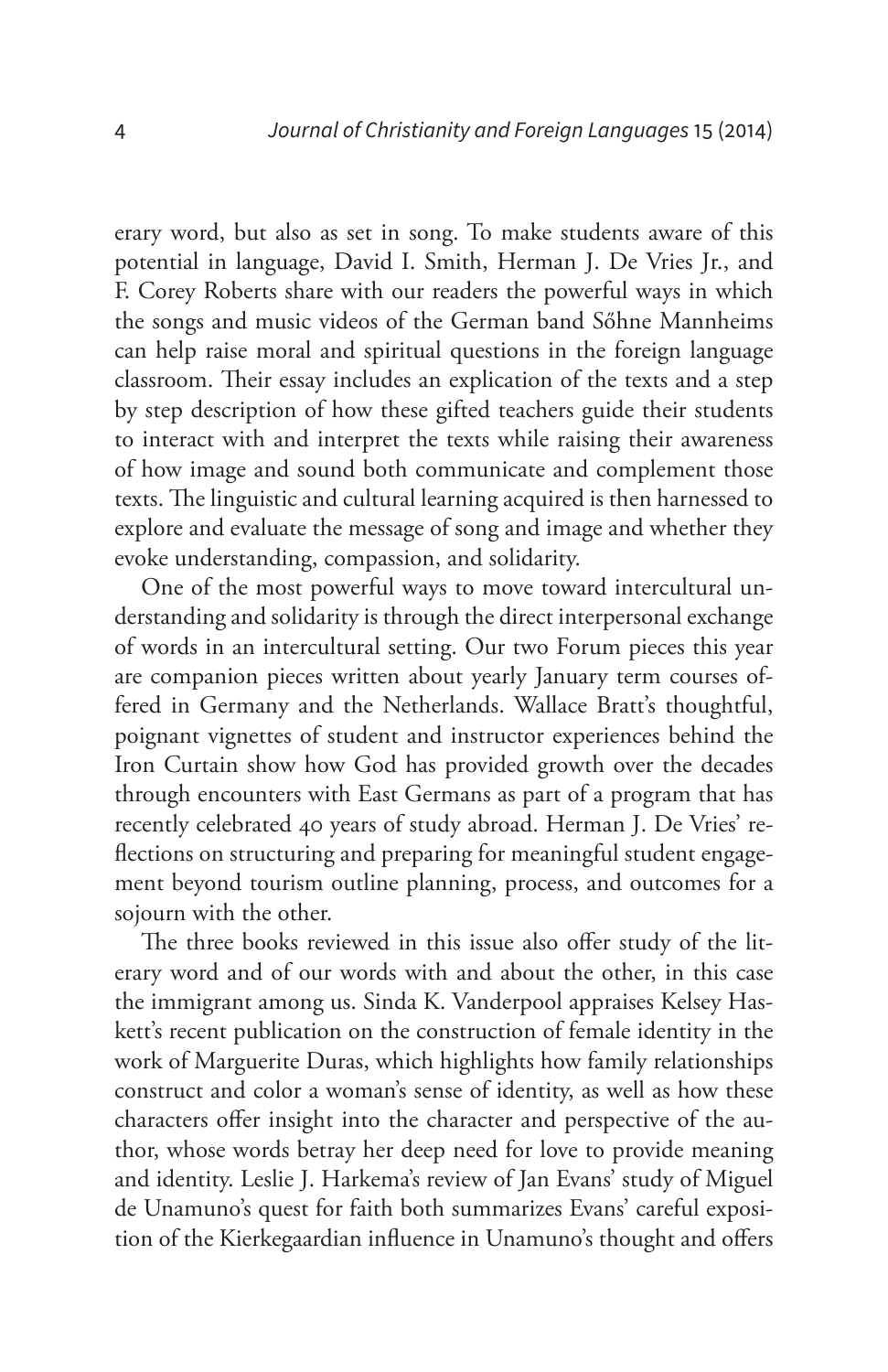erary word, but also as set in song. To make students aware of this potential in language, David I. Smith, Herman J. De Vries Jr., and F. Corey Roberts share with our readers the powerful ways in which the songs and music videos of the German band Sőhne Mannheims can help raise moral and spiritual questions in the foreign language classroom. Their essay includes an explication of the texts and a step by step description of how these gifted teachers guide their students to interact with and interpret the texts while raising their awareness of how image and sound both communicate and complement those texts. The linguistic and cultural learning acquired is then harnessed to explore and evaluate the message of song and image and whether they evoke understanding, compassion, and solidarity.

One of the most powerful ways to move toward intercultural understanding and solidarity is through the direct interpersonal exchange of words in an intercultural setting. Our two Forum pieces this year are companion pieces written about yearly January term courses offered in Germany and the Netherlands. Wallace Bratt's thoughtful, poignant vignettes of student and instructor experiences behind the Iron Curtain show how God has provided growth over the decades through encounters with East Germans as part of a program that has recently celebrated 40 years of study abroad. Herman J. De Vries' reflections on structuring and preparing for meaningful student engagement beyond tourism outline planning, process, and outcomes for a sojourn with the other.

The three books reviewed in this issue also offer study of the literary word and of our words with and about the other, in this case the immigrant among us. Sinda K. Vanderpool appraises Kelsey Haskett's recent publication on the construction of female identity in the work of Marguerite Duras, which highlights how family relationships construct and color a woman's sense of identity, as well as how these characters offer insight into the character and perspective of the author, whose words betray her deep need for love to provide meaning and identity. Leslie J. Harkema's review of Jan Evans' study of Miguel de Unamuno's quest for faith both summarizes Evans' careful exposition of the Kierkegaardian influence in Unamuno's thought and offers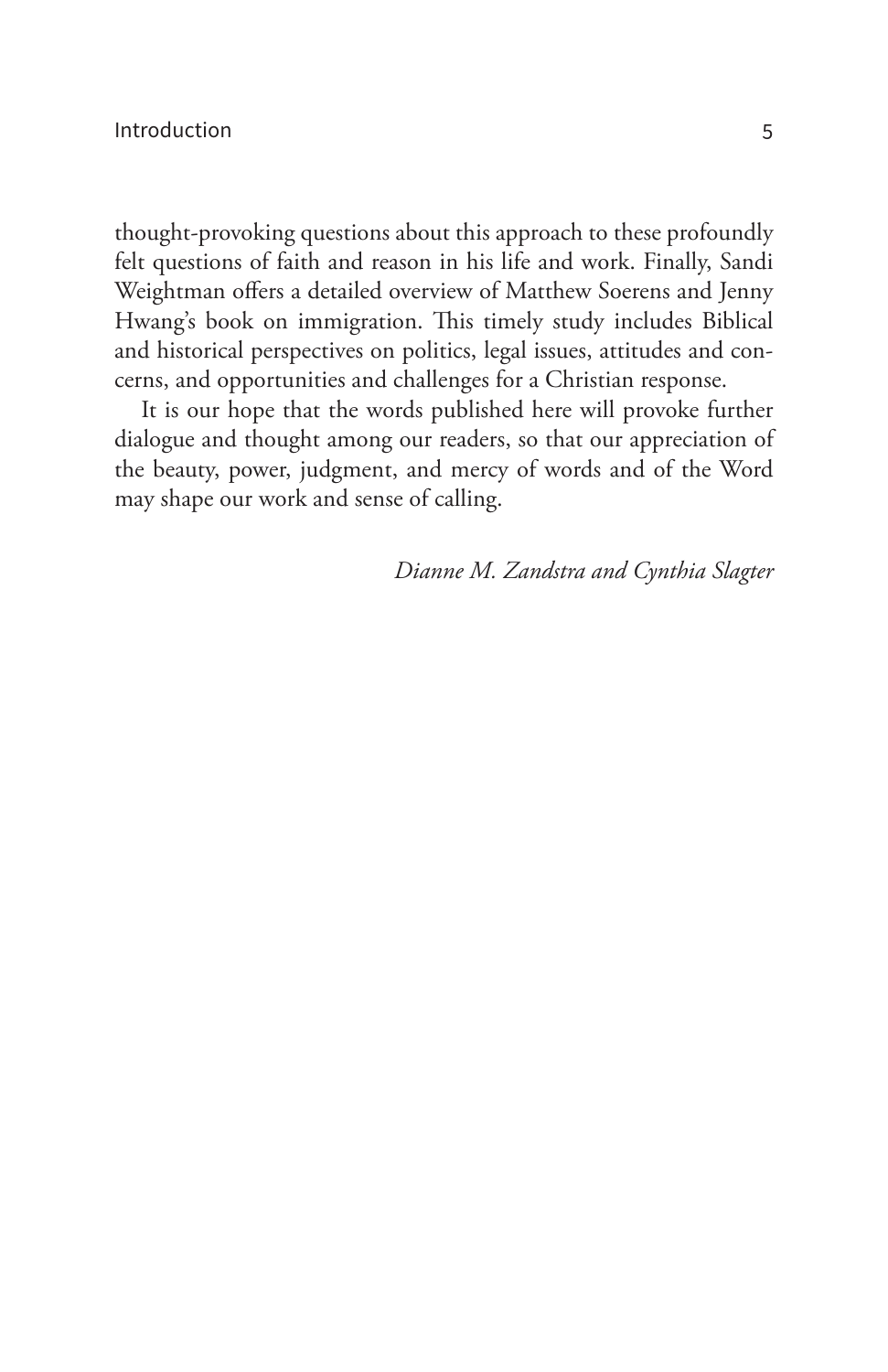thought-provoking questions about this approach to these profoundly felt questions of faith and reason in his life and work. Finally, Sandi Weightman offers a detailed overview of Matthew Soerens and Jenny Hwang's book on immigration. This timely study includes Biblical and historical perspectives on politics, legal issues, attitudes and concerns, and opportunities and challenges for a Christian response.

It is our hope that the words published here will provoke further dialogue and thought among our readers, so that our appreciation of the beauty, power, judgment, and mercy of words and of the Word may shape our work and sense of calling.

*Dianne M. Zandstra and Cynthia Slagter*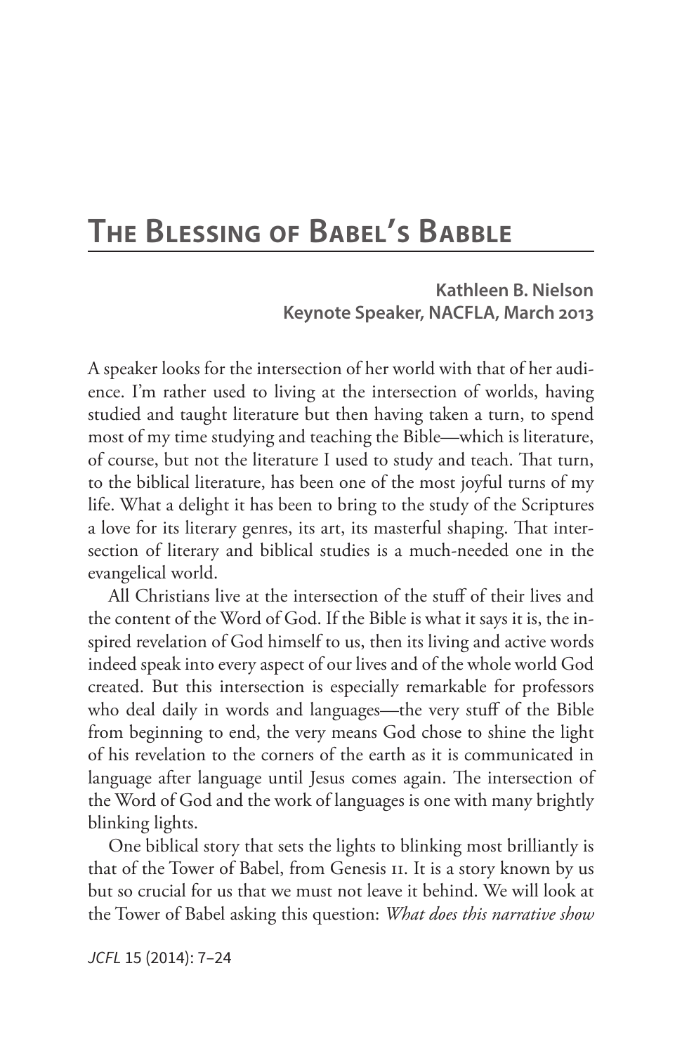# The Blessing of Babel's Babble

**Kathleen B. Nielson**
**Keynote Speaker, NACFLA, March 2013**

A speaker looks for the intersection of her world with that of her audience. I'm rather used to living at the intersection of worlds, having studied and taught literature but then having taken a turn, to spend most of my time studying and teaching the Bible—which is literature, of course, but not the literature I used to study and teach. That turn, to the biblical literature, has been one of the most joyful turns of my life. What a delight it has been to bring to the study of the Scriptures a love for its literary genres, its art, its masterful shaping. That intersection of literary and biblical studies is a much-needed one in the evangelical world.

All Christians live at the intersection of the stuff of their lives and the content of the Word of God. If the Bible is what it says it is, the inspired revelation of God himself to us, then its living and active words indeed speak into every aspect of our lives and of the whole world God created. But this intersection is especially remarkable for professors who deal daily in words and languages—the very stuff of the Bible from beginning to end, the very means God chose to shine the light of his revelation to the corners of the earth as it is communicated in language after language until Jesus comes again. The intersection of the Word of God and the work of languages is one with many brightly blinking lights.

One biblical story that sets the lights to blinking most brilliantly is that of the Tower of Babel, from Genesis 11. It is a story known by us but so crucial for us that we must not leave it behind. We will look at the Tower of Babel asking this question: *What does this narrative show*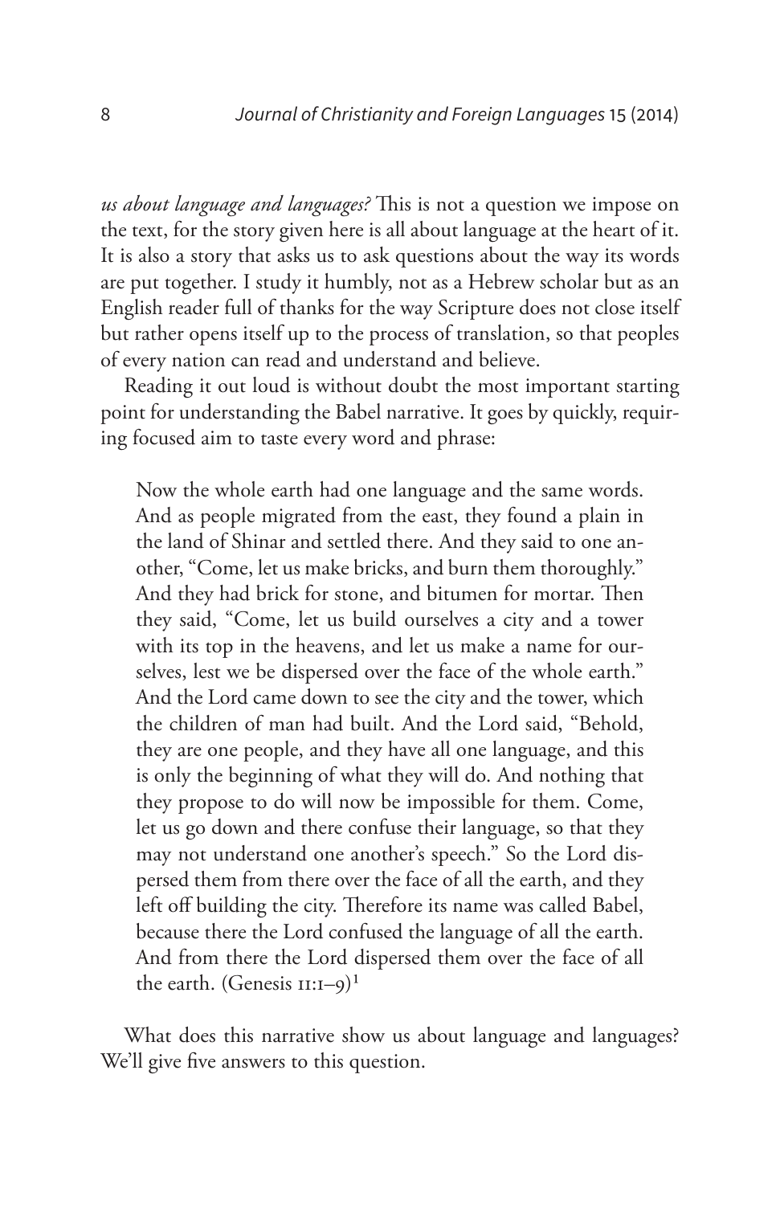*us about language and languages?* This is not a question we impose on the text, for the story given here is all about language at the heart of it. It is also a story that asks us to ask questions about the way its words are put together. I study it humbly, not as a Hebrew scholar but as an English reader full of thanks for the way Scripture does not close itself but rather opens itself up to the process of translation, so that peoples of every nation can read and understand and believe.

Reading it out loud is without doubt the most important starting point for understanding the Babel narrative. It goes by quickly, requiring focused aim to taste every word and phrase:

> Now the whole earth had one language and the same words. And as people migrated from the east, they found a plain in the land of Shinar and settled there. And they said to one another, "Come, let us make bricks, and burn them thoroughly." And they had brick for stone, and bitumen for mortar. Then they said, "Come, let us build ourselves a city and a tower with its top in the heavens, and let us make a name for ourselves, lest we be dispersed over the face of the whole earth." And the Lord came down to see the city and the tower, which the children of man had built. And the Lord said, "Behold, they are one people, and they have all one language, and this is only the beginning of what they will do. And nothing that they propose to do will now be impossible for them. Come, let us go down and there confuse their language, so that they may not understand one another's speech." So the Lord dispersed them from there over the face of all the earth, and they left off building the city. Therefore its name was called Babel, because there the Lord confused the language of all the earth. And from there the Lord dispersed them over the face of all the earth. (Genesis 11:1–9)[1]

What does this narrative show us about language and languages? We'll give five answers to this question.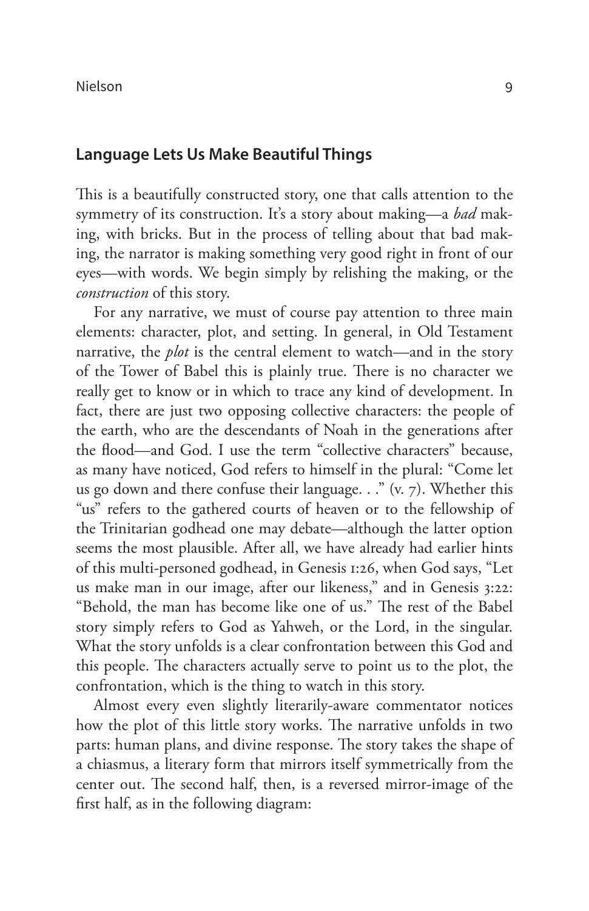## Language Lets Us Make Beautiful Things

This is a beautifully constructed story, one that calls attention to the symmetry of its construction. It's a story about making—a *bad* making, with bricks. But in the process of telling about that bad making, the narrator is making something very good right in front of our eyes—with words. We begin simply by relishing the making, or the *construction* of this story.

For any narrative, we must of course pay attention to three main elements: character, plot, and setting. In general, in Old Testament narrative, the *plot* is the central element to watch—and in the story of the Tower of Babel this is plainly true. There is no character we really get to know or in which to trace any kind of development. In fact, there are just two opposing collective characters: the people of the earth, who are the descendants of Noah in the generations after the flood—and God. I use the term "collective characters" because, as many have noticed, God refers to himself in the plural: "Come let us go down and there confuse their language. . ." (v. 7). Whether this "us" refers to the gathered courts of heaven or to the fellowship of the Trinitarian godhead one may debate—although the latter option seems the most plausible. After all, we have already had earlier hints of this multi-personed godhead, in Genesis 1:26, when God says, "Let us make man in our image, after our likeness," and in Genesis 3:22: "Behold, the man has become like one of us." The rest of the Babel story simply refers to God as Yahweh, or the Lord, in the singular. What the story unfolds is a clear confrontation between this God and this people. The characters actually serve to point us to the plot, the confrontation, which is the thing to watch in this story.

Almost every even slightly literarily-aware commentator notices how the plot of this little story works. The narrative unfolds in two parts: human plans, and divine response. The story takes the shape of a chiasmus, a literary form that mirrors itself symmetrically from the center out. The second half, then, is a reversed mirror-image of the first half, as in the following diagram: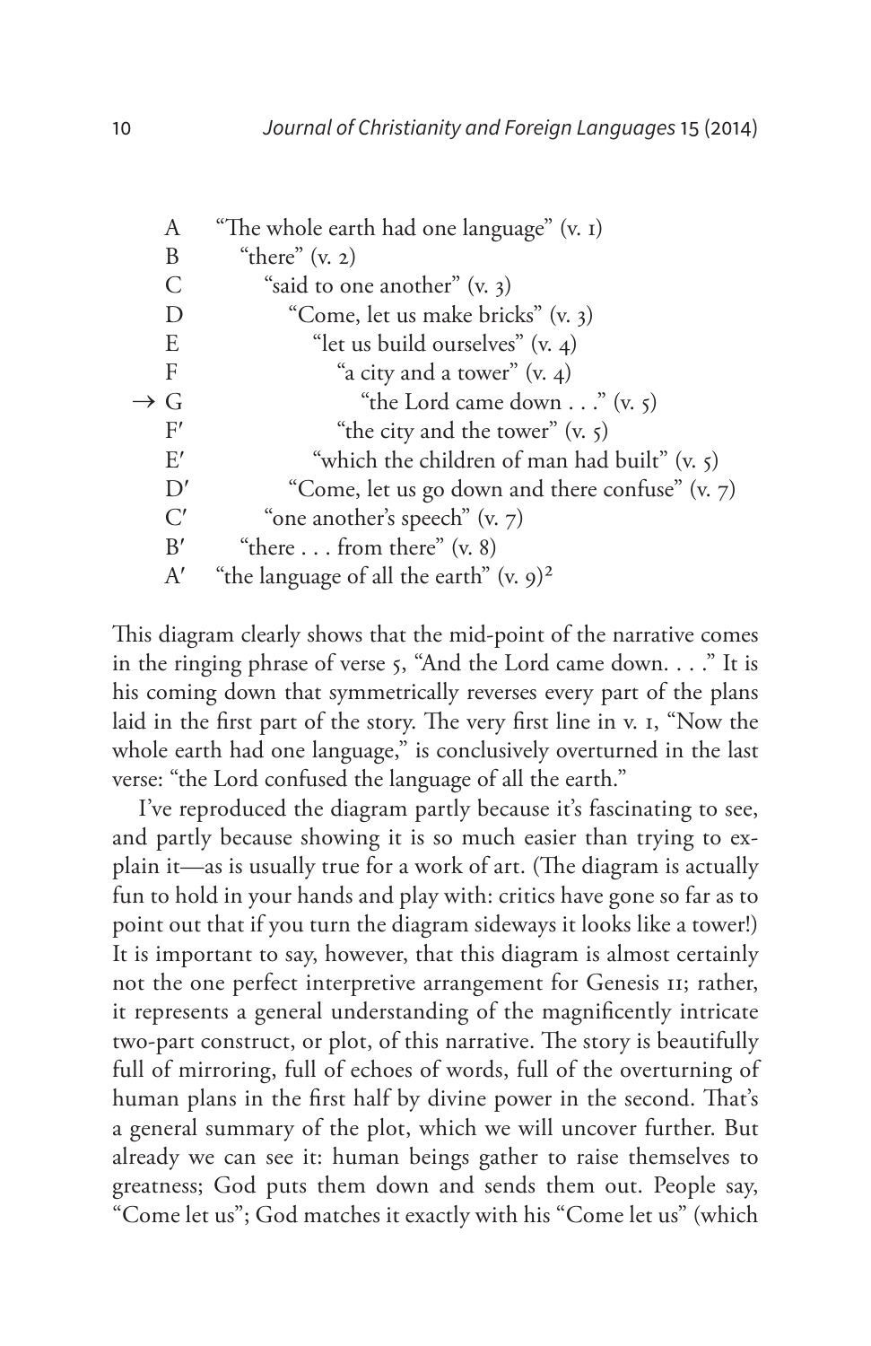A "The whole earth had one language" (v. 1)
B "there" (v. 2)
C "said to one another" (v. 3)
D "Come, let us make bricks" (v. 3)
E "let us build ourselves" (v. 4)
F "a city and a tower" (v. 4)
→ G "the Lord came down . . ." (v. 5)
F′ "the city and the tower" (v. 5)
E′ "which the children of man had built" (v. 5)
D′ "Come, let us go down and there confuse" (v. 7)
C′ "one another's speech" (v. 7)
B′ "there . . . from there" (v. 8)
A′ "the language of all the earth" (v. 9)[2]

This diagram clearly shows that the mid-point of the narrative comes in the ringing phrase of verse 5, "And the Lord came down. . . ." It is his coming down that symmetrically reverses every part of the plans laid in the first part of the story. The very first line in v. 1, "Now the whole earth had one language," is conclusively overturned in the last verse: "the Lord confused the language of all the earth."

I've reproduced the diagram partly because it's fascinating to see, and partly because showing it is so much easier than trying to explain it—as is usually true for a work of art. (The diagram is actually fun to hold in your hands and play with: critics have gone so far as to point out that if you turn the diagram sideways it looks like a tower!) It is important to say, however, that this diagram is almost certainly not the one perfect interpretive arrangement for Genesis 11; rather, it represents a general understanding of the magnificently intricate two-part construct, or plot, of this narrative. The story is beautifully full of mirroring, full of echoes of words, full of the overturning of human plans in the first half by divine power in the second. That's a general summary of the plot, which we will uncover further. But already we can see it: human beings gather to raise themselves to greatness; God puts them down and sends them out. People say, "Come let us"; God matches it exactly with his "Come let us" (which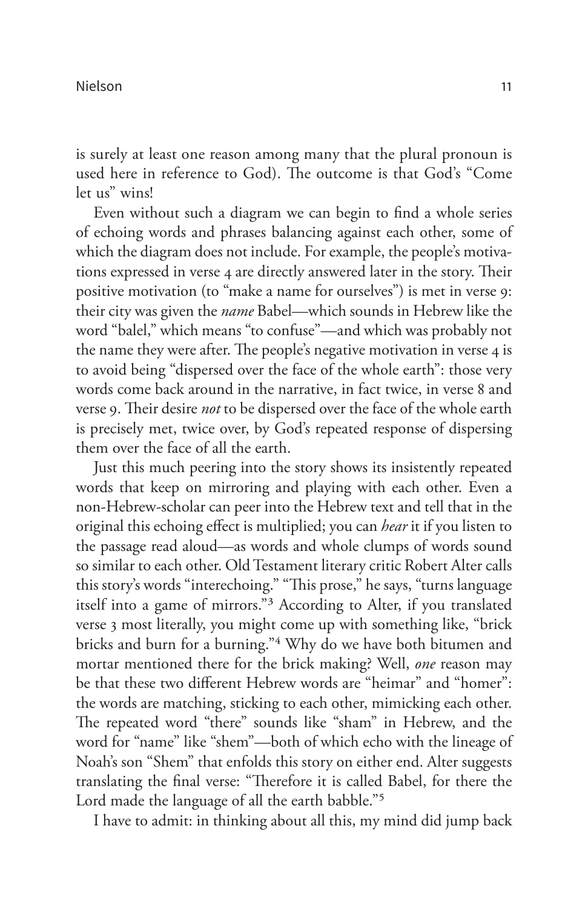is surely at least one reason among many that the plural pronoun is used here in reference to God). The outcome is that God's "Come let us" wins!

Even without such a diagram we can begin to find a whole series of echoing words and phrases balancing against each other, some of which the diagram does not include. For example, the people's motivations expressed in verse 4 are directly answered later in the story. Their positive motivation (to "make a name for ourselves") is met in verse 9: their city was given the *name* Babel—which sounds in Hebrew like the word "balel," which means "to confuse"—and which was probably not the name they were after. The people's negative motivation in verse 4 is to avoid being "dispersed over the face of the whole earth": those very words come back around in the narrative, in fact twice, in verse 8 and verse 9. Their desire *not* to be dispersed over the face of the whole earth is precisely met, twice over, by God's repeated response of dispersing them over the face of all the earth.

Just this much peering into the story shows its insistently repeated words that keep on mirroring and playing with each other. Even a non-Hebrew-scholar can peer into the Hebrew text and tell that in the original this echoing effect is multiplied; you can *hear* it if you listen to the passage read aloud—as words and whole clumps of words sound so similar to each other. Old Testament literary critic Robert Alter calls this story's words "interechoing." "This prose," he says, "turns language itself into a game of mirrors."[3] According to Alter, if you translated verse 3 most literally, you might come up with something like, "brick bricks and burn for a burning."[4] Why do we have both bitumen and mortar mentioned there for the brick making? Well, *one* reason may be that these two different Hebrew words are "heimar" and "homer": the words are matching, sticking to each other, mimicking each other. The repeated word "there" sounds like "sham" in Hebrew, and the word for "name" like "shem"—both of which echo with the lineage of Noah's son "Shem" that enfolds this story on either end. Alter suggests translating the final verse: "Therefore it is called Babel, for there the Lord made the language of all the earth babble."[5]

I have to admit: in thinking about all this, my mind did jump back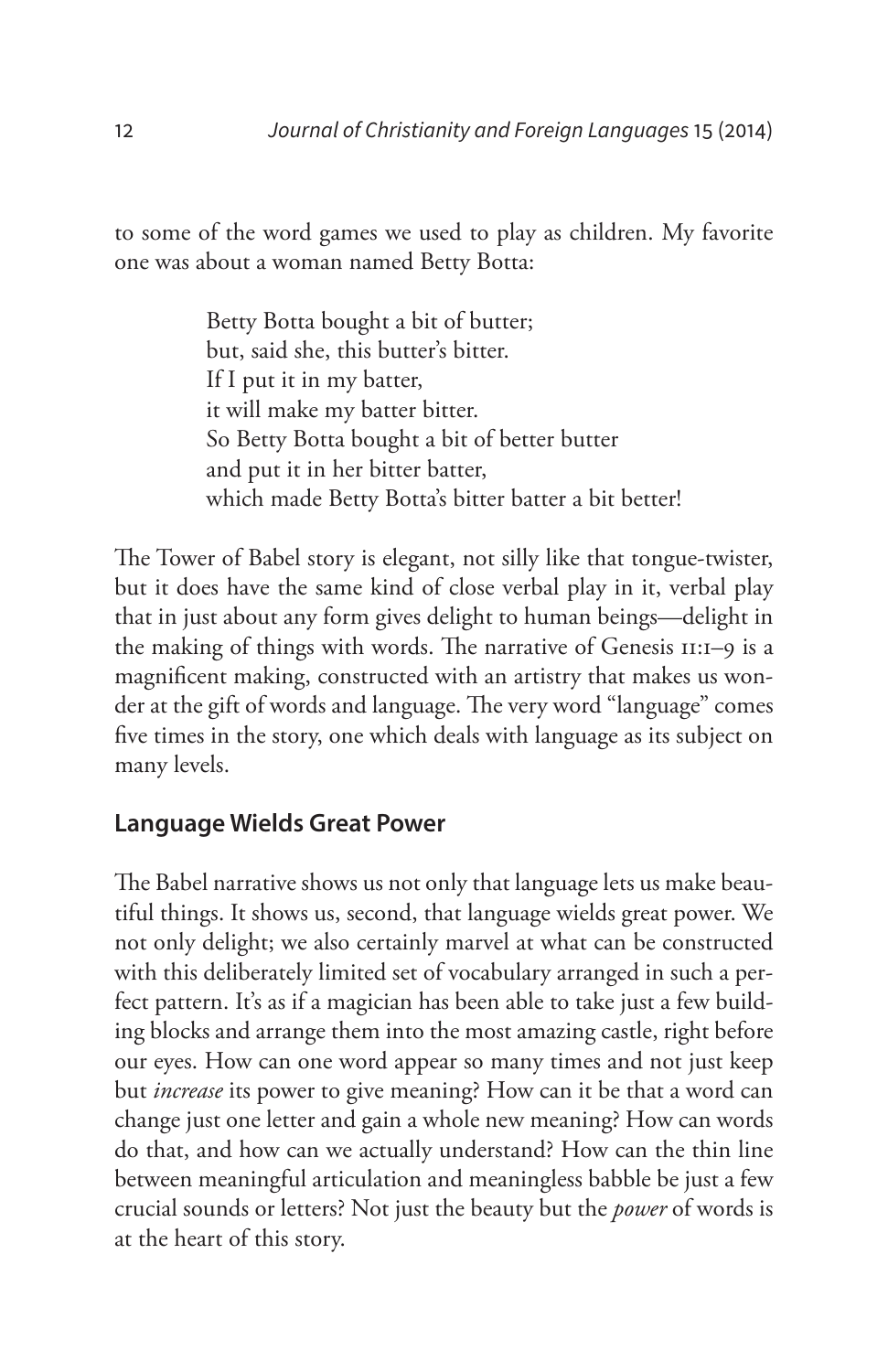to some of the word games we used to play as children. My favorite one was about a woman named Betty Botta:

> Betty Botta bought a bit of butter;
> but, said she, this butter's bitter.
> If I put it in my batter,
> it will make my batter bitter.
> So Betty Botta bought a bit of better butter
> and put it in her bitter batter,
> which made Betty Botta's bitter batter a bit better!

The Tower of Babel story is elegant, not silly like that tongue-twister, but it does have the same kind of close verbal play in it, verbal play that in just about any form gives delight to human beings—delight in the making of things with words. The narrative of Genesis 11:1–9 is a magnificent making, constructed with an artistry that makes us wonder at the gift of words and language. The very word "language" comes five times in the story, one which deals with language as its subject on many levels.

## Language Wields Great Power

The Babel narrative shows us not only that language lets us make beautiful things. It shows us, second, that language wields great power. We not only delight; we also certainly marvel at what can be constructed with this deliberately limited set of vocabulary arranged in such a perfect pattern. It's as if a magician has been able to take just a few building blocks and arrange them into the most amazing castle, right before our eyes. How can one word appear so many times and not just keep but *increase* its power to give meaning? How can it be that a word can change just one letter and gain a whole new meaning? How can words do that, and how can we actually understand? How can the thin line between meaningful articulation and meaningless babble be just a few crucial sounds or letters? Not just the beauty but the *power* of words is at the heart of this story.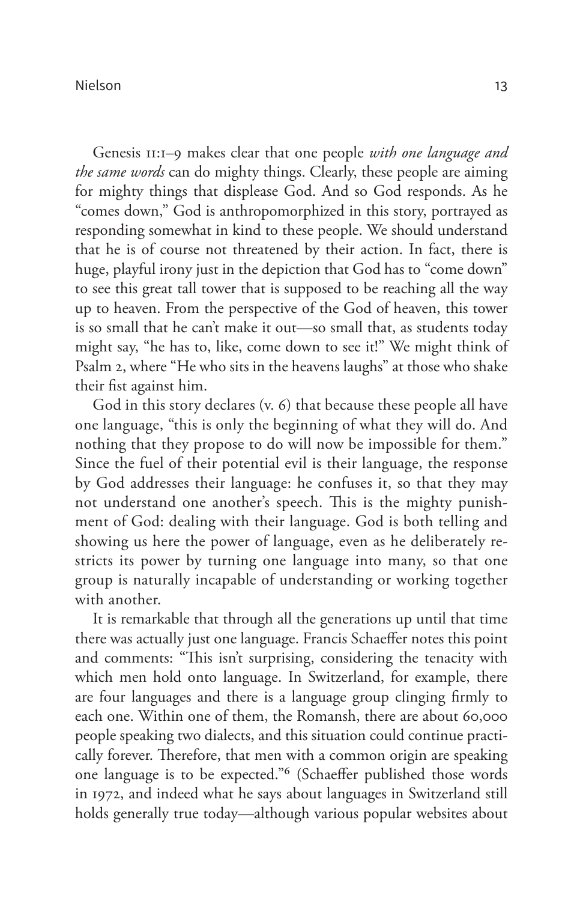Genesis 11:1–9 makes clear that one people *with one language and the same words* can do mighty things. Clearly, these people are aiming for mighty things that displease God. And so God responds. As he "comes down," God is anthropomorphized in this story, portrayed as responding somewhat in kind to these people. We should understand that he is of course not threatened by their action. In fact, there is huge, playful irony just in the depiction that God has to "come down" to see this great tall tower that is supposed to be reaching all the way up to heaven. From the perspective of the God of heaven, this tower is so small that he can't make it out—so small that, as students today might say, "he has to, like, come down to see it!" We might think of Psalm 2, where "He who sits in the heavens laughs" at those who shake their fist against him.

God in this story declares (v. 6) that because these people all have one language, "this is only the beginning of what they will do. And nothing that they propose to do will now be impossible for them." Since the fuel of their potential evil is their language, the response by God addresses their language: he confuses it, so that they may not understand one another's speech. This is the mighty punishment of God: dealing with their language. God is both telling and showing us here the power of language, even as he deliberately restricts its power by turning one language into many, so that one group is naturally incapable of understanding or working together with another.

It is remarkable that through all the generations up until that time there was actually just one language. Francis Schaeffer notes this point and comments: "This isn't surprising, considering the tenacity with which men hold onto language. In Switzerland, for example, there are four languages and there is a language group clinging firmly to each one. Within one of them, the Romansh, there are about 60,000 people speaking two dialects, and this situation could continue practically forever. Therefore, that men with a common origin are speaking one language is to be expected."[6] (Schaeffer published those words in 1972, and indeed what he says about languages in Switzerland still holds generally true today—although various popular websites about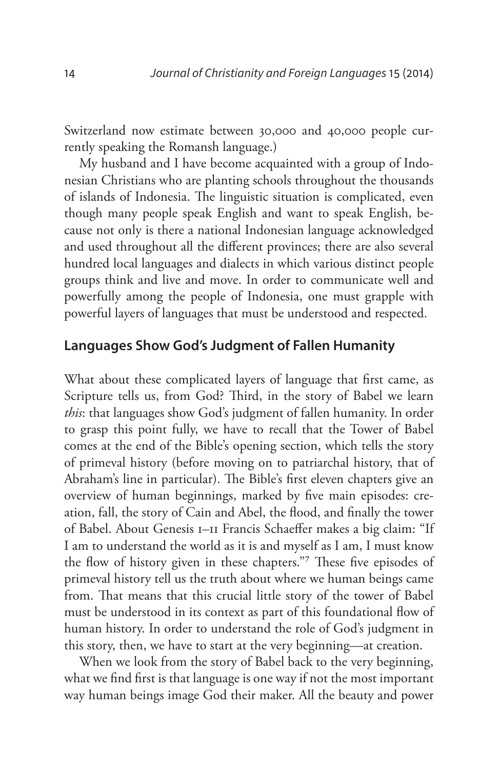Switzerland now estimate between 30,000 and 40,000 people currently speaking the Romansh language.)

My husband and I have become acquainted with a group of Indonesian Christians who are planting schools throughout the thousands of islands of Indonesia. The linguistic situation is complicated, even though many people speak English and want to speak English, because not only is there a national Indonesian language acknowledged and used throughout all the different provinces; there are also several hundred local languages and dialects in which various distinct people groups think and live and move. In order to communicate well and powerfully among the people of Indonesia, one must grapple with powerful layers of languages that must be understood and respected.

## Languages Show God's Judgment of Fallen Humanity

What about these complicated layers of language that first came, as Scripture tells us, from God? Third, in the story of Babel we learn *this*: that languages show God's judgment of fallen humanity. In order to grasp this point fully, we have to recall that the Tower of Babel comes at the end of the Bible's opening section, which tells the story of primeval history (before moving on to patriarchal history, that of Abraham's line in particular). The Bible's first eleven chapters give an overview of human beginnings, marked by five main episodes: creation, fall, the story of Cain and Abel, the flood, and finally the tower of Babel. About Genesis 1–11 Francis Schaeffer makes a big claim: "If I am to understand the world as it is and myself as I am, I must know the flow of history given in these chapters."[7] These five episodes of primeval history tell us the truth about where we human beings came from. That means that this crucial little story of the tower of Babel must be understood in its context as part of this foundational flow of human history. In order to understand the role of God's judgment in this story, then, we have to start at the very beginning—at creation.

When we look from the story of Babel back to the very beginning, what we find first is that language is one way if not the most important way human beings image God their maker. All the beauty and power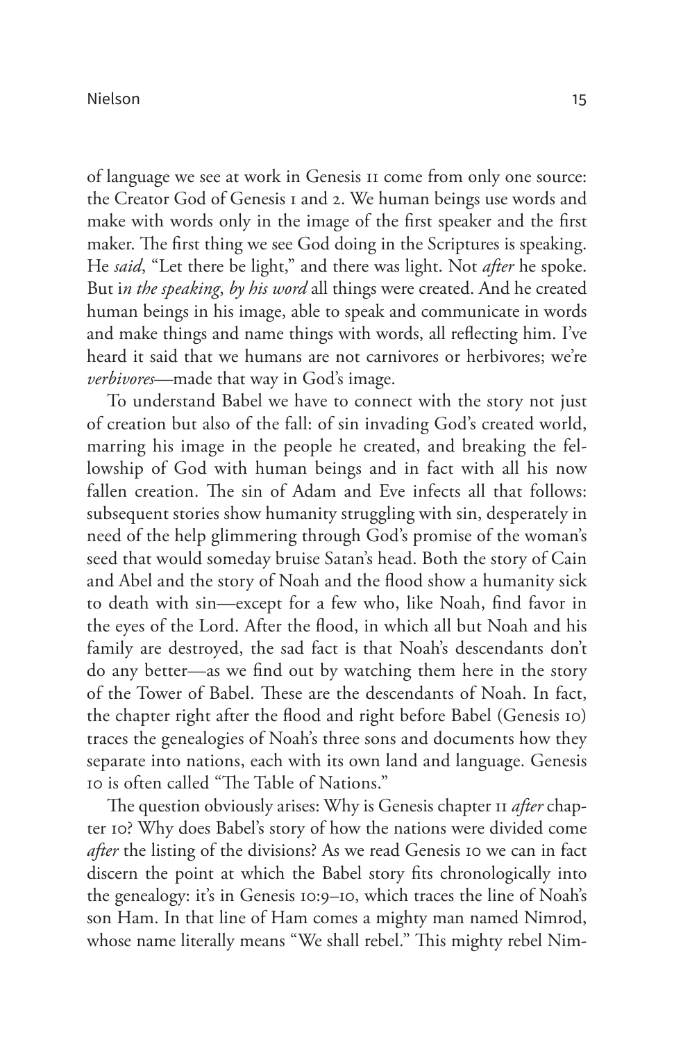of language we see at work in Genesis 11 come from only one source: the Creator God of Genesis 1 and 2. We human beings use words and make with words only in the image of the first speaker and the first maker. The first thing we see God doing in the Scriptures is speaking. He *said*, "Let there be light," and there was light. Not *after* he spoke. But i*n the speaking*, *by his word* all things were created. And he created human beings in his image, able to speak and communicate in words and make things and name things with words, all reflecting him. I've heard it said that we humans are not carnivores or herbivores; we're *verbivores*—made that way in God's image.

To understand Babel we have to connect with the story not just of creation but also of the fall: of sin invading God's created world, marring his image in the people he created, and breaking the fellowship of God with human beings and in fact with all his now fallen creation. The sin of Adam and Eve infects all that follows: subsequent stories show humanity struggling with sin, desperately in need of the help glimmering through God's promise of the woman's seed that would someday bruise Satan's head. Both the story of Cain and Abel and the story of Noah and the flood show a humanity sick to death with sin—except for a few who, like Noah, find favor in the eyes of the Lord. After the flood, in which all but Noah and his family are destroyed, the sad fact is that Noah's descendants don't do any better—as we find out by watching them here in the story of the Tower of Babel. These are the descendants of Noah. In fact, the chapter right after the flood and right before Babel (Genesis 10) traces the genealogies of Noah's three sons and documents how they separate into nations, each with its own land and language. Genesis 10 is often called "The Table of Nations."

The question obviously arises: Why is Genesis chapter 11 *after* chapter 10? Why does Babel's story of how the nations were divided come *after* the listing of the divisions? As we read Genesis 10 we can in fact discern the point at which the Babel story fits chronologically into the genealogy: it's in Genesis 10:9–10, which traces the line of Noah's son Ham. In that line of Ham comes a mighty man named Nimrod, whose name literally means "We shall rebel." This mighty rebel Nim-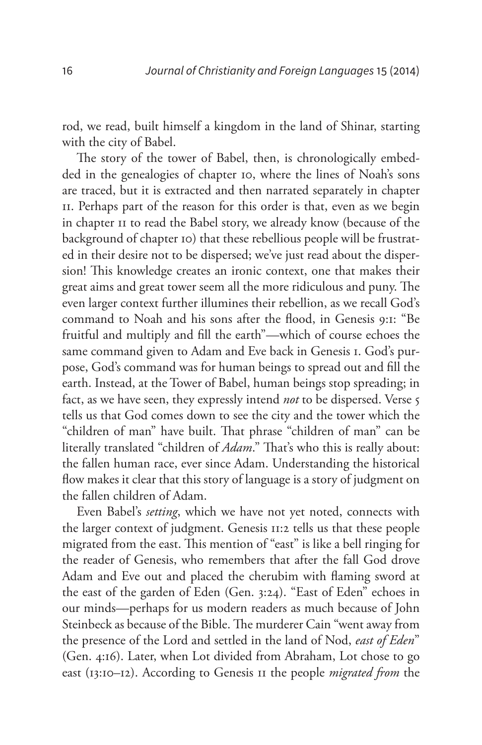rod, we read, built himself a kingdom in the land of Shinar, starting with the city of Babel.

The story of the tower of Babel, then, is chronologically embedded in the genealogies of chapter 10, where the lines of Noah's sons are traced, but it is extracted and then narrated separately in chapter 11. Perhaps part of the reason for this order is that, even as we begin in chapter 11 to read the Babel story, we already know (because of the background of chapter 10) that these rebellious people will be frustrated in their desire not to be dispersed; we've just read about the dispersion! This knowledge creates an ironic context, one that makes their great aims and great tower seem all the more ridiculous and puny. The even larger context further illumines their rebellion, as we recall God's command to Noah and his sons after the flood, in Genesis 9:1: "Be fruitful and multiply and fill the earth"—which of course echoes the same command given to Adam and Eve back in Genesis 1. God's purpose, God's command was for human beings to spread out and fill the earth. Instead, at the Tower of Babel, human beings stop spreading; in fact, as we have seen, they expressly intend *not* to be dispersed. Verse 5 tells us that God comes down to see the city and the tower which the "children of man" have built. That phrase "children of man" can be literally translated "children of *Adam*." That's who this is really about: the fallen human race, ever since Adam. Understanding the historical flow makes it clear that this story of language is a story of judgment on the fallen children of Adam.

Even Babel's *setting*, which we have not yet noted, connects with the larger context of judgment. Genesis 11:2 tells us that these people migrated from the east. This mention of "east" is like a bell ringing for the reader of Genesis, who remembers that after the fall God drove Adam and Eve out and placed the cherubim with flaming sword at the east of the garden of Eden (Gen. 3:24). "East of Eden" echoes in our minds—perhaps for us modern readers as much because of John Steinbeck as because of the Bible. The murderer Cain "went away from the presence of the Lord and settled in the land of Nod, *east of Eden*" (Gen. 4:16). Later, when Lot divided from Abraham, Lot chose to go east (13:10–12). According to Genesis 11 the people *migrated from* the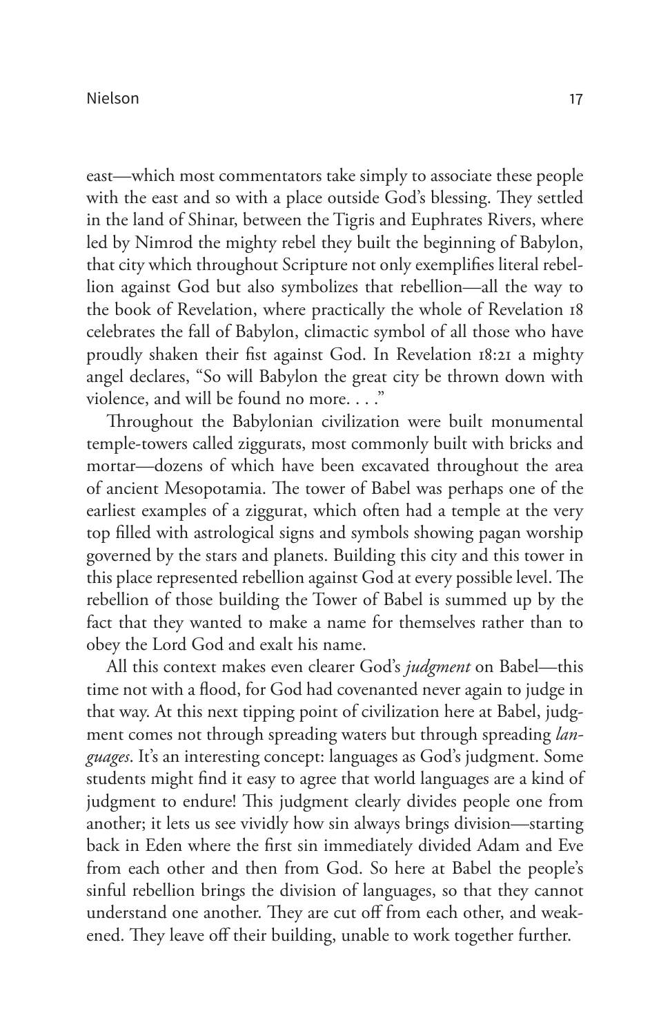east—which most commentators take simply to associate these people with the east and so with a place outside God's blessing. They settled in the land of Shinar, between the Tigris and Euphrates Rivers, where led by Nimrod the mighty rebel they built the beginning of Babylon, that city which throughout Scripture not only exemplifies literal rebellion against God but also symbolizes that rebellion—all the way to the book of Revelation, where practically the whole of Revelation 18 celebrates the fall of Babylon, climactic symbol of all those who have proudly shaken their fist against God. In Revelation 18:21 a mighty angel declares, "So will Babylon the great city be thrown down with violence, and will be found no more. . . ."

Throughout the Babylonian civilization were built monumental temple-towers called ziggurats, most commonly built with bricks and mortar—dozens of which have been excavated throughout the area of ancient Mesopotamia. The tower of Babel was perhaps one of the earliest examples of a ziggurat, which often had a temple at the very top filled with astrological signs and symbols showing pagan worship governed by the stars and planets. Building this city and this tower in this place represented rebellion against God at every possible level. The rebellion of those building the Tower of Babel is summed up by the fact that they wanted to make a name for themselves rather than to obey the Lord God and exalt his name.

All this context makes even clearer God's *judgment* on Babel—this time not with a flood, for God had covenanted never again to judge in that way. At this next tipping point of civilization here at Babel, judgment comes not through spreading waters but through spreading *languages*. It's an interesting concept: languages as God's judgment. Some students might find it easy to agree that world languages are a kind of judgment to endure! This judgment clearly divides people one from another; it lets us see vividly how sin always brings division—starting back in Eden where the first sin immediately divided Adam and Eve from each other and then from God. So here at Babel the people's sinful rebellion brings the division of languages, so that they cannot understand one another. They are cut off from each other, and weakened. They leave off their building, unable to work together further.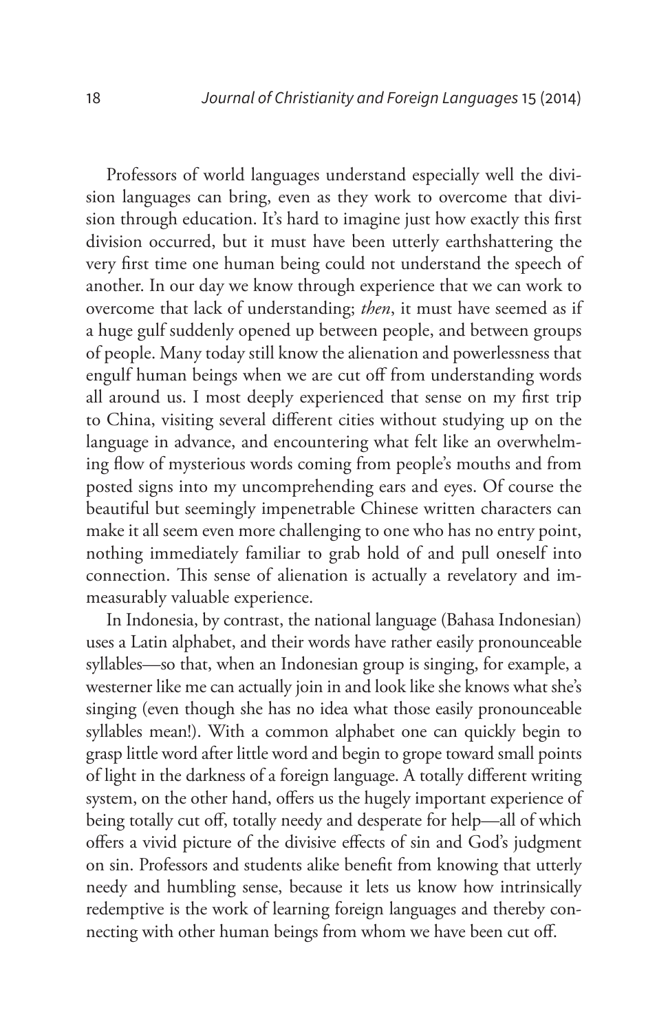Professors of world languages understand especially well the division languages can bring, even as they work to overcome that division through education. It's hard to imagine just how exactly this first division occurred, but it must have been utterly earthshattering the very first time one human being could not understand the speech of another. In our day we know through experience that we can work to overcome that lack of understanding; *then*, it must have seemed as if a huge gulf suddenly opened up between people, and between groups of people. Many today still know the alienation and powerlessness that engulf human beings when we are cut off from understanding words all around us. I most deeply experienced that sense on my first trip to China, visiting several different cities without studying up on the language in advance, and encountering what felt like an overwhelming flow of mysterious words coming from people's mouths and from posted signs into my uncomprehending ears and eyes. Of course the beautiful but seemingly impenetrable Chinese written characters can make it all seem even more challenging to one who has no entry point, nothing immediately familiar to grab hold of and pull oneself into connection. This sense of alienation is actually a revelatory and immeasurably valuable experience.

In Indonesia, by contrast, the national language (Bahasa Indonesian) uses a Latin alphabet, and their words have rather easily pronounceable syllables—so that, when an Indonesian group is singing, for example, a westerner like me can actually join in and look like she knows what she's singing (even though she has no idea what those easily pronounceable syllables mean!). With a common alphabet one can quickly begin to grasp little word after little word and begin to grope toward small points of light in the darkness of a foreign language. A totally different writing system, on the other hand, offers us the hugely important experience of being totally cut off, totally needy and desperate for help—all of which offers a vivid picture of the divisive effects of sin and God's judgment on sin. Professors and students alike benefit from knowing that utterly needy and humbling sense, because it lets us know how intrinsically redemptive is the work of learning foreign languages and thereby connecting with other human beings from whom we have been cut off.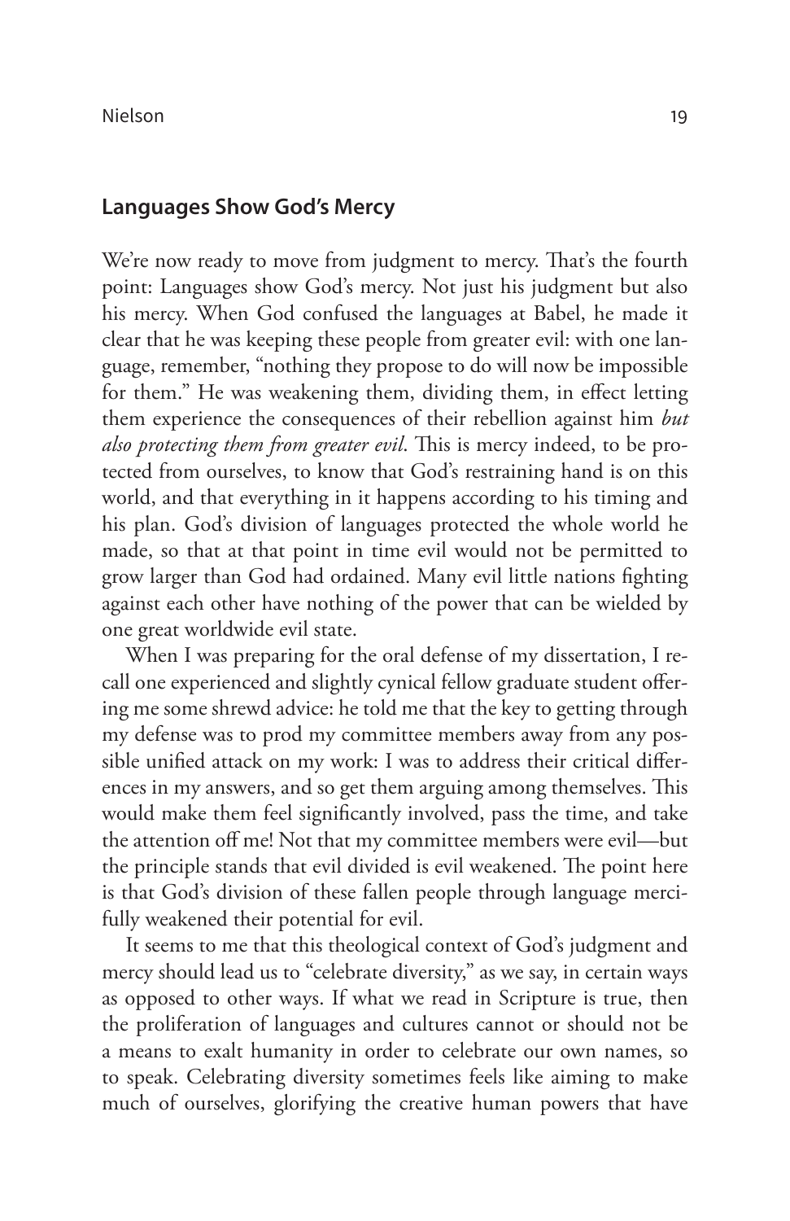## Languages Show God's Mercy

We're now ready to move from judgment to mercy. That's the fourth point: Languages show God's mercy. Not just his judgment but also his mercy. When God confused the languages at Babel, he made it clear that he was keeping these people from greater evil: with one language, remember, "nothing they propose to do will now be impossible for them." He was weakening them, dividing them, in effect letting them experience the consequences of their rebellion against him *but also protecting them from greater evil*. This is mercy indeed, to be protected from ourselves, to know that God's restraining hand is on this world, and that everything in it happens according to his timing and his plan. God's division of languages protected the whole world he made, so that at that point in time evil would not be permitted to grow larger than God had ordained. Many evil little nations fighting against each other have nothing of the power that can be wielded by one great worldwide evil state.

When I was preparing for the oral defense of my dissertation, I recall one experienced and slightly cynical fellow graduate student offering me some shrewd advice: he told me that the key to getting through my defense was to prod my committee members away from any possible unified attack on my work: I was to address their critical differences in my answers, and so get them arguing among themselves. This would make them feel significantly involved, pass the time, and take the attention off me! Not that my committee members were evil—but the principle stands that evil divided is evil weakened. The point here is that God's division of these fallen people through language mercifully weakened their potential for evil.

It seems to me that this theological context of God's judgment and mercy should lead us to "celebrate diversity," as we say, in certain ways as opposed to other ways. If what we read in Scripture is true, then the proliferation of languages and cultures cannot or should not be a means to exalt humanity in order to celebrate our own names, so to speak. Celebrating diversity sometimes feels like aiming to make much of ourselves, glorifying the creative human powers that have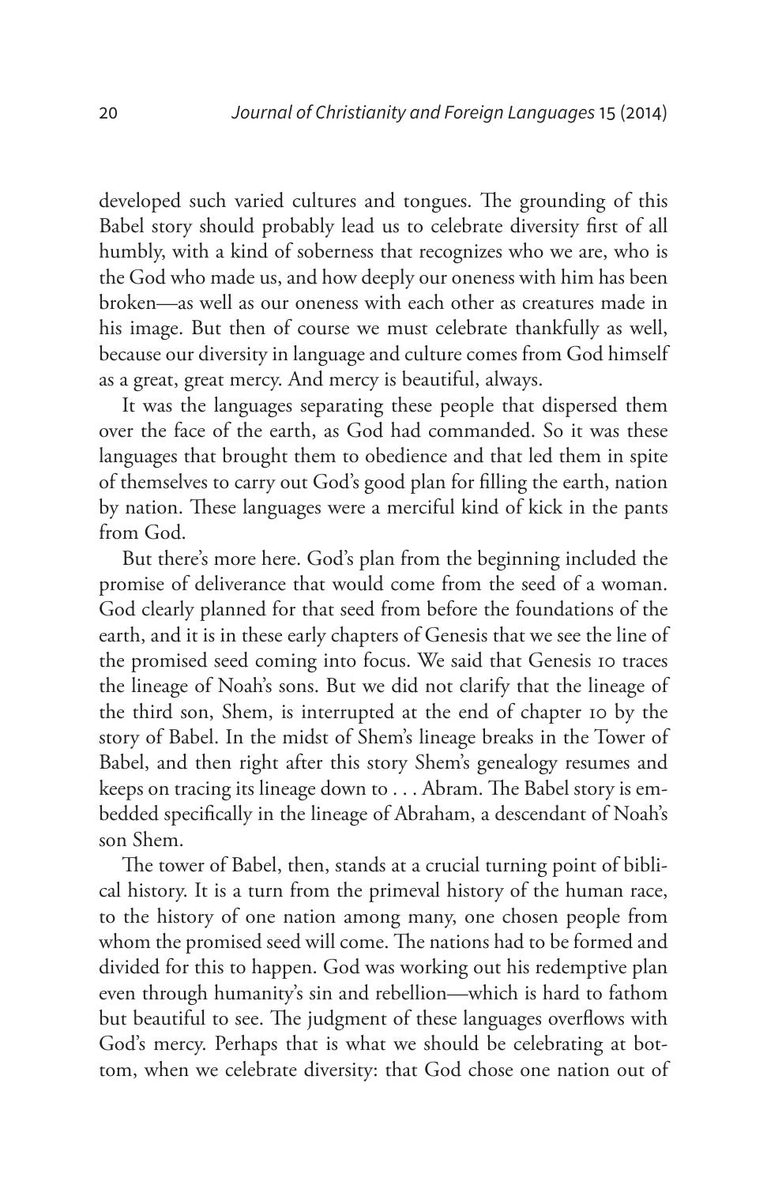developed such varied cultures and tongues. The grounding of this Babel story should probably lead us to celebrate diversity first of all humbly, with a kind of soberness that recognizes who we are, who is the God who made us, and how deeply our oneness with him has been broken—as well as our oneness with each other as creatures made in his image. But then of course we must celebrate thankfully as well, because our diversity in language and culture comes from God himself as a great, great mercy. And mercy is beautiful, always.

It was the languages separating these people that dispersed them over the face of the earth, as God had commanded. So it was these languages that brought them to obedience and that led them in spite of themselves to carry out God's good plan for filling the earth, nation by nation. These languages were a merciful kind of kick in the pants from God.

But there's more here. God's plan from the beginning included the promise of deliverance that would come from the seed of a woman. God clearly planned for that seed from before the foundations of the earth, and it is in these early chapters of Genesis that we see the line of the promised seed coming into focus. We said that Genesis 10 traces the lineage of Noah's sons. But we did not clarify that the lineage of the third son, Shem, is interrupted at the end of chapter 10 by the story of Babel. In the midst of Shem's lineage breaks in the Tower of Babel, and then right after this story Shem's genealogy resumes and keeps on tracing its lineage down to . . . Abram. The Babel story is embedded specifically in the lineage of Abraham, a descendant of Noah's son Shem.

The tower of Babel, then, stands at a crucial turning point of biblical history. It is a turn from the primeval history of the human race, to the history of one nation among many, one chosen people from whom the promised seed will come. The nations had to be formed and divided for this to happen. God was working out his redemptive plan even through humanity's sin and rebellion—which is hard to fathom but beautiful to see. The judgment of these languages overflows with God's mercy. Perhaps that is what we should be celebrating at bottom, when we celebrate diversity: that God chose one nation out of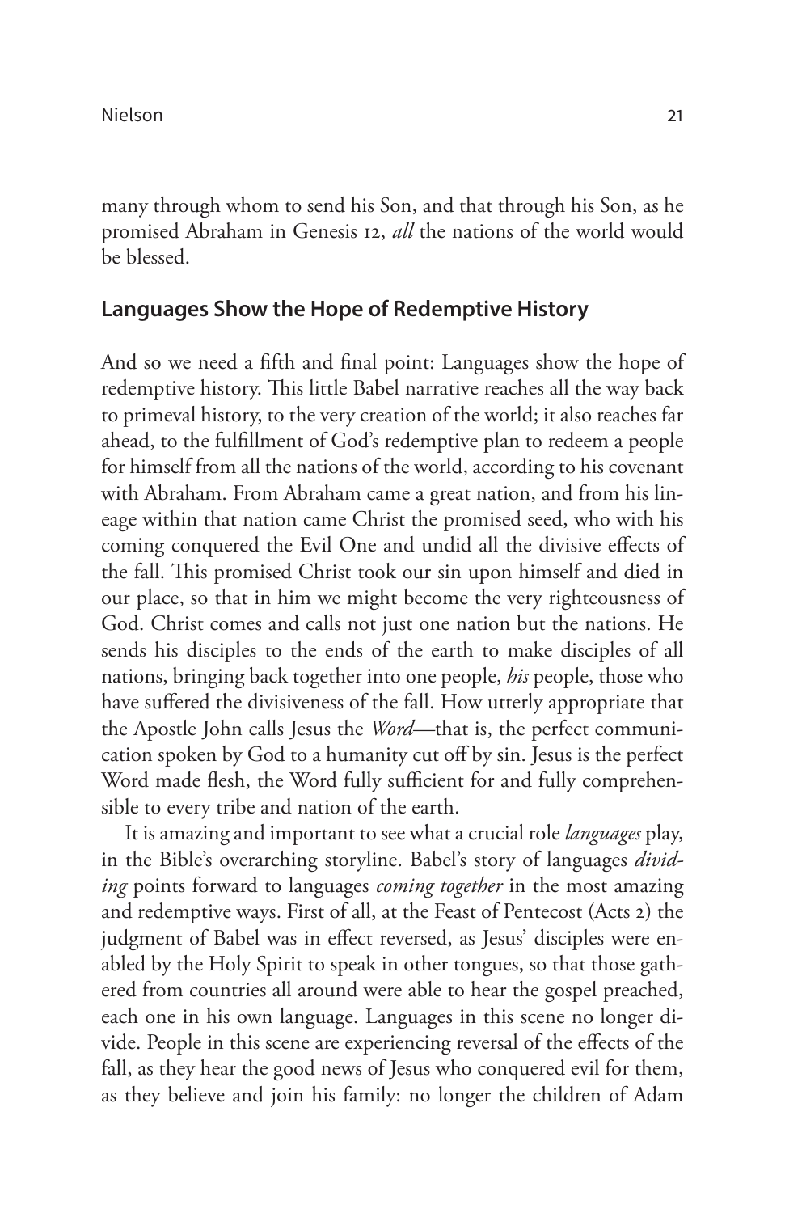many through whom to send his Son, and that through his Son, as he promised Abraham in Genesis 12, *all* the nations of the world would be blessed.

## Languages Show the Hope of Redemptive History

And so we need a fifth and final point: Languages show the hope of redemptive history. This little Babel narrative reaches all the way back to primeval history, to the very creation of the world; it also reaches far ahead, to the fulfillment of God's redemptive plan to redeem a people for himself from all the nations of the world, according to his covenant with Abraham. From Abraham came a great nation, and from his lineage within that nation came Christ the promised seed, who with his coming conquered the Evil One and undid all the divisive effects of the fall. This promised Christ took our sin upon himself and died in our place, so that in him we might become the very righteousness of God. Christ comes and calls not just one nation but the nations. He sends his disciples to the ends of the earth to make disciples of all nations, bringing back together into one people, *his* people, those who have suffered the divisiveness of the fall. How utterly appropriate that the Apostle John calls Jesus the *Word*—that is, the perfect communication spoken by God to a humanity cut off by sin. Jesus is the perfect Word made flesh, the Word fully sufficient for and fully comprehensible to every tribe and nation of the earth.

It is amazing and important to see what a crucial role *languages* play, in the Bible's overarching storyline. Babel's story of languages *dividing* points forward to languages *coming together* in the most amazing and redemptive ways. First of all, at the Feast of Pentecost (Acts 2) the judgment of Babel was in effect reversed, as Jesus' disciples were enabled by the Holy Spirit to speak in other tongues, so that those gathered from countries all around were able to hear the gospel preached, each one in his own language. Languages in this scene no longer divide. People in this scene are experiencing reversal of the effects of the fall, as they hear the good news of Jesus who conquered evil for them, as they believe and join his family: no longer the children of Adam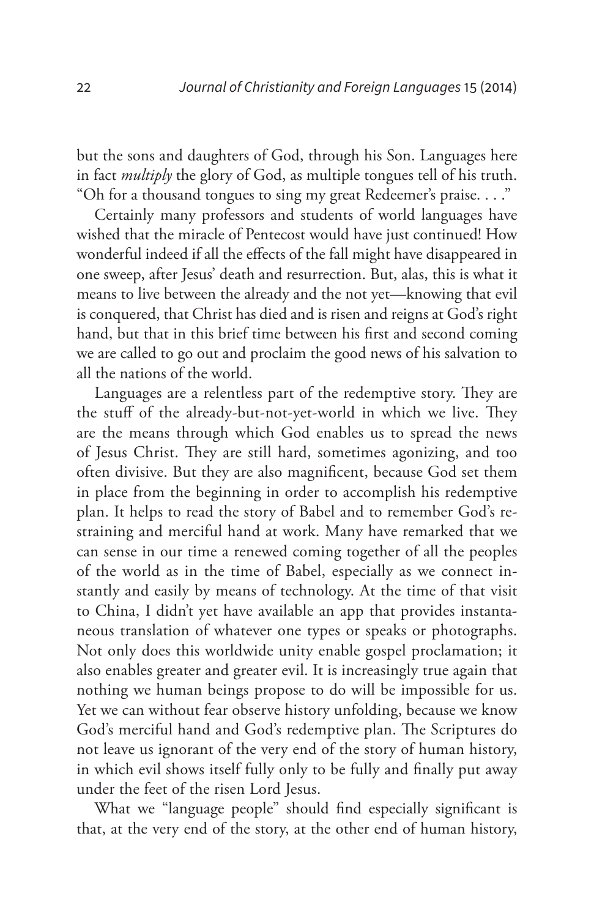but the sons and daughters of God, through his Son. Languages here in fact *multiply* the glory of God, as multiple tongues tell of his truth. "Oh for a thousand tongues to sing my great Redeemer's praise. . . ."

Certainly many professors and students of world languages have wished that the miracle of Pentecost would have just continued! How wonderful indeed if all the effects of the fall might have disappeared in one sweep, after Jesus' death and resurrection. But, alas, this is what it means to live between the already and the not yet—knowing that evil is conquered, that Christ has died and is risen and reigns at God's right hand, but that in this brief time between his first and second coming we are called to go out and proclaim the good news of his salvation to all the nations of the world.

Languages are a relentless part of the redemptive story. They are the stuff of the already-but-not-yet-world in which we live. They are the means through which God enables us to spread the news of Jesus Christ. They are still hard, sometimes agonizing, and too often divisive. But they are also magnificent, because God set them in place from the beginning in order to accomplish his redemptive plan. It helps to read the story of Babel and to remember God's restraining and merciful hand at work. Many have remarked that we can sense in our time a renewed coming together of all the peoples of the world as in the time of Babel, especially as we connect instantly and easily by means of technology. At the time of that visit to China, I didn't yet have available an app that provides instantaneous translation of whatever one types or speaks or photographs. Not only does this worldwide unity enable gospel proclamation; it also enables greater and greater evil. It is increasingly true again that nothing we human beings propose to do will be impossible for us. Yet we can without fear observe history unfolding, because we know God's merciful hand and God's redemptive plan. The Scriptures do not leave us ignorant of the very end of the story of human history, in which evil shows itself fully only to be fully and finally put away under the feet of the risen Lord Jesus.

What we "language people" should find especially significant is that, at the very end of the story, at the other end of human history,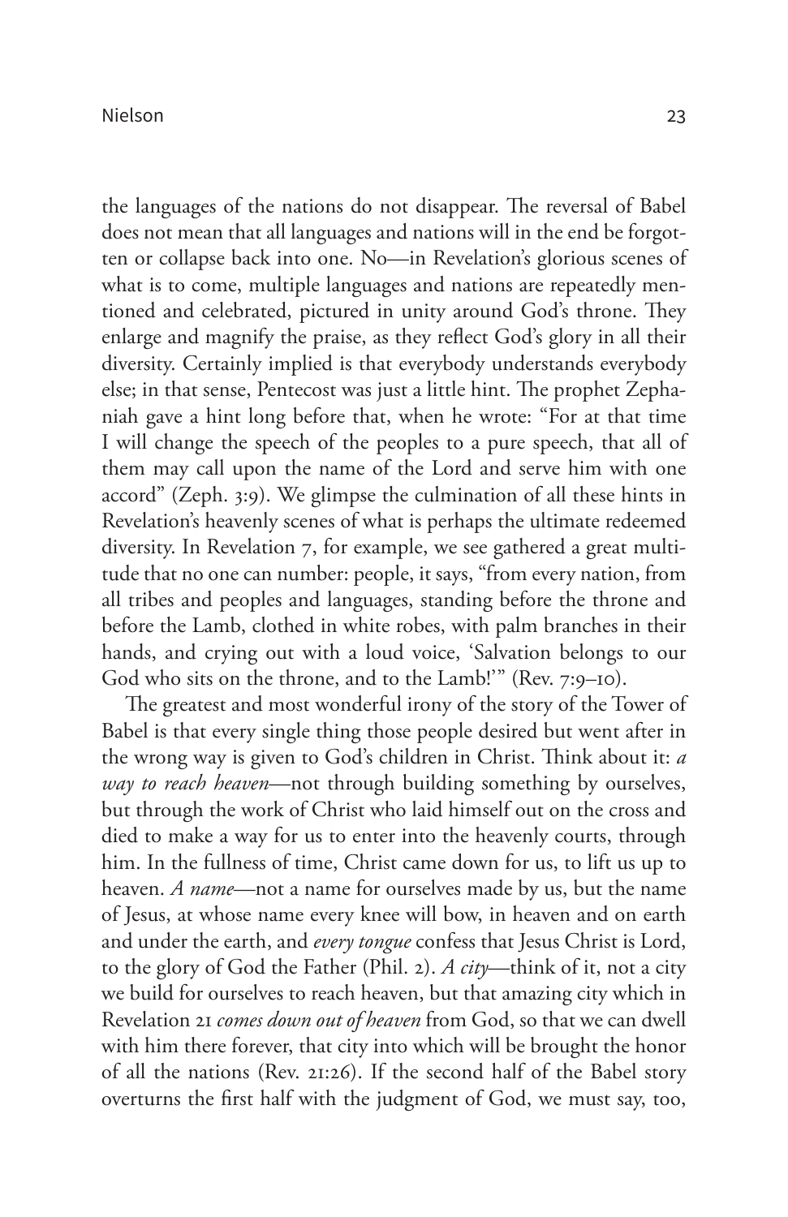the languages of the nations do not disappear. The reversal of Babel does not mean that all languages and nations will in the end be forgotten or collapse back into one. No—in Revelation's glorious scenes of what is to come, multiple languages and nations are repeatedly mentioned and celebrated, pictured in unity around God's throne. They enlarge and magnify the praise, as they reflect God's glory in all their diversity. Certainly implied is that everybody understands everybody else; in that sense, Pentecost was just a little hint. The prophet Zephaniah gave a hint long before that, when he wrote: "For at that time I will change the speech of the peoples to a pure speech, that all of them may call upon the name of the Lord and serve him with one accord" (Zeph. 3:9). We glimpse the culmination of all these hints in Revelation's heavenly scenes of what is perhaps the ultimate redeemed diversity. In Revelation 7, for example, we see gathered a great multitude that no one can number: people, it says, "from every nation, from all tribes and peoples and languages, standing before the throne and before the Lamb, clothed in white robes, with palm branches in their hands, and crying out with a loud voice, 'Salvation belongs to our God who sits on the throne, and to the Lamb!'" (Rev. 7:9–10).

The greatest and most wonderful irony of the story of the Tower of Babel is that every single thing those people desired but went after in the wrong way is given to God's children in Christ. Think about it: *a way to reach heaven*—not through building something by ourselves, but through the work of Christ who laid himself out on the cross and died to make a way for us to enter into the heavenly courts, through him. In the fullness of time, Christ came down for us, to lift us up to heaven. *A name*—not a name for ourselves made by us, but the name of Jesus, at whose name every knee will bow, in heaven and on earth and under the earth, and *every tongue* confess that Jesus Christ is Lord, to the glory of God the Father (Phil. 2). *A city*—think of it, not a city we build for ourselves to reach heaven, but that amazing city which in Revelation 21 *comes down out of heaven* from God, so that we can dwell with him there forever, that city into which will be brought the honor of all the nations (Rev. 21:26). If the second half of the Babel story overturns the first half with the judgment of God, we must say, too,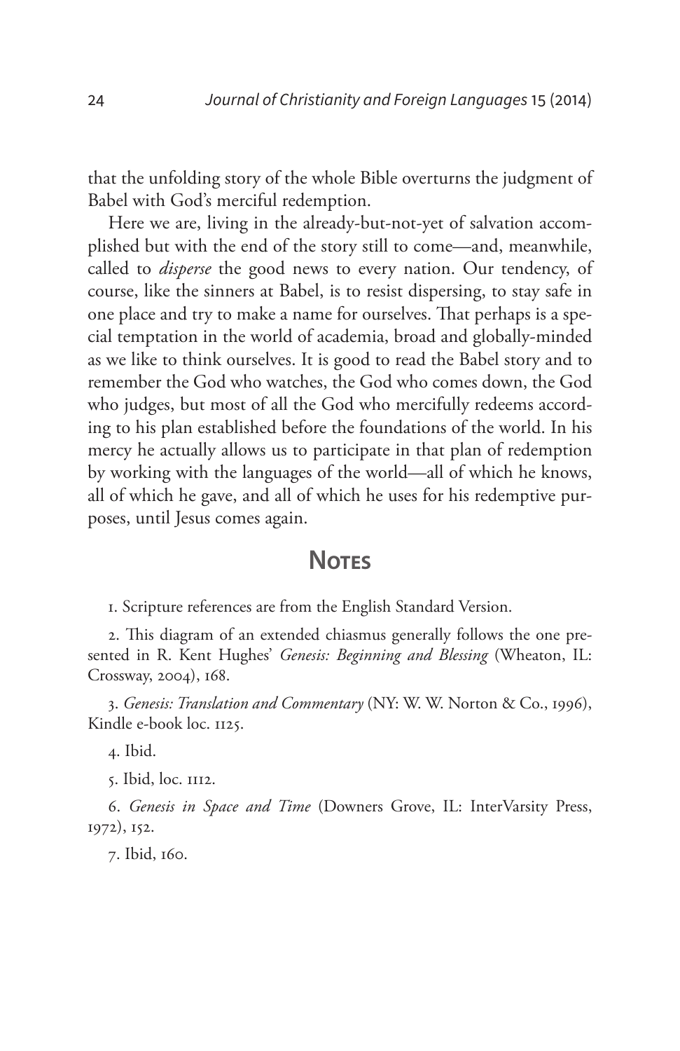that the unfolding story of the whole Bible overturns the judgment of Babel with God's merciful redemption.

Here we are, living in the already-but-not-yet of salvation accomplished but with the end of the story still to come—and, meanwhile, called to *disperse* the good news to every nation. Our tendency, of course, like the sinners at Babel, is to resist dispersing, to stay safe in one place and try to make a name for ourselves. That perhaps is a special temptation in the world of academia, broad and globally-minded as we like to think ourselves. It is good to read the Babel story and to remember the God who watches, the God who comes down, the God who judges, but most of all the God who mercifully redeems according to his plan established before the foundations of the world. In his mercy he actually allows us to participate in that plan of redemption by working with the languages of the world—all of which he knows, all of which he gave, and all of which he uses for his redemptive purposes, until Jesus comes again.

## Notes

1. Scripture references are from the English Standard Version.

2. This diagram of an extended chiasmus generally follows the one presented in R. Kent Hughes' *Genesis: Beginning and Blessing* (Wheaton, IL: Crossway, 2004), 168.

3. *Genesis: Translation and Commentary* (NY: W. W. Norton & Co., 1996), Kindle e-book loc. 1125.

4. Ibid.

5. Ibid, loc. 1112.

6. *Genesis in Space and Time* (Downers Grove, IL: InterVarsity Press, 1972), 152.

7. Ibid, 160.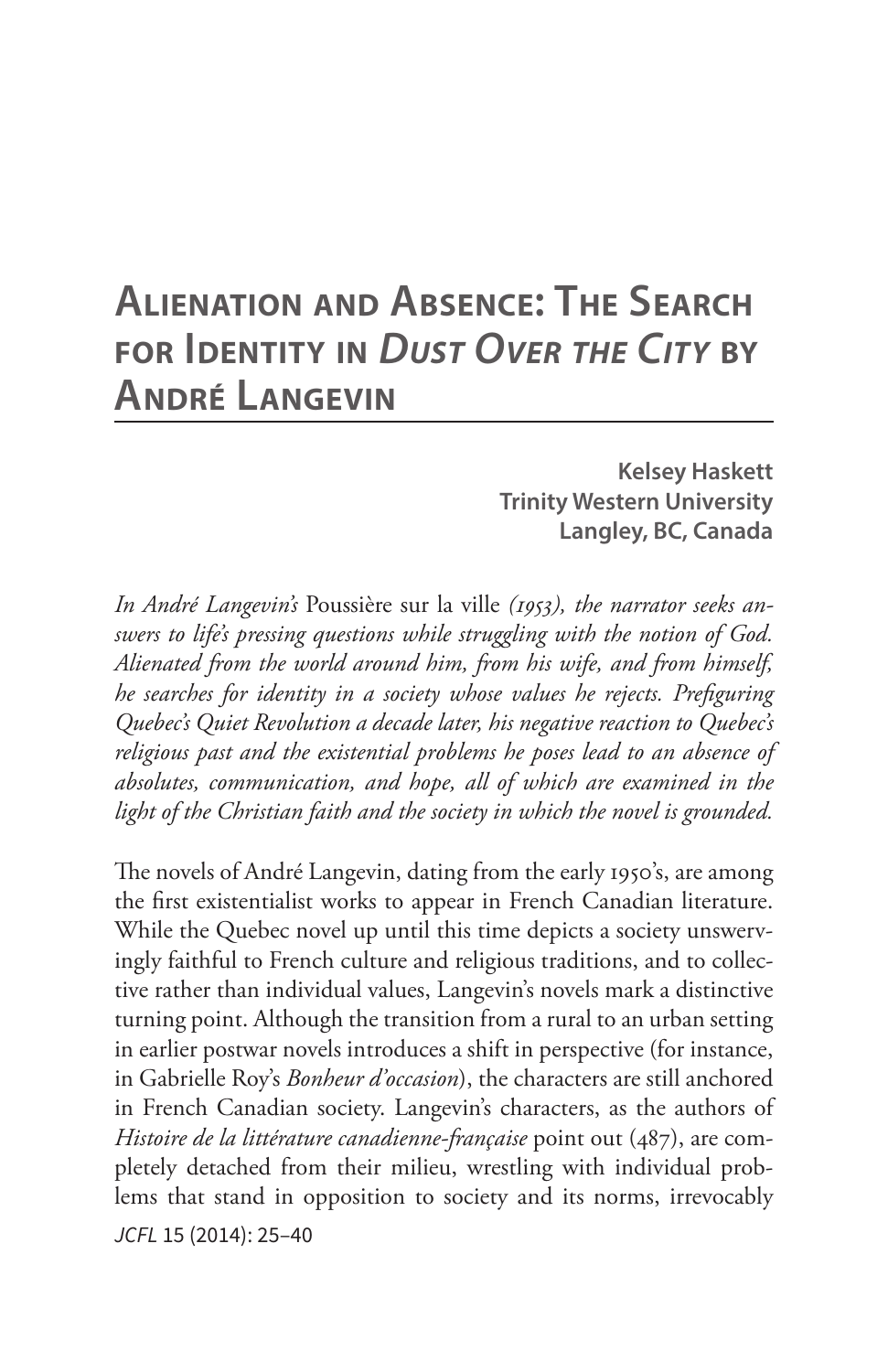# Alienation and Absence: The Search for Identity in *Dust Over the City* by André Langevin

**Kelsey Haskett**
**Trinity Western University**
**Langley, BC, Canada**

*In André Langevin's* Poussière sur la ville *(1953), the narrator seeks answers to life's pressing questions while struggling with the notion of God. Alienated from the world around him, from his wife, and from himself, he searches for identity in a society whose values he rejects. Prefiguring Quebec's Quiet Revolution a decade later, his negative reaction to Quebec's religious past and the existential problems he poses lead to an absence of absolutes, communication, and hope, all of which are examined in the light of the Christian faith and the society in which the novel is grounded.*

The novels of André Langevin, dating from the early 1950's, are among the first existentialist works to appear in French Canadian literature. While the Quebec novel up until this time depicts a society unswervingly faithful to French culture and religious traditions, and to collective rather than individual values, Langevin's novels mark a distinctive turning point. Although the transition from a rural to an urban setting in earlier postwar novels introduces a shift in perspective (for instance, in Gabrielle Roy's *Bonheur d'occasion*), the characters are still anchored in French Canadian society. Langevin's characters, as the authors of *Histoire de la littérature canadienne-française* point out (487), are completely detached from their milieu, wrestling with individual problems that stand in opposition to society and its norms, irrevocably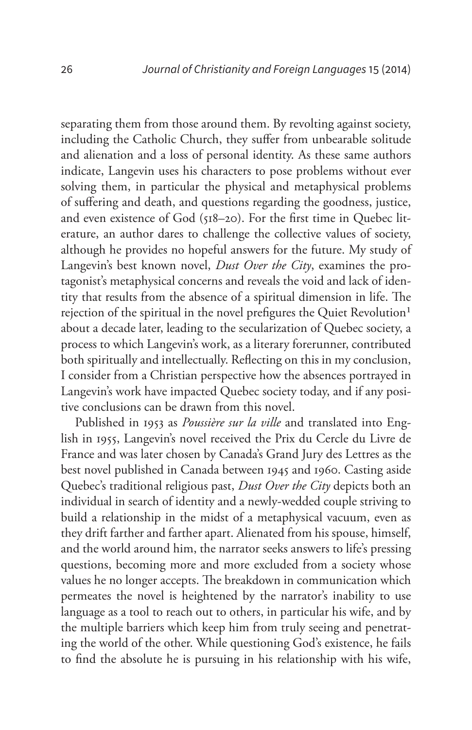separating them from those around them. By revolting against society, including the Catholic Church, they suffer from unbearable solitude and alienation and a loss of personal identity. As these same authors indicate, Langevin uses his characters to pose problems without ever solving them, in particular the physical and metaphysical problems of suffering and death, and questions regarding the goodness, justice, and even existence of God (518–20). For the first time in Quebec literature, an author dares to challenge the collective values of society, although he provides no hopeful answers for the future. My study of Langevin's best known novel, *Dust Over the City*, examines the protagonist's metaphysical concerns and reveals the void and lack of identity that results from the absence of a spiritual dimension in life. The rejection of the spiritual in the novel prefigures the Quiet Revolution[1] about a decade later, leading to the secularization of Quebec society, a process to which Langevin's work, as a literary forerunner, contributed both spiritually and intellectually. Reflecting on this in my conclusion, I consider from a Christian perspective how the absences portrayed in Langevin's work have impacted Quebec society today, and if any positive conclusions can be drawn from this novel.

Published in 1953 as *Poussière sur la ville* and translated into English in 1955, Langevin's novel received the Prix du Cercle du Livre de France and was later chosen by Canada's Grand Jury des Lettres as the best novel published in Canada between 1945 and 1960. Casting aside Quebec's traditional religious past, *Dust Over the City* depicts both an individual in search of identity and a newly-wedded couple striving to build a relationship in the midst of a metaphysical vacuum, even as they drift farther and farther apart. Alienated from his spouse, himself, and the world around him, the narrator seeks answers to life's pressing questions, becoming more and more excluded from a society whose values he no longer accepts. The breakdown in communication which permeates the novel is heightened by the narrator's inability to use language as a tool to reach out to others, in particular his wife, and by the multiple barriers which keep him from truly seeing and penetrating the world of the other. While questioning God's existence, he fails to find the absolute he is pursuing in his relationship with his wife,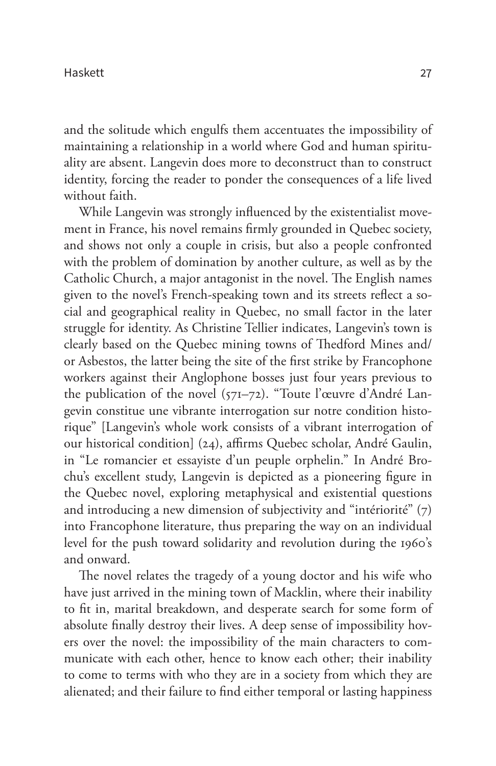and the solitude which engulfs them accentuates the impossibility of maintaining a relationship in a world where God and human spirituality are absent. Langevin does more to deconstruct than to construct identity, forcing the reader to ponder the consequences of a life lived without faith.

While Langevin was strongly influenced by the existentialist movement in France, his novel remains firmly grounded in Quebec society, and shows not only a couple in crisis, but also a people confronted with the problem of domination by another culture, as well as by the Catholic Church, a major antagonist in the novel. The English names given to the novel's French-speaking town and its streets reflect a social and geographical reality in Quebec, no small factor in the later struggle for identity. As Christine Tellier indicates, Langevin's town is clearly based on the Quebec mining towns of Thedford Mines and/or Asbestos, the latter being the site of the first strike by Francophone workers against their Anglophone bosses just four years previous to the publication of the novel (571–72). "Toute l'œuvre d'André Langevin constitue une vibrante interrogation sur notre condition historique" [Langevin's whole work consists of a vibrant interrogation of our historical condition] (24), affirms Quebec scholar, André Gaulin, in "Le romancier et essayiste d'un peuple orphelin." In André Brochu's excellent study, Langevin is depicted as a pioneering figure in the Quebec novel, exploring metaphysical and existential questions and introducing a new dimension of subjectivity and "intériorité" (7) into Francophone literature, thus preparing the way on an individual level for the push toward solidarity and revolution during the 1960's and onward.

The novel relates the tragedy of a young doctor and his wife who have just arrived in the mining town of Macklin, where their inability to fit in, marital breakdown, and desperate search for some form of absolute finally destroy their lives. A deep sense of impossibility hovers over the novel: the impossibility of the main characters to communicate with each other, hence to know each other; their inability to come to terms with who they are in a society from which they are alienated; and their failure to find either temporal or lasting happiness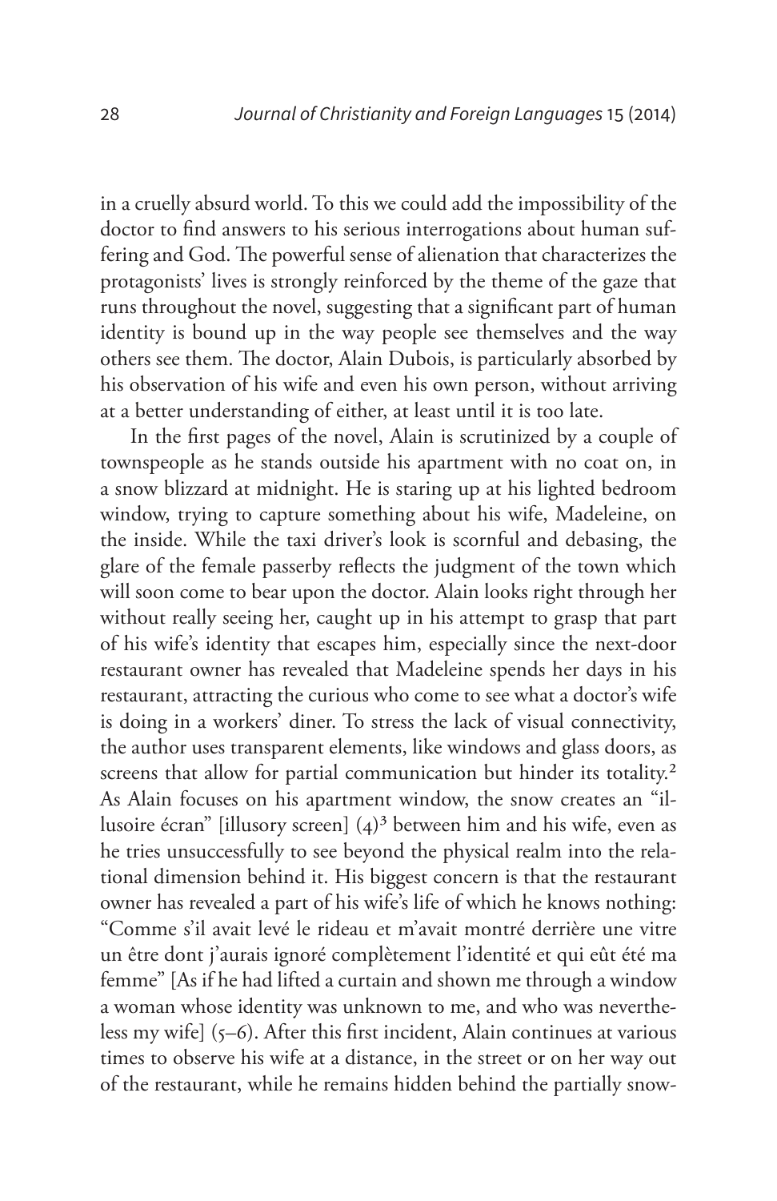in a cruelly absurd world. To this we could add the impossibility of the doctor to find answers to his serious interrogations about human suffering and God. The powerful sense of alienation that characterizes the protagonists' lives is strongly reinforced by the theme of the gaze that runs throughout the novel, suggesting that a significant part of human identity is bound up in the way people see themselves and the way others see them. The doctor, Alain Dubois, is particularly absorbed by his observation of his wife and even his own person, without arriving at a better understanding of either, at least until it is too late.

In the first pages of the novel, Alain is scrutinized by a couple of townspeople as he stands outside his apartment with no coat on, in a snow blizzard at midnight. He is staring up at his lighted bedroom window, trying to capture something about his wife, Madeleine, on the inside. While the taxi driver's look is scornful and debasing, the glare of the female passerby reflects the judgment of the town which will soon come to bear upon the doctor. Alain looks right through her without really seeing her, caught up in his attempt to grasp that part of his wife's identity that escapes him, especially since the next-door restaurant owner has revealed that Madeleine spends her days in his restaurant, attracting the curious who come to see what a doctor's wife is doing in a workers' diner. To stress the lack of visual connectivity, the author uses transparent elements, like windows and glass doors, as screens that allow for partial communication but hinder its totality.[2] As Alain focuses on his apartment window, the snow creates an "illusoire écran" [illusory screen] (4)[3] between him and his wife, even as he tries unsuccessfully to see beyond the physical realm into the relational dimension behind it. His biggest concern is that the restaurant owner has revealed a part of his wife's life of which he knows nothing: "Comme s'il avait levé le rideau et m'avait montré derrière une vitre un être dont j'aurais ignoré complètement l'identité et qui eût été ma femme" [As if he had lifted a curtain and shown me through a window a woman whose identity was unknown to me, and who was nevertheless my wife] (5–6). After this first incident, Alain continues at various times to observe his wife at a distance, in the street or on her way out of the restaurant, while he remains hidden behind the partially snow-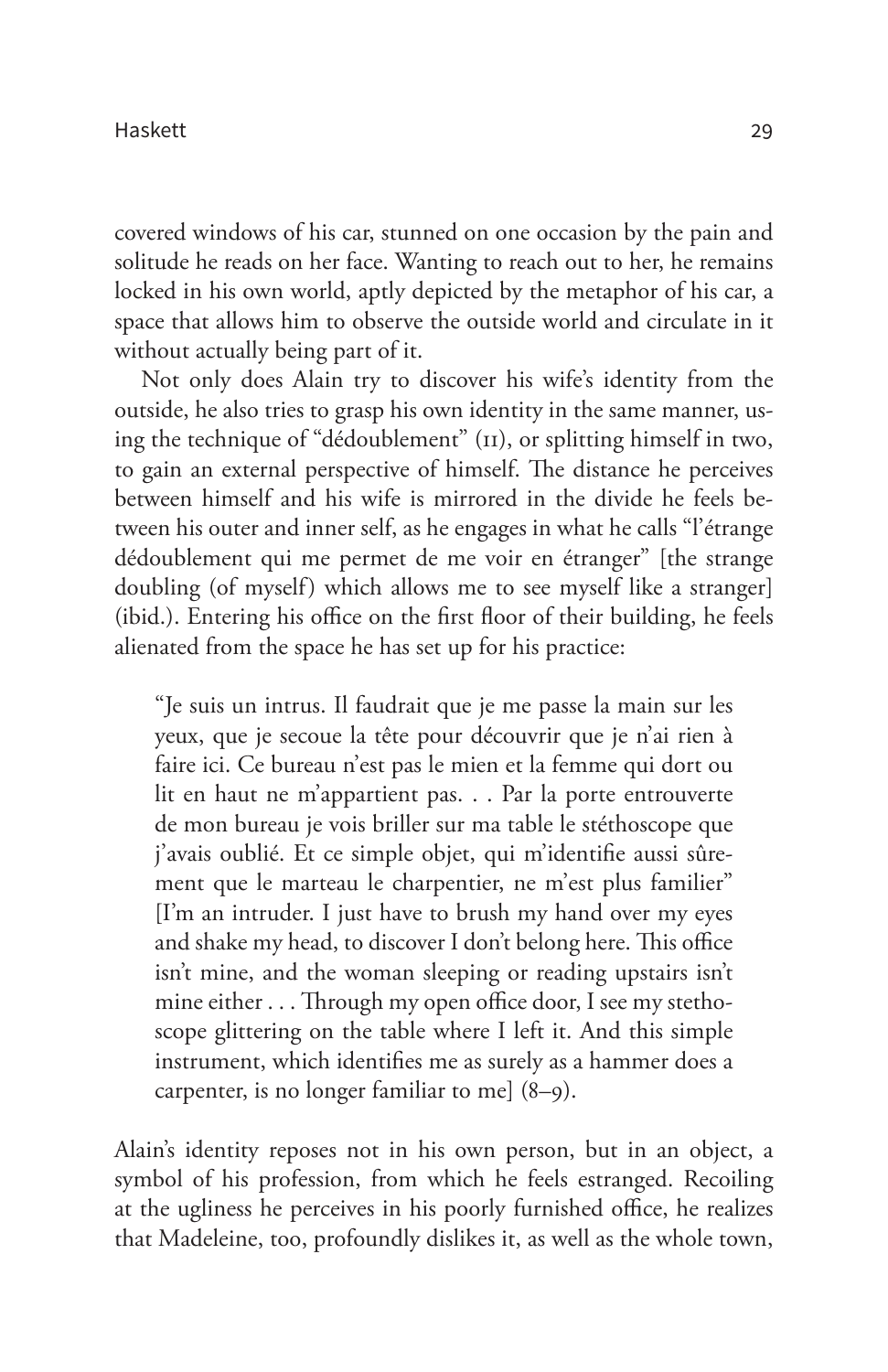covered windows of his car, stunned on one occasion by the pain and solitude he reads on her face. Wanting to reach out to her, he remains locked in his own world, aptly depicted by the metaphor of his car, a space that allows him to observe the outside world and circulate in it without actually being part of it.

Not only does Alain try to discover his wife's identity from the outside, he also tries to grasp his own identity in the same manner, using the technique of "dédoublement" (11), or splitting himself in two, to gain an external perspective of himself. The distance he perceives between himself and his wife is mirrored in the divide he feels between his outer and inner self, as he engages in what he calls "l'étrange dédoublement qui me permet de me voir en étranger" [the strange doubling (of myself) which allows me to see myself like a stranger] (ibid.). Entering his office on the first floor of their building, he feels alienated from the space he has set up for his practice:

> "Je suis un intrus. Il faudrait que je me passe la main sur les yeux, que je secoue la tête pour découvrir que je n'ai rien à faire ici. Ce bureau n'est pas le mien et la femme qui dort ou lit en haut ne m'appartient pas. . . Par la porte entrouverte de mon bureau je vois briller sur ma table le stéthoscope que j'avais oublié. Et ce simple objet, qui m'identifie aussi sûrement que le marteau le charpentier, ne m'est plus familier" [I'm an intruder. I just have to brush my hand over my eyes and shake my head, to discover I don't belong here. This office isn't mine, and the woman sleeping or reading upstairs isn't mine either . . . Through my open office door, I see my stethoscope glittering on the table where I left it. And this simple instrument, which identifies me as surely as a hammer does a carpenter, is no longer familiar to me] (8–9).

Alain's identity reposes not in his own person, but in an object, a symbol of his profession, from which he feels estranged. Recoiling at the ugliness he perceives in his poorly furnished office, he realizes that Madeleine, too, profoundly dislikes it, as well as the whole town,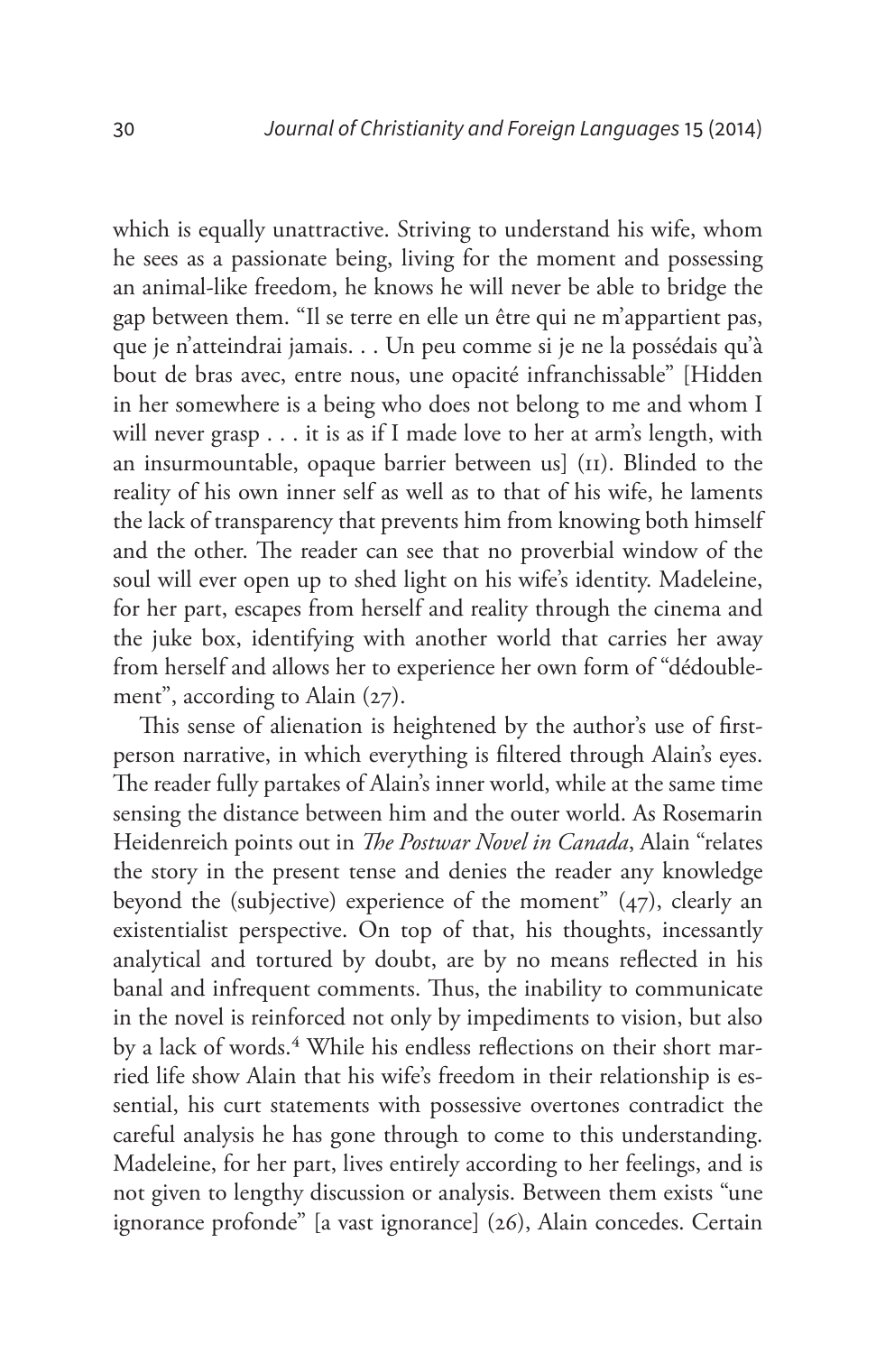which is equally unattractive. Striving to understand his wife, whom he sees as a passionate being, living for the moment and possessing an animal-like freedom, he knows he will never be able to bridge the gap between them. "Il se terre en elle un être qui ne m'appartient pas, que je n'atteindrai jamais. . . Un peu comme si je ne la possédais qu'à bout de bras avec, entre nous, une opacité infranchissable" [Hidden in her somewhere is a being who does not belong to me and whom I will never grasp . . . it is as if I made love to her at arm's length, with an insurmountable, opaque barrier between us] (11). Blinded to the reality of his own inner self as well as to that of his wife, he laments the lack of transparency that prevents him from knowing both himself and the other. The reader can see that no proverbial window of the soul will ever open up to shed light on his wife's identity. Madeleine, for her part, escapes from herself and reality through the cinema and the juke box, identifying with another world that carries her away from herself and allows her to experience her own form of "dédoublement", according to Alain (27).

This sense of alienation is heightened by the author's use of first-person narrative, in which everything is filtered through Alain's eyes. The reader fully partakes of Alain's inner world, while at the same time sensing the distance between him and the outer world. As Rosemarin Heidenreich points out in *The Postwar Novel in Canada*, Alain "relates the story in the present tense and denies the reader any knowledge beyond the (subjective) experience of the moment" (47), clearly an existentialist perspective. On top of that, his thoughts, incessantly analytical and tortured by doubt, are by no means reflected in his banal and infrequent comments. Thus, the inability to communicate in the novel is reinforced not only by impediments to vision, but also by a lack of words.[4] While his endless reflections on their short married life show Alain that his wife's freedom in their relationship is essential, his curt statements with possessive overtones contradict the careful analysis he has gone through to come to this understanding. Madeleine, for her part, lives entirely according to her feelings, and is not given to lengthy discussion or analysis. Between them exists "une ignorance profonde" [a vast ignorance] (26), Alain concedes. Certain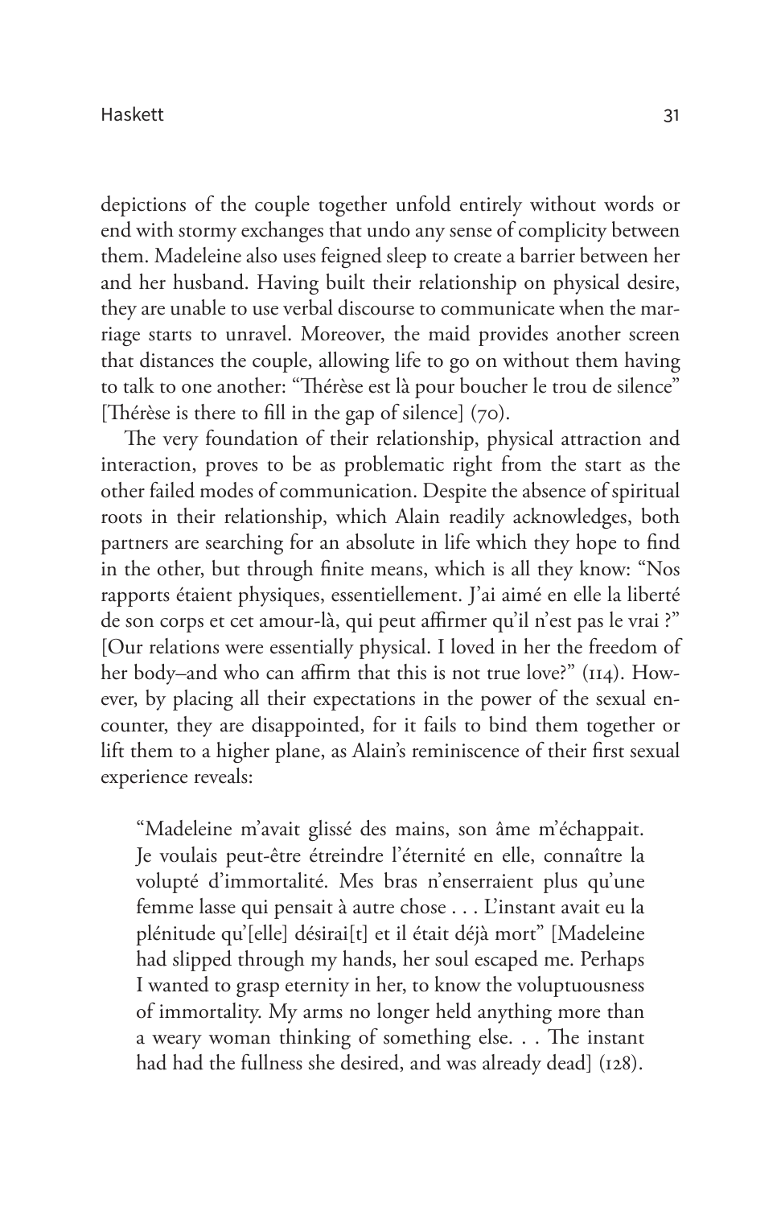depictions of the couple together unfold entirely without words or end with stormy exchanges that undo any sense of complicity between them. Madeleine also uses feigned sleep to create a barrier between her and her husband. Having built their relationship on physical desire, they are unable to use verbal discourse to communicate when the marriage starts to unravel. Moreover, the maid provides another screen that distances the couple, allowing life to go on without them having to talk to one another: "Thérèse est là pour boucher le trou de silence" [Thérèse is there to fill in the gap of silence] (70).

The very foundation of their relationship, physical attraction and interaction, proves to be as problematic right from the start as the other failed modes of communication. Despite the absence of spiritual roots in their relationship, which Alain readily acknowledges, both partners are searching for an absolute in life which they hope to find in the other, but through finite means, which is all they know: "Nos rapports étaient physiques, essentiellement. J'ai aimé en elle la liberté de son corps et cet amour-là, qui peut affirmer qu'il n'est pas le vrai ?" [Our relations were essentially physical. I loved in her the freedom of her body–and who can affirm that this is not true love?" (114). However, by placing all their expectations in the power of the sexual encounter, they are disappointed, for it fails to bind them together or lift them to a higher plane, as Alain's reminiscence of their first sexual experience reveals:

> "Madeleine m'avait glissé des mains, son âme m'échappait. Je voulais peut-être étreindre l'éternité en elle, connaître la volupté d'immortalité. Mes bras n'enserraient plus qu'une femme lasse qui pensait à autre chose . . . L'instant avait eu la plénitude qu'[elle] désirai[t] et il était déjà mort" [Madeleine had slipped through my hands, her soul escaped me. Perhaps I wanted to grasp eternity in her, to know the voluptuousness of immortality. My arms no longer held anything more than a weary woman thinking of something else. . . The instant had had the fullness she desired, and was already dead] (128).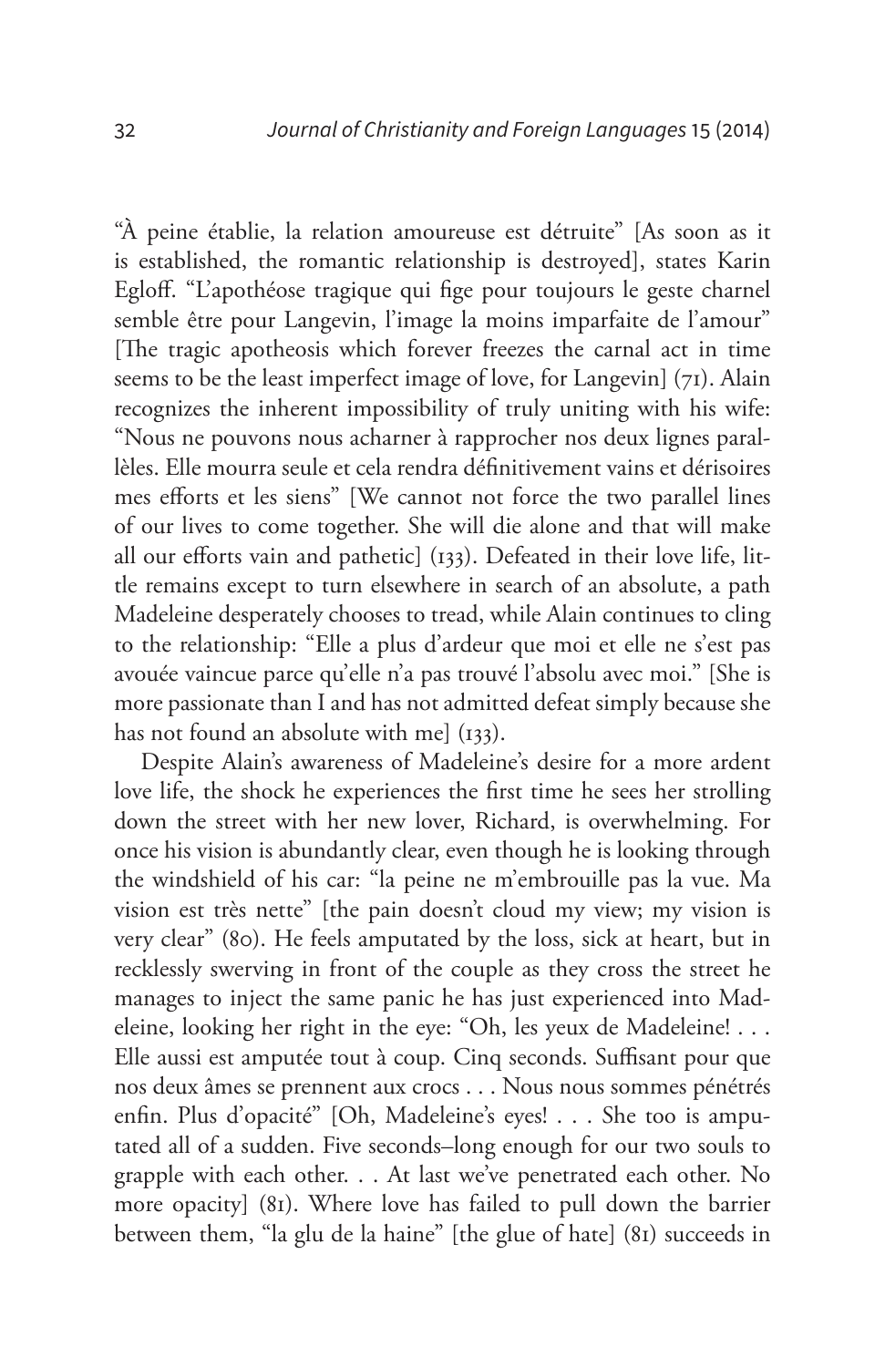"À peine établie, la relation amoureuse est détruite" [As soon as it is established, the romantic relationship is destroyed], states Karin Egloff. "L'apothéose tragique qui fige pour toujours le geste charnel semble être pour Langevin, l'image la moins imparfaite de l'amour" [The tragic apotheosis which forever freezes the carnal act in time seems to be the least imperfect image of love, for Langevin] (71). Alain recognizes the inherent impossibility of truly uniting with his wife: "Nous ne pouvons nous acharner à rapprocher nos deux lignes parallèles. Elle mourra seule et cela rendra définitivement vains et dérisoires mes efforts et les siens" [We cannot not force the two parallel lines of our lives to come together. She will die alone and that will make all our efforts vain and pathetic] (133). Defeated in their love life, little remains except to turn elsewhere in search of an absolute, a path Madeleine desperately chooses to tread, while Alain continues to cling to the relationship: "Elle a plus d'ardeur que moi et elle ne s'est pas avouée vaincue parce qu'elle n'a pas trouvé l'absolu avec moi." [She is more passionate than I and has not admitted defeat simply because she has not found an absolute with me] (133).

Despite Alain's awareness of Madeleine's desire for a more ardent love life, the shock he experiences the first time he sees her strolling down the street with her new lover, Richard, is overwhelming. For once his vision is abundantly clear, even though he is looking through the windshield of his car: "la peine ne m'embrouille pas la vue. Ma vision est très nette" [the pain doesn't cloud my view; my vision is very clear" (80). He feels amputated by the loss, sick at heart, but in recklessly swerving in front of the couple as they cross the street he manages to inject the same panic he has just experienced into Madeleine, looking her right in the eye: "Oh, les yeux de Madeleine! . . . Elle aussi est amputée tout à coup. Cinq seconds. Suffisant pour que nos deux âmes se prennent aux crocs . . . Nous nous sommes pénétrés enfin. Plus d'opacité" [Oh, Madeleine's eyes! . . . She too is amputated all of a sudden. Five seconds–long enough for our two souls to grapple with each other. . . At last we've penetrated each other. No more opacity] (81). Where love has failed to pull down the barrier between them, "la glu de la haine" [the glue of hate] (81) succeeds in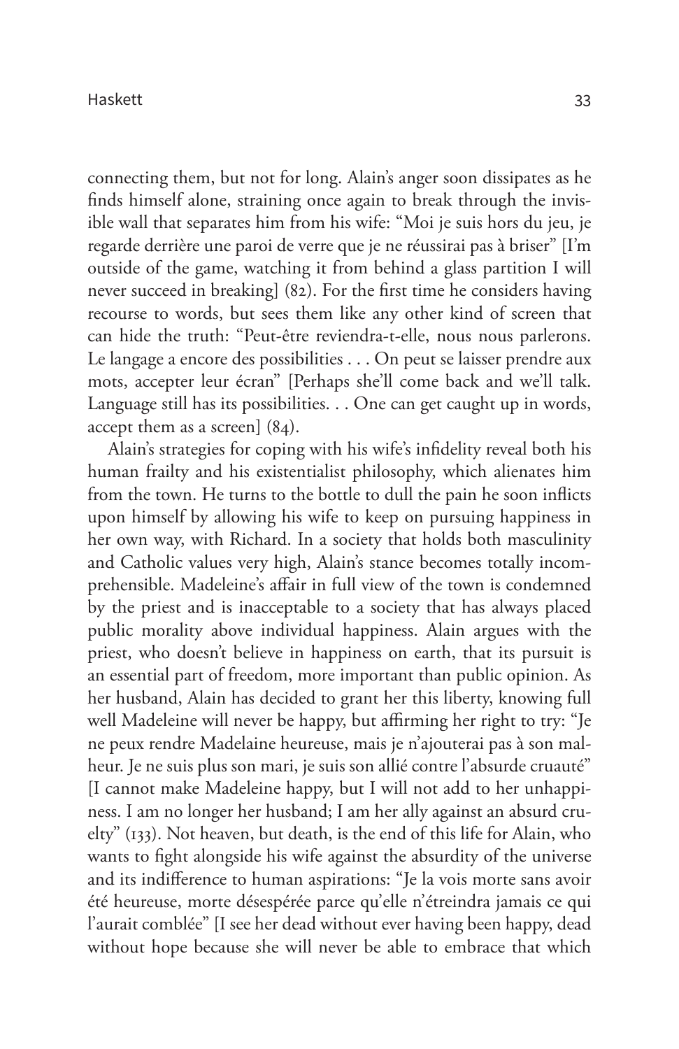connecting them, but not for long. Alain's anger soon dissipates as he finds himself alone, straining once again to break through the invisible wall that separates him from his wife: "Moi je suis hors du jeu, je regarde derrière une paroi de verre que je ne réussirai pas à briser" [I'm outside of the game, watching it from behind a glass partition I will never succeed in breaking] (82). For the first time he considers having recourse to words, but sees them like any other kind of screen that can hide the truth: "Peut-être reviendra-t-elle, nous nous parlerons. Le langage a encore des possibilities . . . On peut se laisser prendre aux mots, accepter leur écran" [Perhaps she'll come back and we'll talk. Language still has its possibilities. . . One can get caught up in words, accept them as a screen] (84).

Alain's strategies for coping with his wife's infidelity reveal both his human frailty and his existentialist philosophy, which alienates him from the town. He turns to the bottle to dull the pain he soon inflicts upon himself by allowing his wife to keep on pursuing happiness in her own way, with Richard. In a society that holds both masculinity and Catholic values very high, Alain's stance becomes totally incomprehensible. Madeleine's affair in full view of the town is condemned by the priest and is inacceptable to a society that has always placed public morality above individual happiness. Alain argues with the priest, who doesn't believe in happiness on earth, that its pursuit is an essential part of freedom, more important than public opinion. As her husband, Alain has decided to grant her this liberty, knowing full well Madeleine will never be happy, but affirming her right to try: "Je ne peux rendre Madelaine heureuse, mais je n'ajouterai pas à son malheur. Je ne suis plus son mari, je suis son allié contre l'absurde cruauté" [I cannot make Madeleine happy, but I will not add to her unhappiness. I am no longer her husband; I am her ally against an absurd cruelty" (133). Not heaven, but death, is the end of this life for Alain, who wants to fight alongside his wife against the absurdity of the universe and its indifference to human aspirations: "Je la vois morte sans avoir été heureuse, morte désespérée parce qu'elle n'étreindra jamais ce qui l'aurait comblée" [I see her dead without ever having been happy, dead without hope because she will never be able to embrace that which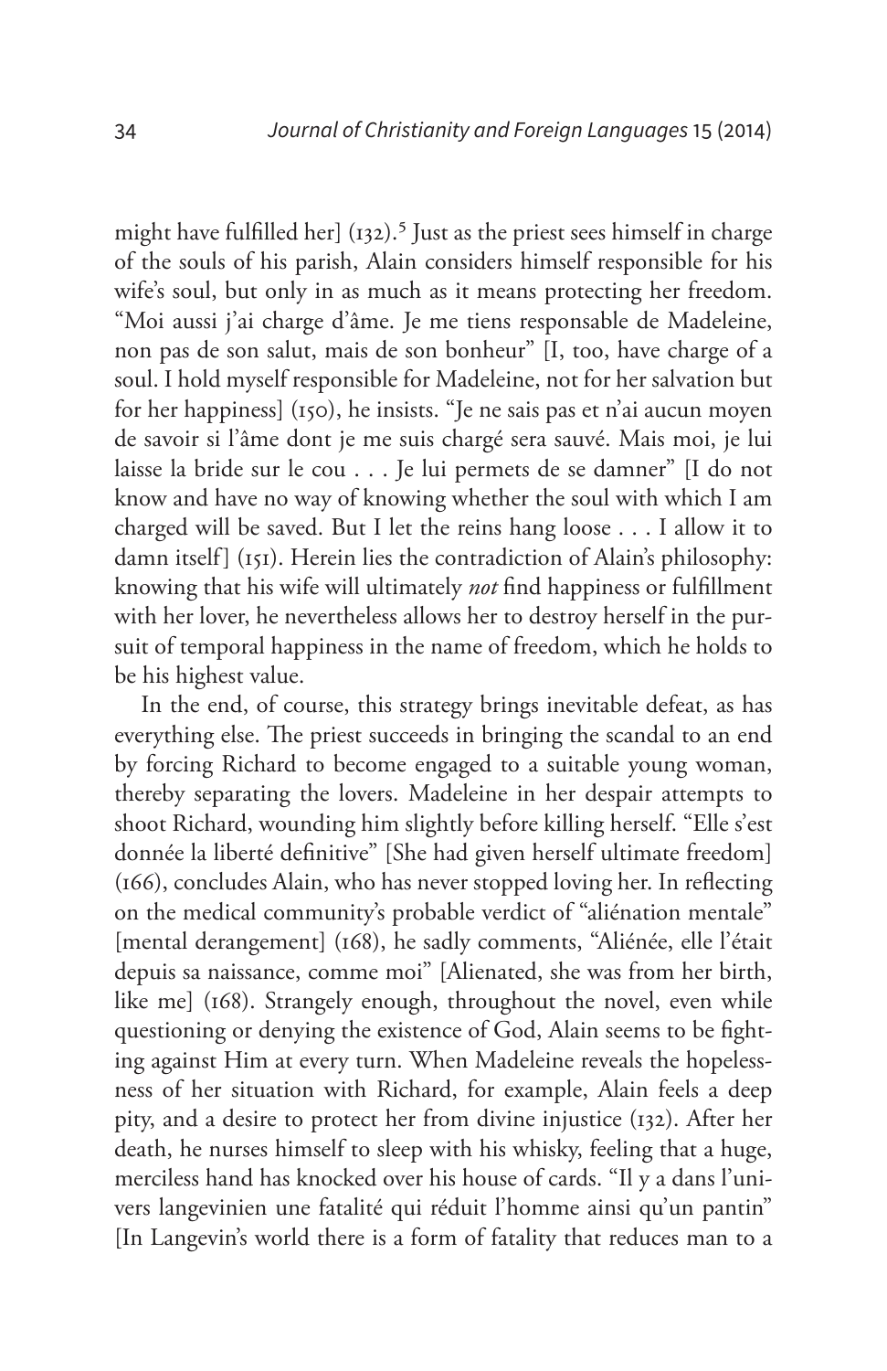might have fulfilled her] (132).[5] Just as the priest sees himself in charge of the souls of his parish, Alain considers himself responsible for his wife's soul, but only in as much as it means protecting her freedom. "Moi aussi j'ai charge d'âme. Je me tiens responsable de Madeleine, non pas de son salut, mais de son bonheur" [I, too, have charge of a soul. I hold myself responsible for Madeleine, not for her salvation but for her happiness] (150), he insists. "Je ne sais pas et n'ai aucun moyen de savoir si l'âme dont je me suis chargé sera sauvé. Mais moi, je lui laisse la bride sur le cou . . . Je lui permets de se damner" [I do not know and have no way of knowing whether the soul with which I am charged will be saved. But I let the reins hang loose . . . I allow it to damn itself] (151). Herein lies the contradiction of Alain's philosophy: knowing that his wife will ultimately *not* find happiness or fulfillment with her lover, he nevertheless allows her to destroy herself in the pursuit of temporal happiness in the name of freedom, which he holds to be his highest value.

In the end, of course, this strategy brings inevitable defeat, as has everything else. The priest succeeds in bringing the scandal to an end by forcing Richard to become engaged to a suitable young woman, thereby separating the lovers. Madeleine in her despair attempts to shoot Richard, wounding him slightly before killing herself. "Elle s'est donnée la liberté definitive" [She had given herself ultimate freedom] (166), concludes Alain, who has never stopped loving her. In reflecting on the medical community's probable verdict of "aliénation mentale" [mental derangement] (168), he sadly comments, "Aliénée, elle l'était depuis sa naissance, comme moi" [Alienated, she was from her birth, like me] (168). Strangely enough, throughout the novel, even while questioning or denying the existence of God, Alain seems to be fighting against Him at every turn. When Madeleine reveals the hopelessness of her situation with Richard, for example, Alain feels a deep pity, and a desire to protect her from divine injustice (132). After her death, he nurses himself to sleep with his whisky, feeling that a huge, merciless hand has knocked over his house of cards. "Il y a dans l'univers langevinien une fatalité qui réduit l'homme ainsi qu'un pantin" [In Langevin's world there is a form of fatality that reduces man to a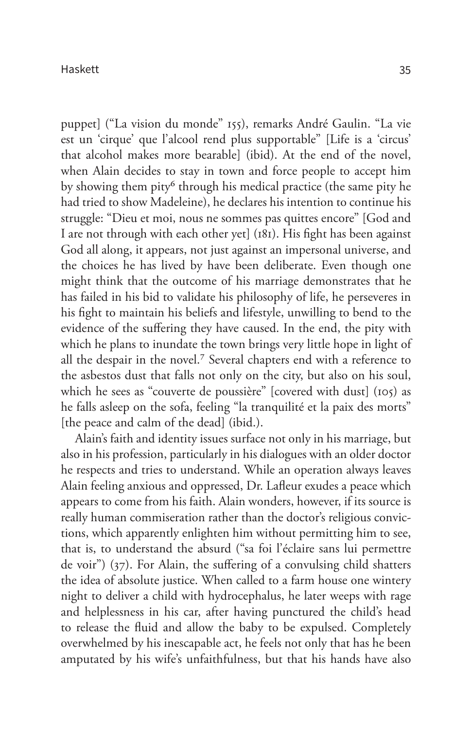puppet] ("La vision du monde" 155), remarks André Gaulin. "La vie est un 'cirque' que l'alcool rend plus supportable" [Life is a 'circus' that alcohol makes more bearable] (ibid). At the end of the novel, when Alain decides to stay in town and force people to accept him by showing them pity[6] through his medical practice (the same pity he had tried to show Madeleine), he declares his intention to continue his struggle: "Dieu et moi, nous ne sommes pas quittes encore" [God and I are not through with each other yet] (181). His fight has been against God all along, it appears, not just against an impersonal universe, and the choices he has lived by have been deliberate. Even though one might think that the outcome of his marriage demonstrates that he has failed in his bid to validate his philosophy of life, he perseveres in his fight to maintain his beliefs and lifestyle, unwilling to bend to the evidence of the suffering they have caused. In the end, the pity with which he plans to inundate the town brings very little hope in light of all the despair in the novel.[7] Several chapters end with a reference to the asbestos dust that falls not only on the city, but also on his soul, which he sees as "couverte de poussière" [covered with dust] (105) as he falls asleep on the sofa, feeling "la tranquilité et la paix des morts" [the peace and calm of the dead] (ibid.).

Alain's faith and identity issues surface not only in his marriage, but also in his profession, particularly in his dialogues with an older doctor he respects and tries to understand. While an operation always leaves Alain feeling anxious and oppressed, Dr. Lafleur exudes a peace which appears to come from his faith. Alain wonders, however, if its source is really human commiseration rather than the doctor's religious convictions, which apparently enlighten him without permitting him to see, that is, to understand the absurd ("sa foi l'éclaire sans lui permettre de voir") (37). For Alain, the suffering of a convulsing child shatters the idea of absolute justice. When called to a farm house one wintery night to deliver a child with hydrocephalus, he later weeps with rage and helplessness in his car, after having punctured the child's head to release the fluid and allow the baby to be expulsed. Completely overwhelmed by his inescapable act, he feels not only that has he been amputated by his wife's unfaithfulness, but that his hands have also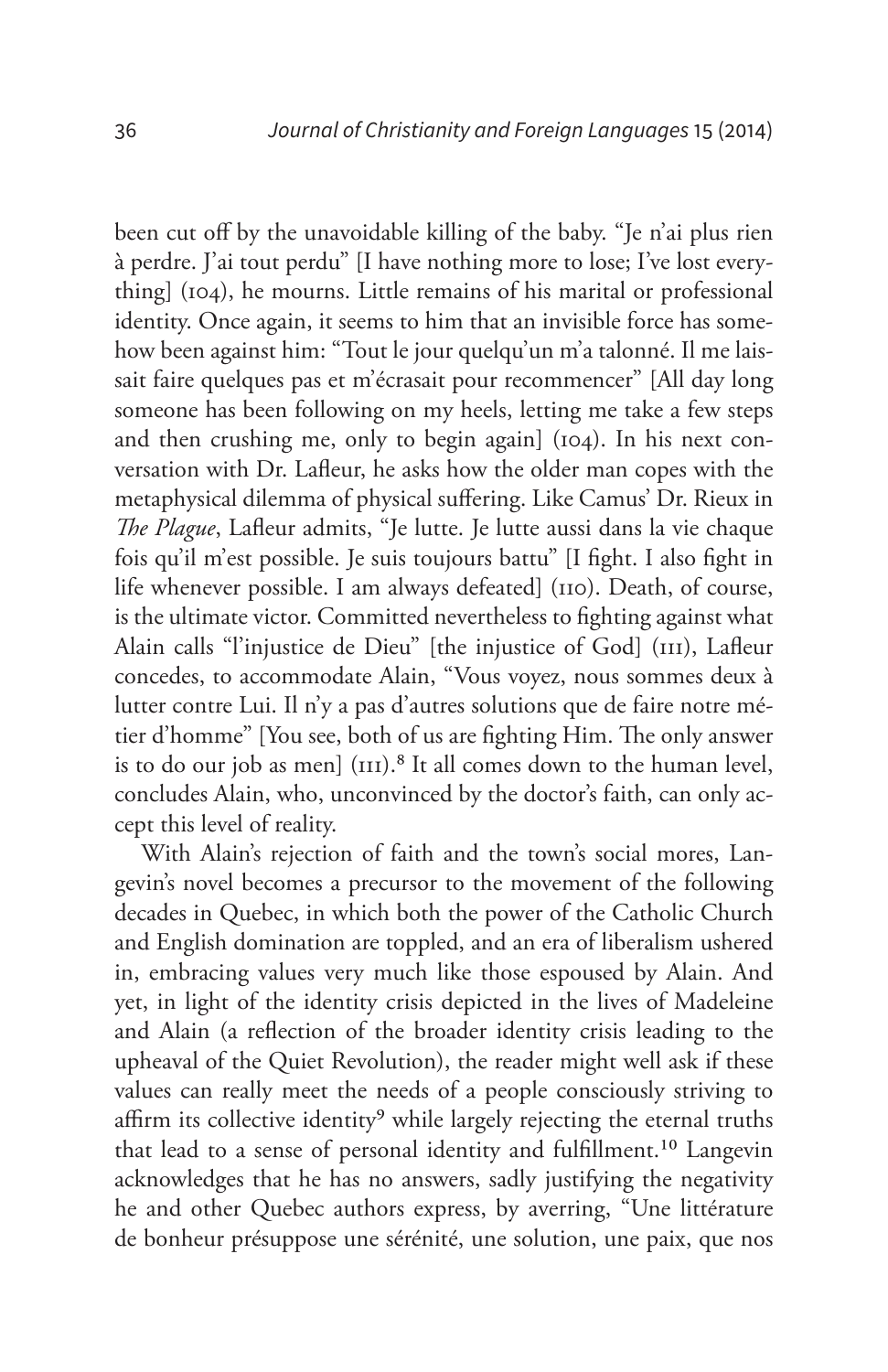been cut off by the unavoidable killing of the baby. "Je n'ai plus rien à perdre. J'ai tout perdu" [I have nothing more to lose; I've lost everything] (104), he mourns. Little remains of his marital or professional identity. Once again, it seems to him that an invisible force has somehow been against him: "Tout le jour quelqu'un m'a talonné. Il me laissait faire quelques pas et m'écrasait pour recommencer" [All day long someone has been following on my heels, letting me take a few steps and then crushing me, only to begin again] (104). In his next conversation with Dr. Lafleur, he asks how the older man copes with the metaphysical dilemma of physical suffering. Like Camus' Dr. Rieux in *The Plague*, Lafleur admits, "Je lutte. Je lutte aussi dans la vie chaque fois qu'il m'est possible. Je suis toujours battu" [I fight. I also fight in life whenever possible. I am always defeated] (110). Death, of course, is the ultimate victor. Committed nevertheless to fighting against what Alain calls "l'injustice de Dieu" [the injustice of God] (111), Lafleur concedes, to accommodate Alain, "Vous voyez, nous sommes deux à lutter contre Lui. Il n'y a pas d'autres solutions que de faire notre métier d'homme" [You see, both of us are fighting Him. The only answer is to do our job as men] (111).[8] It all comes down to the human level, concludes Alain, who, unconvinced by the doctor's faith, can only accept this level of reality.

With Alain's rejection of faith and the town's social mores, Langevin's novel becomes a precursor to the movement of the following decades in Quebec, in which both the power of the Catholic Church and English domination are toppled, and an era of liberalism ushered in, embracing values very much like those espoused by Alain. And yet, in light of the identity crisis depicted in the lives of Madeleine and Alain (a reflection of the broader identity crisis leading to the upheaval of the Quiet Revolution), the reader might well ask if these values can really meet the needs of a people consciously striving to affirm its collective identity[9] while largely rejecting the eternal truths that lead to a sense of personal identity and fulfillment.[10] Langevin acknowledges that he has no answers, sadly justifying the negativity he and other Quebec authors express, by averring, "Une littérature de bonheur présuppose une sérénité, une solution, une paix, que nos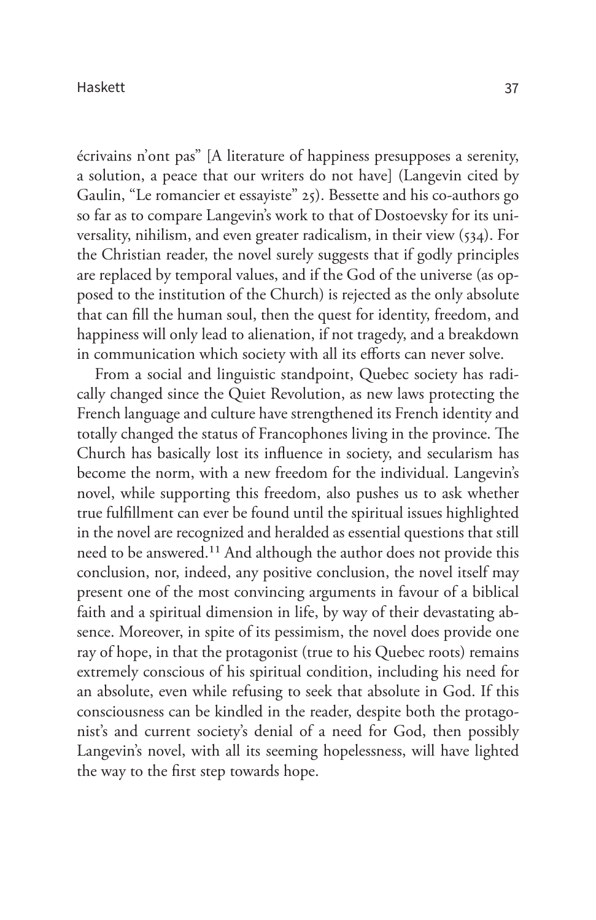écrivains n'ont pas" [A literature of happiness presupposes a serenity, a solution, a peace that our writers do not have] (Langevin cited by Gaulin, "Le romancier et essayiste" 25). Bessette and his co-authors go so far as to compare Langevin's work to that of Dostoevsky for its universality, nihilism, and even greater radicalism, in their view (534). For the Christian reader, the novel surely suggests that if godly principles are replaced by temporal values, and if the God of the universe (as opposed to the institution of the Church) is rejected as the only absolute that can fill the human soul, then the quest for identity, freedom, and happiness will only lead to alienation, if not tragedy, and a breakdown in communication which society with all its efforts can never solve.

From a social and linguistic standpoint, Quebec society has radically changed since the Quiet Revolution, as new laws protecting the French language and culture have strengthened its French identity and totally changed the status of Francophones living in the province. The Church has basically lost its influence in society, and secularism has become the norm, with a new freedom for the individual. Langevin's novel, while supporting this freedom, also pushes us to ask whether true fulfillment can ever be found until the spiritual issues highlighted in the novel are recognized and heralded as essential questions that still need to be answered.[11] And although the author does not provide this conclusion, nor, indeed, any positive conclusion, the novel itself may present one of the most convincing arguments in favour of a biblical faith and a spiritual dimension in life, by way of their devastating absence. Moreover, in spite of its pessimism, the novel does provide one ray of hope, in that the protagonist (true to his Quebec roots) remains extremely conscious of his spiritual condition, including his need for an absolute, even while refusing to seek that absolute in God. If this consciousness can be kindled in the reader, despite both the protagonist's and current society's denial of a need for God, then possibly Langevin's novel, with all its seeming hopelessness, will have lighted the way to the first step towards hope.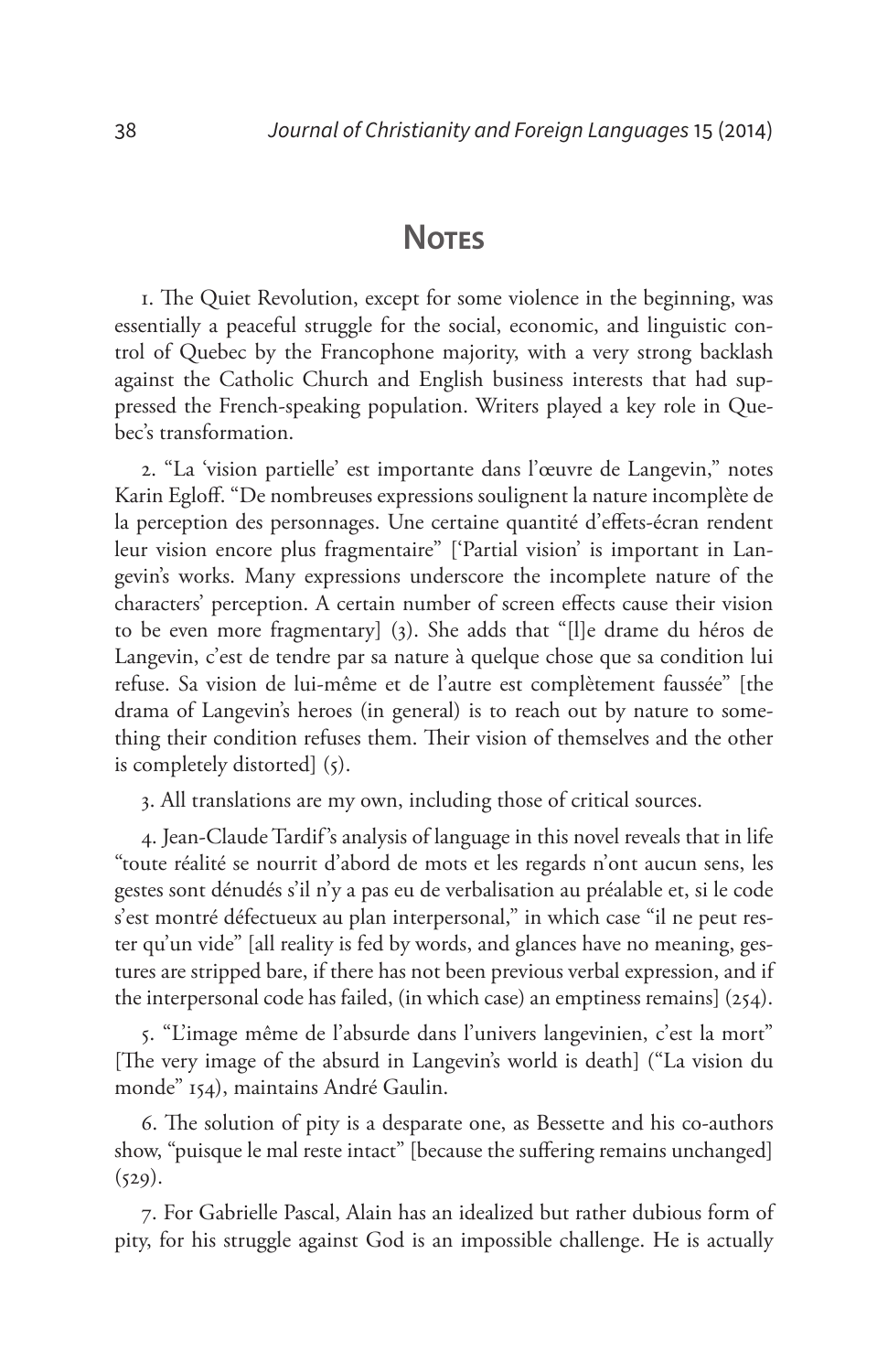## Notes

1. The Quiet Revolution, except for some violence in the beginning, was essentially a peaceful struggle for the social, economic, and linguistic control of Quebec by the Francophone majority, with a very strong backlash against the Catholic Church and English business interests that had suppressed the French-speaking population. Writers played a key role in Quebec's transformation.

2. "La 'vision partielle' est importante dans l'œuvre de Langevin," notes Karin Egloff. "De nombreuses expressions soulignent la nature incomplète de la perception des personnages. Une certaine quantité d'effets-écran rendent leur vision encore plus fragmentaire" ['Partial vision' is important in Langevin's works. Many expressions underscore the incomplete nature of the characters' perception. A certain number of screen effects cause their vision to be even more fragmentary] (3). She adds that "[l]e drame du héros de Langevin, c'est de tendre par sa nature à quelque chose que sa condition lui refuse. Sa vision de lui-même et de l'autre est complètement faussée" [the drama of Langevin's heroes (in general) is to reach out by nature to something their condition refuses them. Their vision of themselves and the other is completely distorted] (5).

3. All translations are my own, including those of critical sources.

4. Jean-Claude Tardif's analysis of language in this novel reveals that in life "toute réalité se nourrit d'abord de mots et les regards n'ont aucun sens, les gestes sont dénudés s'il n'y a pas eu de verbalisation au préalable et, si le code s'est montré défectueux au plan interpersonal," in which case "il ne peut rester qu'un vide" [all reality is fed by words, and glances have no meaning, gestures are stripped bare, if there has not been previous verbal expression, and if the interpersonal code has failed, (in which case) an emptiness remains] (254).

5. "L'image même de l'absurde dans l'univers langevinien, c'est la mort" [The very image of the absurd in Langevin's world is death] ("La vision du monde" 154), maintains André Gaulin.

6. The solution of pity is a desparate one, as Bessette and his co-authors show, "puisque le mal reste intact" [because the suffering remains unchanged] (529).

7. For Gabrielle Pascal, Alain has an idealized but rather dubious form of pity, for his struggle against God is an impossible challenge. He is actually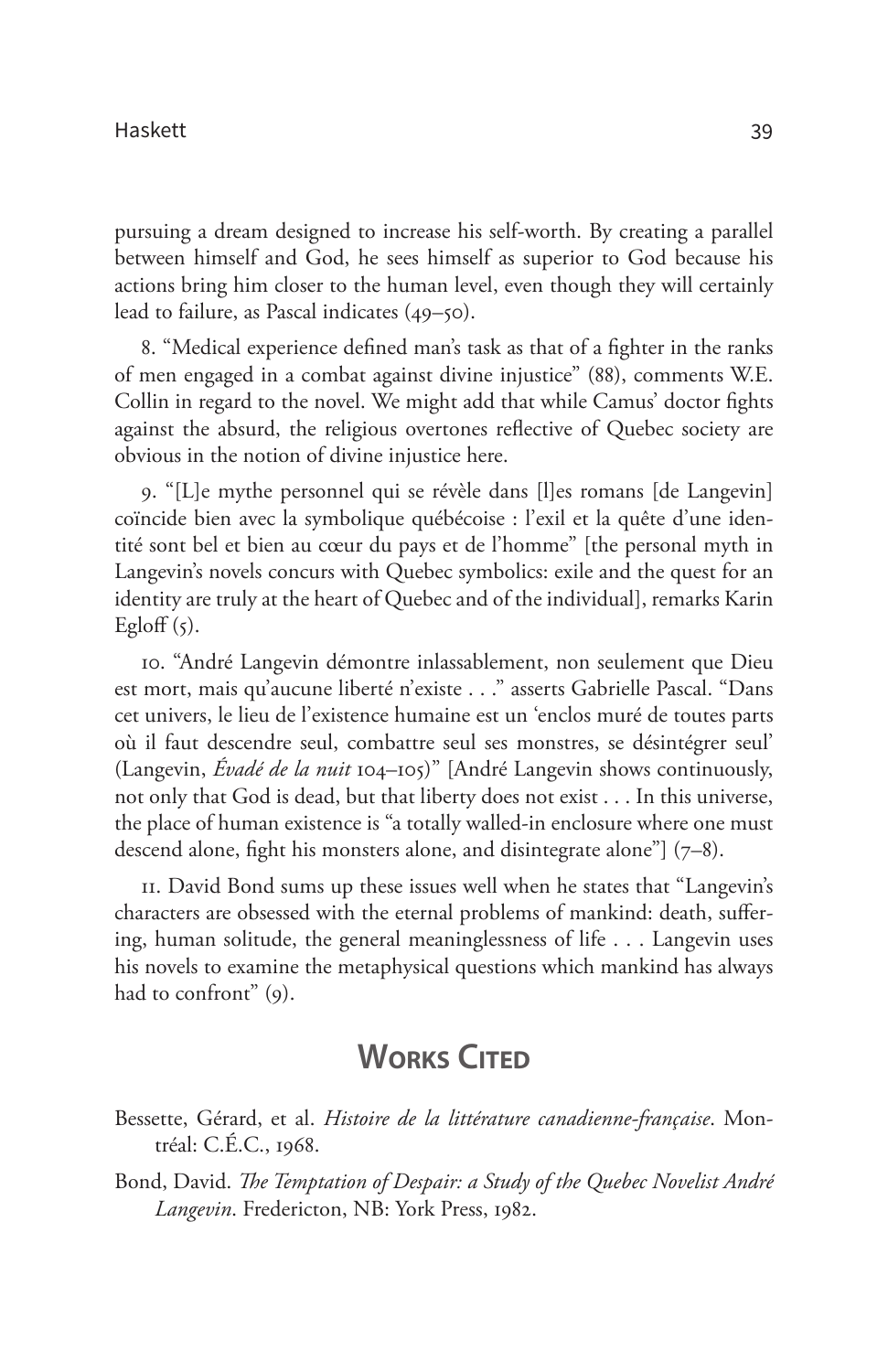pursuing a dream designed to increase his self-worth. By creating a parallel between himself and God, he sees himself as superior to God because his actions bring him closer to the human level, even though they will certainly lead to failure, as Pascal indicates (49–50).

8. "Medical experience defined man's task as that of a fighter in the ranks of men engaged in a combat against divine injustice" (88), comments W.E. Collin in regard to the novel. We might add that while Camus' doctor fights against the absurd, the religious overtones reflective of Quebec society are obvious in the notion of divine injustice here.

9. "[L]e mythe personnel qui se révèle dans [l]es romans [de Langevin] coïncide bien avec la symbolique québécoise : l'exil et la quête d'une identité sont bel et bien au cœur du pays et de l'homme" [the personal myth in Langevin's novels concurs with Quebec symbolics: exile and the quest for an identity are truly at the heart of Quebec and of the individual], remarks Karin Egloff (5).

10. "André Langevin démontre inlassablement, non seulement que Dieu est mort, mais qu'aucune liberté n'existe . . ." asserts Gabrielle Pascal. "Dans cet univers, le lieu de l'existence humaine est un 'enclos muré de toutes parts où il faut descendre seul, combattre seul ses monstres, se désintégrer seul' (Langevin, *Évadé de la nuit* 104–105)" [André Langevin shows continuously, not only that God is dead, but that liberty does not exist . . . In this universe, the place of human existence is "a totally walled-in enclosure where one must descend alone, fight his monsters alone, and disintegrate alone"] (7–8).

11. David Bond sums up these issues well when he states that "Langevin's characters are obsessed with the eternal problems of mankind: death, suffering, human solitude, the general meaninglessness of life . . . Langevin uses his novels to examine the metaphysical questions which mankind has always had to confront" (9).

## Works Cited

Bessette, Gérard, et al. *Histoire de la littérature canadienne-française*. Montréal: C.É.C., 1968.

Bond, David. *The Temptation of Despair: a Study of the Quebec Novelist André Langevin*. Fredericton, NB: York Press, 1982.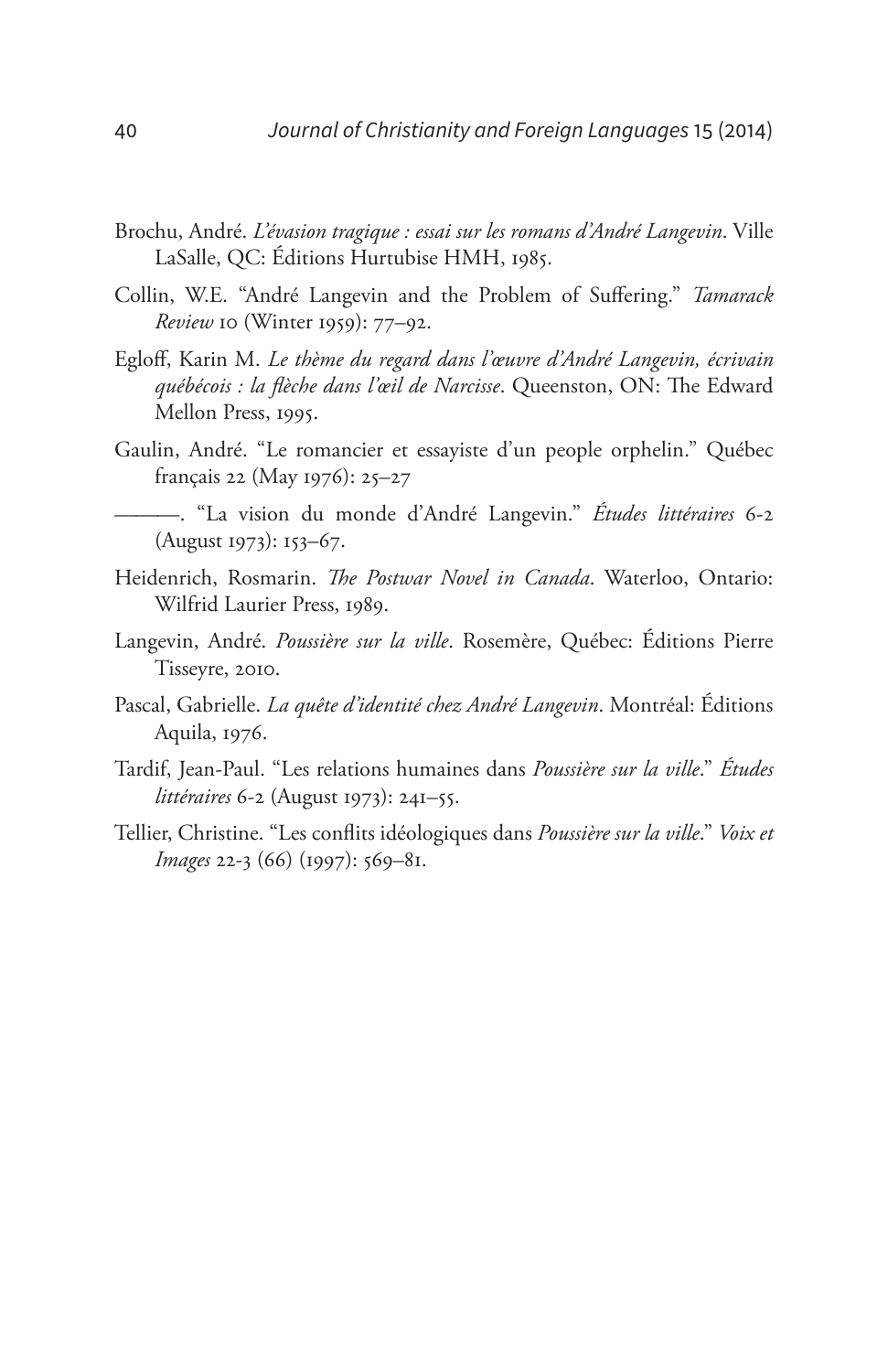Brochu, André. *L'évasion tragique : essai sur les romans d'André Langevin*. Ville LaSalle, QC: Éditions Hurtubise HMH, 1985.

Collin, W.E. "André Langevin and the Problem of Suffering." *Tamarack Review* 10 (Winter 1959): 77–92.

Egloff, Karin M. *Le thème du regard dans l'œuvre d'André Langevin, écrivain québécois : la flèche dans l'œil de Narcisse*. Queenston, ON: The Edward Mellon Press, 1995.

Gaulin, André. "Le romancier et essayiste d'un people orphelin." Québec français 22 (May 1976): 25–27

———. "La vision du monde d'André Langevin." *Études littéraires* 6-2 (August 1973): 153–67.

Heidenrich, Rosmarin. *The Postwar Novel in Canada*. Waterloo, Ontario: Wilfrid Laurier Press, 1989.

Langevin, André. *Poussière sur la ville*. Rosemère, Québec: Éditions Pierre Tisseyre, 2010.

Pascal, Gabrielle. *La quête d'identité chez André Langevin*. Montréal: Éditions Aquila, 1976.

Tardif, Jean-Paul. "Les relations humaines dans *Poussière sur la ville*." *Études littéraires* 6-2 (August 1973): 241–55.

Tellier, Christine. "Les conflits idéologiques dans *Poussière sur la ville*." *Voix et Images* 22-3 (66) (1997): 569–81.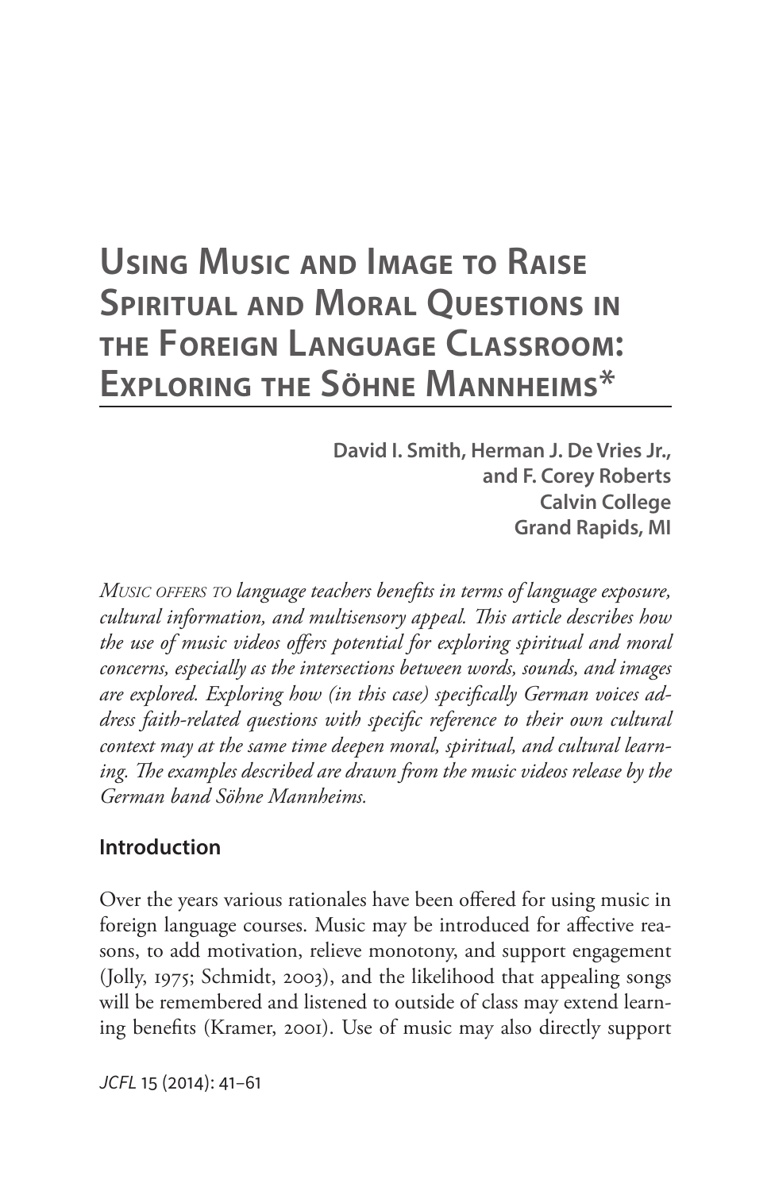# Using Music and Image to Raise Spiritual and Moral Questions in the Foreign Language Classroom: Exploring the Söhne Mannheims*

**David I. Smith, Herman J. De Vries Jr., and F. Corey Roberts**
**Calvin College**
**Grand Rapids, MI**

*Music offers to language teachers benefits in terms of language exposure, cultural information, and multisensory appeal. This article describes how the use of music videos offers potential for exploring spiritual and moral concerns, especially as the intersections between words, sounds, and images are explored. Exploring how (in this case) specifically German voices address faith-related questions with specific reference to their own cultural context may at the same time deepen moral, spiritual, and cultural learning. The examples described are drawn from the music videos release by the German band Söhne Mannheims.*

## Introduction

Over the years various rationales have been offered for using music in foreign language courses. Music may be introduced for affective reasons, to add motivation, relieve monotony, and support engagement (Jolly, 1975; Schmidt, 2003), and the likelihood that appealing songs will be remembered and listened to outside of class may extend learning benefits (Kramer, 2001). Use of music may also directly support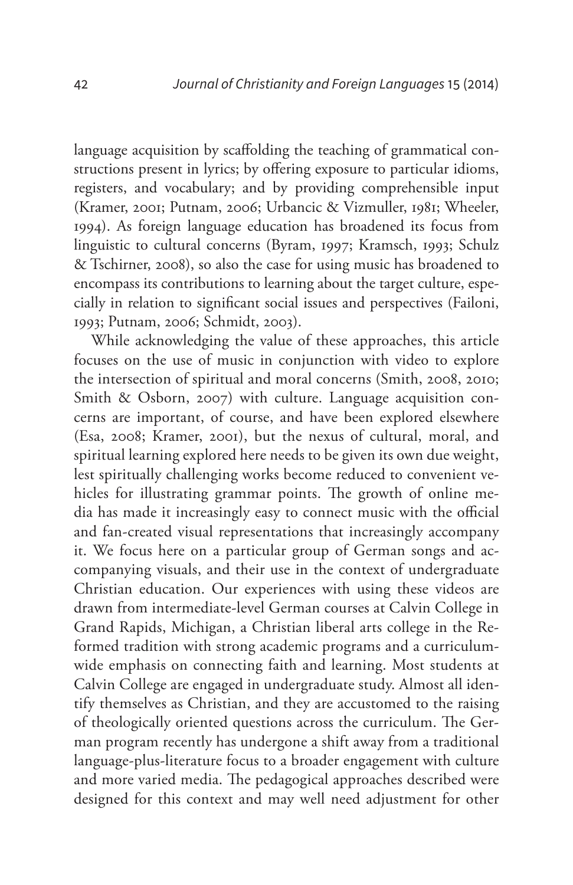language acquisition by scaffolding the teaching of grammatical constructions present in lyrics; by offering exposure to particular idioms, registers, and vocabulary; and by providing comprehensible input (Kramer, 2001; Putnam, 2006; Urbancic & Vizmuller, 1981; Wheeler, 1994). As foreign language education has broadened its focus from linguistic to cultural concerns (Byram, 1997; Kramsch, 1993; Schulz & Tschirner, 2008), so also the case for using music has broadened to encompass its contributions to learning about the target culture, especially in relation to significant social issues and perspectives (Failoni, 1993; Putnam, 2006; Schmidt, 2003).

While acknowledging the value of these approaches, this article focuses on the use of music in conjunction with video to explore the intersection of spiritual and moral concerns (Smith, 2008, 2010; Smith & Osborn, 2007) with culture. Language acquisition concerns are important, of course, and have been explored elsewhere (Esa, 2008; Kramer, 2001), but the nexus of cultural, moral, and spiritual learning explored here needs to be given its own due weight, lest spiritually challenging works become reduced to convenient vehicles for illustrating grammar points. The growth of online media has made it increasingly easy to connect music with the official and fan-created visual representations that increasingly accompany it. We focus here on a particular group of German songs and accompanying visuals, and their use in the context of undergraduate Christian education. Our experiences with using these videos are drawn from intermediate-level German courses at Calvin College in Grand Rapids, Michigan, a Christian liberal arts college in the Reformed tradition with strong academic programs and a curriculum-wide emphasis on connecting faith and learning. Most students at Calvin College are engaged in undergraduate study. Almost all identify themselves as Christian, and they are accustomed to the raising of theologically oriented questions across the curriculum. The German program recently has undergone a shift away from a traditional language-plus-literature focus to a broader engagement with culture and more varied media. The pedagogical approaches described were designed for this context and may well need adjustment for other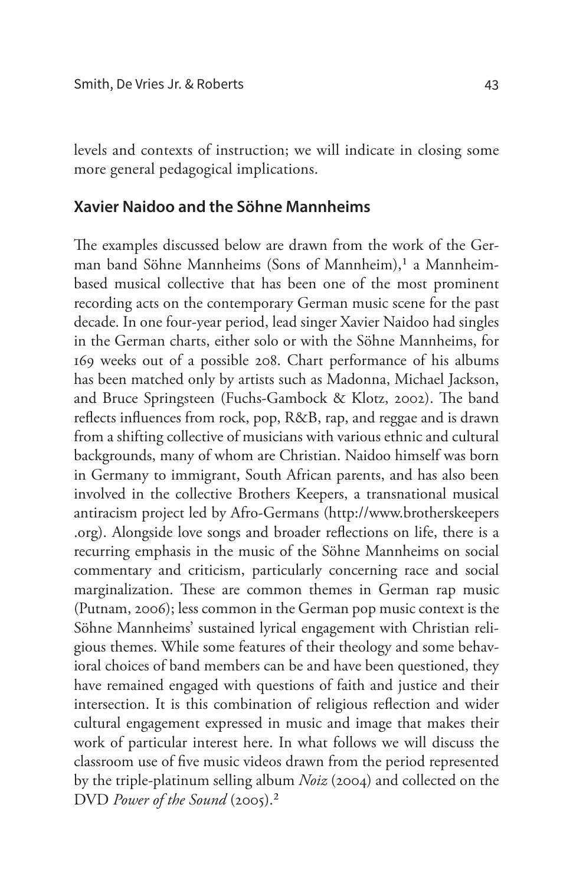levels and contexts of instruction; we will indicate in closing some more general pedagogical implications.

## Xavier Naidoo and the Söhne Mannheims

The examples discussed below are drawn from the work of the German band Söhne Mannheims (Sons of Mannheim),[1] a Mannheim-based musical collective that has been one of the most prominent recording acts on the contemporary German music scene for the past decade. In one four-year period, lead singer Xavier Naidoo had singles in the German charts, either solo or with the Söhne Mannheims, for 169 weeks out of a possible 208. Chart performance of his albums has been matched only by artists such as Madonna, Michael Jackson, and Bruce Springsteen (Fuchs-Gambock & Klotz, 2002). The band reflects influences from rock, pop, R&B, rap, and reggae and is drawn from a shifting collective of musicians with various ethnic and cultural backgrounds, many of whom are Christian. Naidoo himself was born in Germany to immigrant, South African parents, and has also been involved in the collective Brothers Keepers, a transnational musical antiracism project led by Afro-Germans (http://www.brotherskeepers.org). Alongside love songs and broader reflections on life, there is a recurring emphasis in the music of the Söhne Mannheims on social commentary and criticism, particularly concerning race and social marginalization. These are common themes in German rap music (Putnam, 2006); less common in the German pop music context is the Söhne Mannheims' sustained lyrical engagement with Christian religious themes. While some features of their theology and some behavioral choices of band members can be and have been questioned, they have remained engaged with questions of faith and justice and their intersection. It is this combination of religious reflection and wider cultural engagement expressed in music and image that makes their work of particular interest here. In what follows we will discuss the classroom use of five music videos drawn from the period represented by the triple-platinum selling album *Noiz* (2004) and collected on the DVD *Power of the Sound* (2005).[2]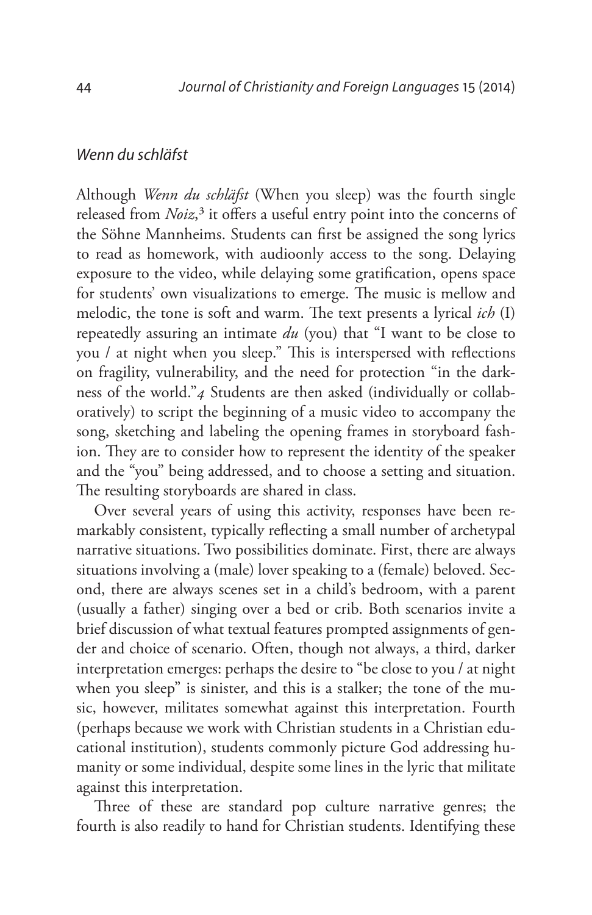### *Wenn du schläfst*

Although *Wenn du schläfst* (When you sleep) was the fourth single released from *Noiz*,[3] it offers a useful entry point into the concerns of the Söhne Mannheims. Students can first be assigned the song lyrics to read as homework, with audioonly access to the song. Delaying exposure to the video, while delaying some gratification, opens space for students' own visualizations to emerge. The music is mellow and melodic, the tone is soft and warm. The text presents a lyrical *ich* (I) repeatedly assuring an intimate *du* (you) that "I want to be close to you / at night when you sleep." This is interspersed with reflections on fragility, vulnerability, and the need for protection "in the darkness of the world."[4] Students are then asked (individually or collaboratively) to script the beginning of a music video to accompany the song, sketching and labeling the opening frames in storyboard fashion. They are to consider how to represent the identity of the speaker and the "you" being addressed, and to choose a setting and situation. The resulting storyboards are shared in class.

Over several years of using this activity, responses have been remarkably consistent, typically reflecting a small number of archetypal narrative situations. Two possibilities dominate. First, there are always situations involving a (male) lover speaking to a (female) beloved. Second, there are always scenes set in a child's bedroom, with a parent (usually a father) singing over a bed or crib. Both scenarios invite a brief discussion of what textual features prompted assignments of gender and choice of scenario. Often, though not always, a third, darker interpretation emerges: perhaps the desire to "be close to you / at night when you sleep" is sinister, and this is a stalker; the tone of the music, however, militates somewhat against this interpretation. Fourth (perhaps because we work with Christian students in a Christian educational institution), students commonly picture God addressing humanity or some individual, despite some lines in the lyric that militate against this interpretation.

Three of these are standard pop culture narrative genres; the fourth is also readily to hand for Christian students. Identifying these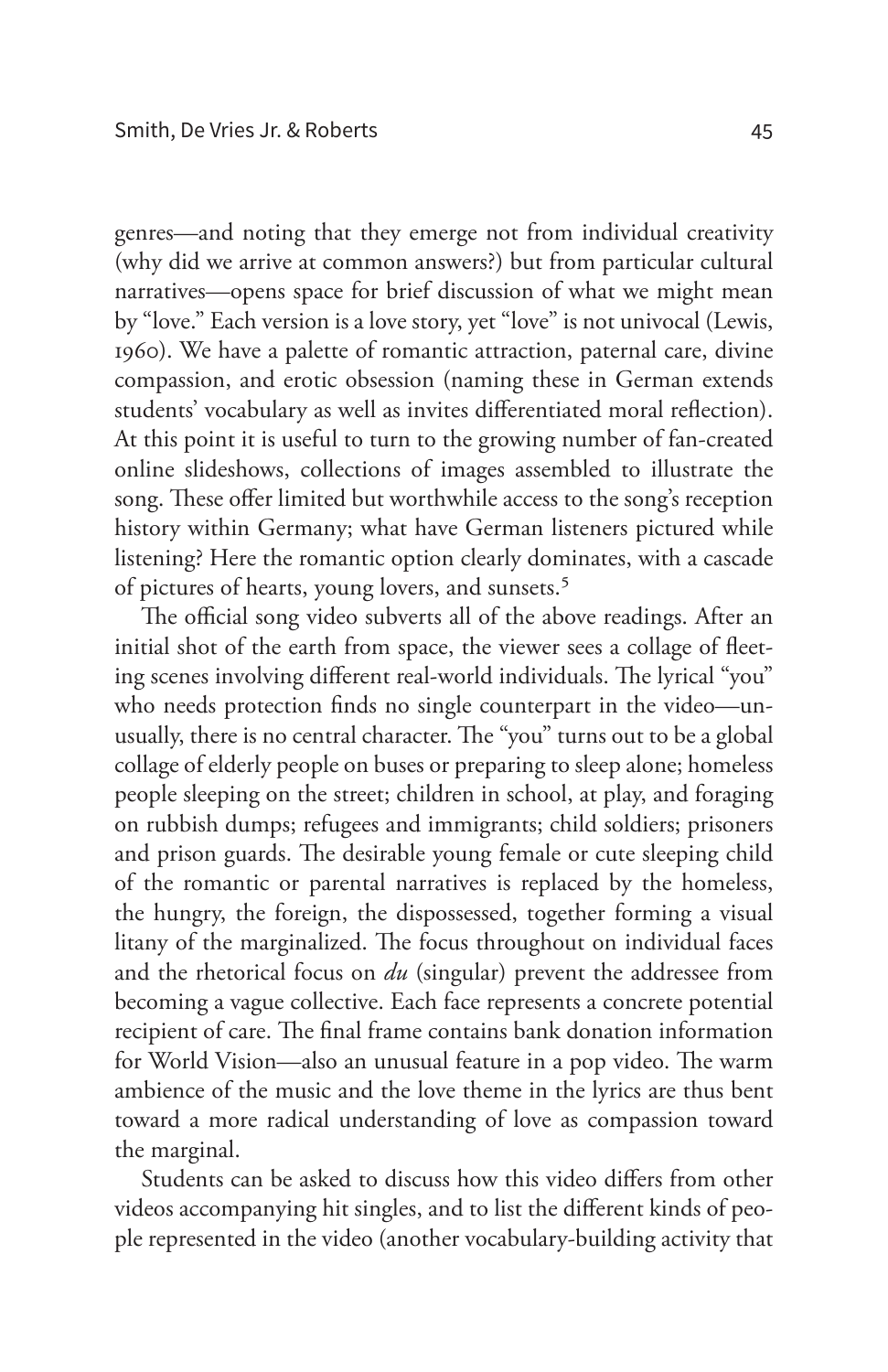genres—and noting that they emerge not from individual creativity (why did we arrive at common answers?) but from particular cultural narratives—opens space for brief discussion of what we might mean by "love." Each version is a love story, yet "love" is not univocal (Lewis, 1960). We have a palette of romantic attraction, paternal care, divine compassion, and erotic obsession (naming these in German extends students' vocabulary as well as invites differentiated moral reflection). At this point it is useful to turn to the growing number of fan-created online slideshows, collections of images assembled to illustrate the song. These offer limited but worthwhile access to the song's reception history within Germany; what have German listeners pictured while listening? Here the romantic option clearly dominates, with a cascade of pictures of hearts, young lovers, and sunsets.[5]

The official song video subverts all of the above readings. After an initial shot of the earth from space, the viewer sees a collage of fleeting scenes involving different real-world individuals. The lyrical "you" who needs protection finds no single counterpart in the video—unusually, there is no central character. The "you" turns out to be a global collage of elderly people on buses or preparing to sleep alone; homeless people sleeping on the street; children in school, at play, and foraging on rubbish dumps; refugees and immigrants; child soldiers; prisoners and prison guards. The desirable young female or cute sleeping child of the romantic or parental narratives is replaced by the homeless, the hungry, the foreign, the dispossessed, together forming a visual litany of the marginalized. The focus throughout on individual faces and the rhetorical focus on *du* (singular) prevent the addressee from becoming a vague collective. Each face represents a concrete potential recipient of care. The final frame contains bank donation information for World Vision—also an unusual feature in a pop video. The warm ambience of the music and the love theme in the lyrics are thus bent toward a more radical understanding of love as compassion toward the marginal.

Students can be asked to discuss how this video differs from other videos accompanying hit singles, and to list the different kinds of people represented in the video (another vocabulary-building activity that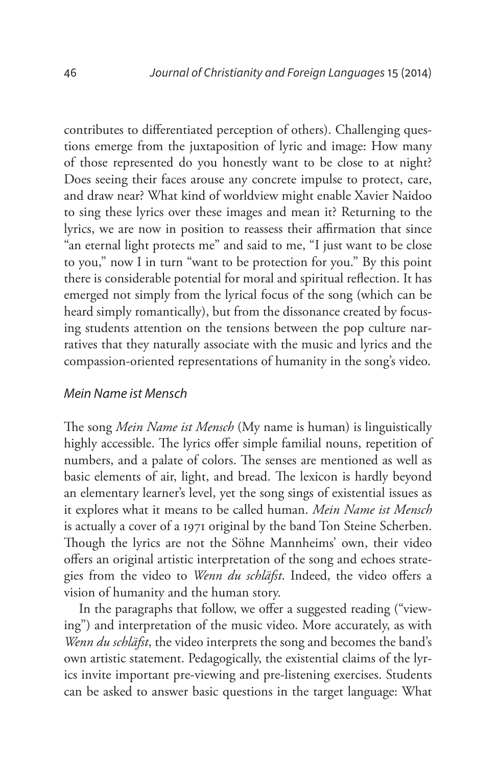contributes to differentiated perception of others). Challenging questions emerge from the juxtaposition of lyric and image: How many of those represented do you honestly want to be close to at night? Does seeing their faces arouse any concrete impulse to protect, care, and draw near? What kind of worldview might enable Xavier Naidoo to sing these lyrics over these images and mean it? Returning to the lyrics, we are now in position to reassess their affirmation that since "an eternal light protects me" and said to me, "I just want to be close to you," now I in turn "want to be protection for you." By this point there is considerable potential for moral and spiritual reflection. It has emerged not simply from the lyrical focus of the song (which can be heard simply romantically), but from the dissonance created by focusing students attention on the tensions between the pop culture narratives that they naturally associate with the music and lyrics and the compassion-oriented representations of humanity in the song's video.

### *Mein Name ist Mensch*

The song *Mein Name ist Mensch* (My name is human) is linguistically highly accessible. The lyrics offer simple familial nouns, repetition of numbers, and a palate of colors. The senses are mentioned as well as basic elements of air, light, and bread. The lexicon is hardly beyond an elementary learner's level, yet the song sings of existential issues as it explores what it means to be called human. *Mein Name ist Mensch* is actually a cover of a 1971 original by the band Ton Steine Scherben. Though the lyrics are not the Söhne Mannheims' own, their video offers an original artistic interpretation of the song and echoes strategies from the video to *Wenn du schläfst*. Indeed, the video offers a vision of humanity and the human story.

In the paragraphs that follow, we offer a suggested reading ("viewing") and interpretation of the music video. More accurately, as with *Wenn du schläfst*, the video interprets the song and becomes the band's own artistic statement. Pedagogically, the existential claims of the lyrics invite important pre-viewing and pre-listening exercises. Students can be asked to answer basic questions in the target language: What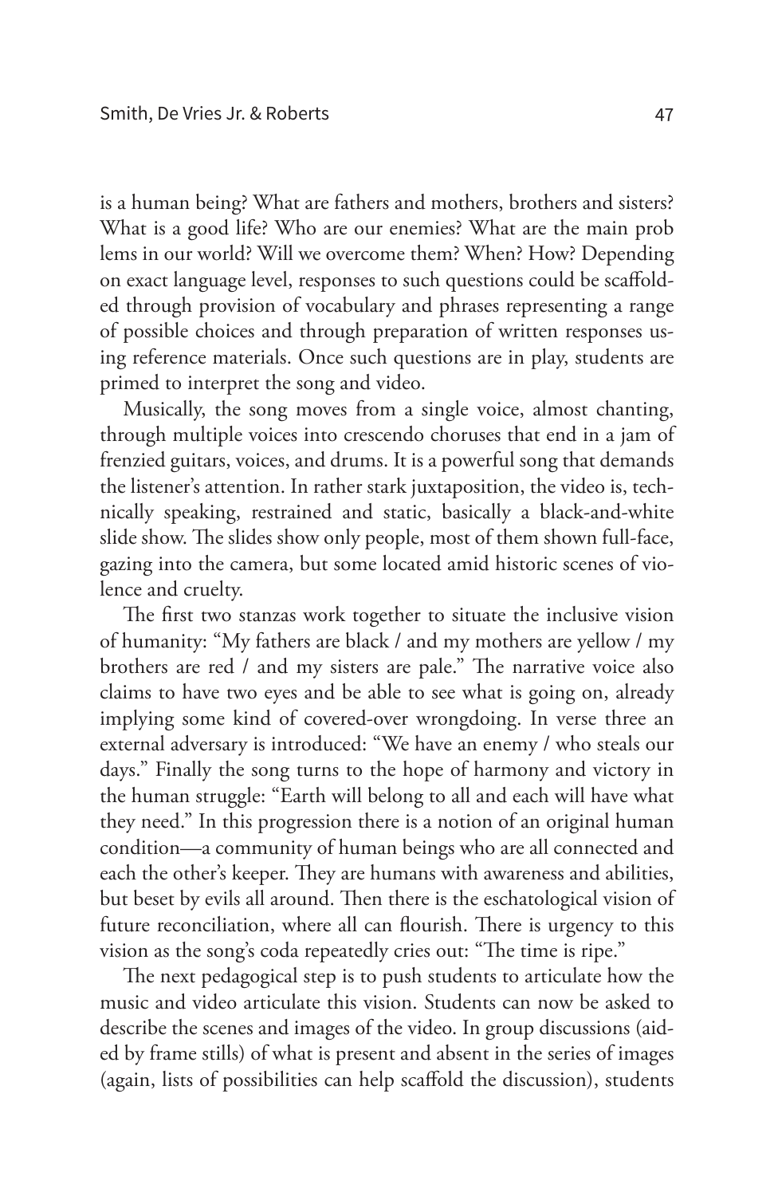is a human being? What are fathers and mothers, brothers and sisters? What is a good life? Who are our enemies? What are the main prob lems in our world? Will we overcome them? When? How? Depending on exact language level, responses to such questions could be scaffolded through provision of vocabulary and phrases representing a range of possible choices and through preparation of written responses using reference materials. Once such questions are in play, students are primed to interpret the song and video.

Musically, the song moves from a single voice, almost chanting, through multiple voices into crescendo choruses that end in a jam of frenzied guitars, voices, and drums. It is a powerful song that demands the listener's attention. In rather stark juxtaposition, the video is, technically speaking, restrained and static, basically a black-and-white slide show. The slides show only people, most of them shown full-face, gazing into the camera, but some located amid historic scenes of violence and cruelty.

The first two stanzas work together to situate the inclusive vision of humanity: "My fathers are black / and my mothers are yellow / my brothers are red / and my sisters are pale." The narrative voice also claims to have two eyes and be able to see what is going on, already implying some kind of covered-over wrongdoing. In verse three an external adversary is introduced: "We have an enemy / who steals our days." Finally the song turns to the hope of harmony and victory in the human struggle: "Earth will belong to all and each will have what they need." In this progression there is a notion of an original human condition—a community of human beings who are all connected and each the other's keeper. They are humans with awareness and abilities, but beset by evils all around. Then there is the eschatological vision of future reconciliation, where all can flourish. There is urgency to this vision as the song's coda repeatedly cries out: "The time is ripe."

The next pedagogical step is to push students to articulate how the music and video articulate this vision. Students can now be asked to describe the scenes and images of the video. In group discussions (aided by frame stills) of what is present and absent in the series of images (again, lists of possibilities can help scaffold the discussion), students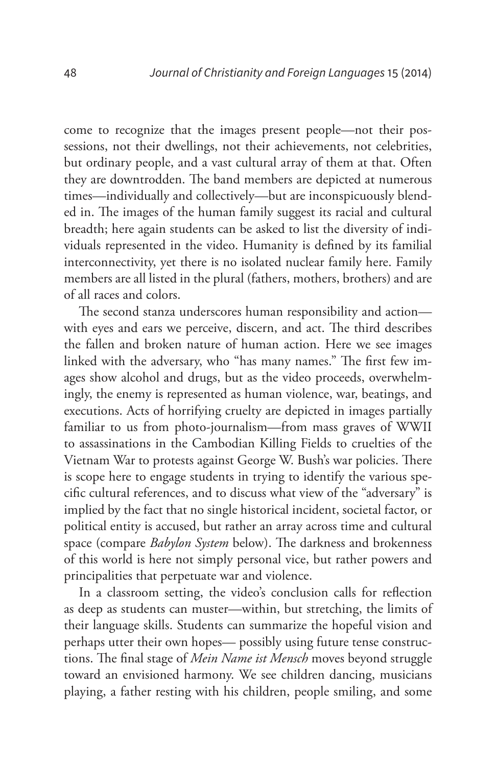come to recognize that the images present people—not their possessions, not their dwellings, not their achievements, not celebrities, but ordinary people, and a vast cultural array of them at that. Often they are downtrodden. The band members are depicted at numerous times—individually and collectively—but are inconspicuously blended in. The images of the human family suggest its racial and cultural breadth; here again students can be asked to list the diversity of individuals represented in the video. Humanity is defined by its familial interconnectivity, yet there is no isolated nuclear family here. Family members are all listed in the plural (fathers, mothers, brothers) and are of all races and colors.

The second stanza underscores human responsibility and action—with eyes and ears we perceive, discern, and act. The third describes the fallen and broken nature of human action. Here we see images linked with the adversary, who "has many names." The first few images show alcohol and drugs, but as the video proceeds, overwhelmingly, the enemy is represented as human violence, war, beatings, and executions. Acts of horrifying cruelty are depicted in images partially familiar to us from photo-journalism—from mass graves of WWII to assassinations in the Cambodian Killing Fields to cruelties of the Vietnam War to protests against George W. Bush's war policies. There is scope here to engage students in trying to identify the various specific cultural references, and to discuss what view of the "adversary" is implied by the fact that no single historical incident, societal factor, or political entity is accused, but rather an array across time and cultural space (compare *Babylon System* below). The darkness and brokenness of this world is here not simply personal vice, but rather powers and principalities that perpetuate war and violence.

In a classroom setting, the video's conclusion calls for reflection as deep as students can muster—within, but stretching, the limits of their language skills. Students can summarize the hopeful vision and perhaps utter their own hopes— possibly using future tense constructions. The final stage of *Mein Name ist Mensch* moves beyond struggle toward an envisioned harmony. We see children dancing, musicians playing, a father resting with his children, people smiling, and some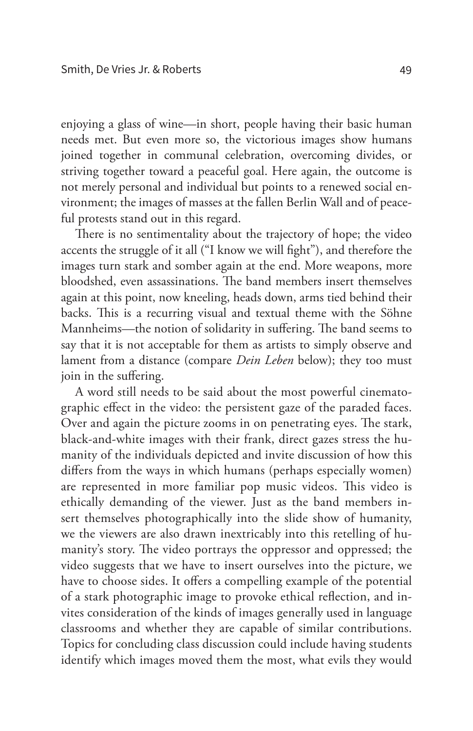enjoying a glass of wine—in short, people having their basic human needs met. But even more so, the victorious images show humans joined together in communal celebration, overcoming divides, or striving together toward a peaceful goal. Here again, the outcome is not merely personal and individual but points to a renewed social environment; the images of masses at the fallen Berlin Wall and of peaceful protests stand out in this regard.

There is no sentimentality about the trajectory of hope; the video accents the struggle of it all ("I know we will fight"), and therefore the images turn stark and somber again at the end. More weapons, more bloodshed, even assassinations. The band members insert themselves again at this point, now kneeling, heads down, arms tied behind their backs. This is a recurring visual and textual theme with the Söhne Mannheims—the notion of solidarity in suffering. The band seems to say that it is not acceptable for them as artists to simply observe and lament from a distance (compare *Dein Leben* below); they too must join in the suffering.

A word still needs to be said about the most powerful cinematographic effect in the video: the persistent gaze of the paraded faces. Over and again the picture zooms in on penetrating eyes. The stark, black-and-white images with their frank, direct gazes stress the humanity of the individuals depicted and invite discussion of how this differs from the ways in which humans (perhaps especially women) are represented in more familiar pop music videos. This video is ethically demanding of the viewer. Just as the band members insert themselves photographically into the slide show of humanity, we the viewers are also drawn inextricably into this retelling of humanity's story. The video portrays the oppressor and oppressed; the video suggests that we have to insert ourselves into the picture, we have to choose sides. It offers a compelling example of the potential of a stark photographic image to provoke ethical reflection, and invites consideration of the kinds of images generally used in language classrooms and whether they are capable of similar contributions. Topics for concluding class discussion could include having students identify which images moved them the most, what evils they would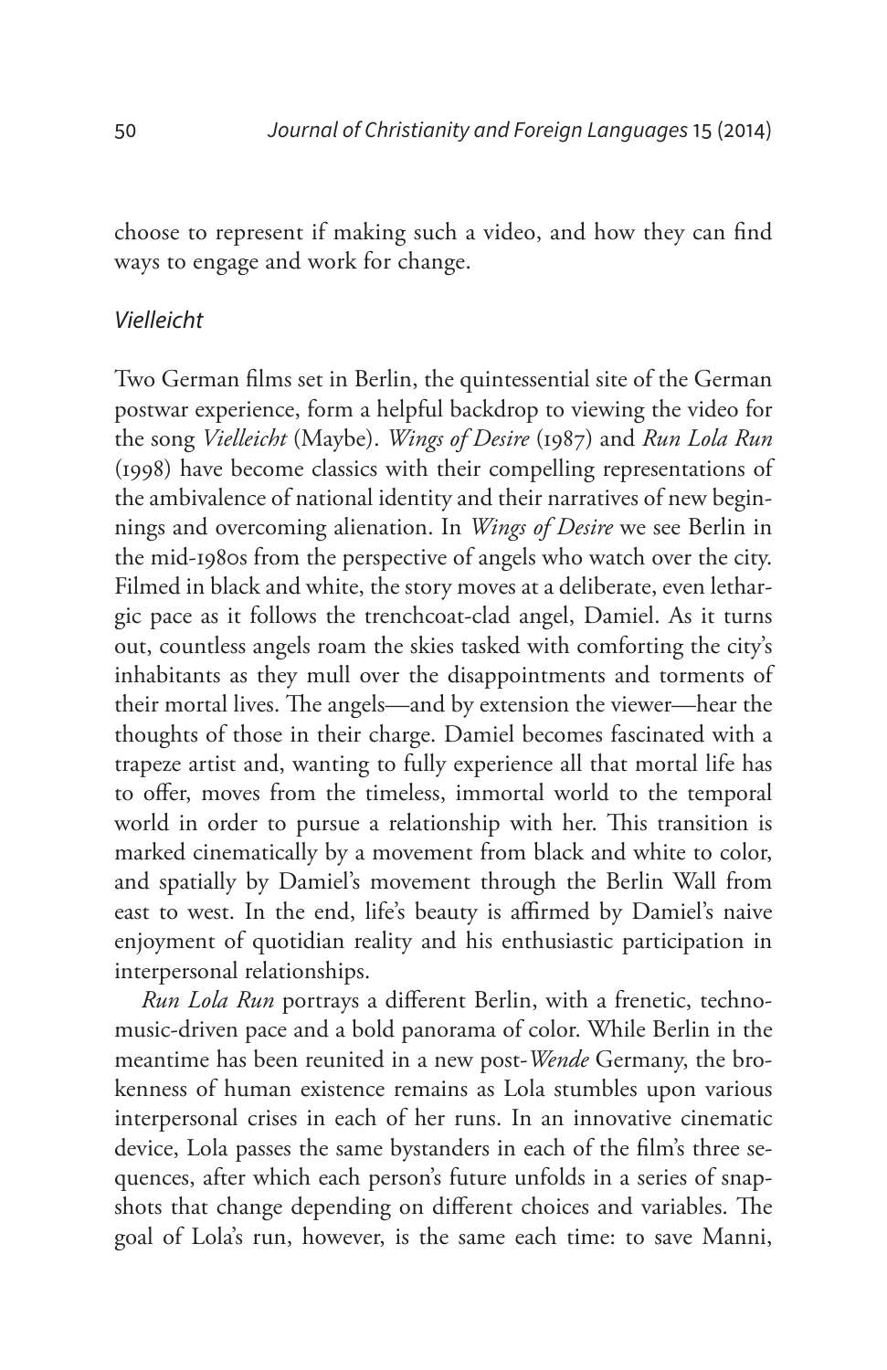choose to represent if making such a video, and how they can find ways to engage and work for change.

### *Vielleicht*

Two German films set in Berlin, the quintessential site of the German postwar experience, form a helpful backdrop to viewing the video for the song *Vielleicht* (Maybe). *Wings of Desire* (1987) and *Run Lola Run* (1998) have become classics with their compelling representations of the ambivalence of national identity and their narratives of new beginnings and overcoming alienation. In *Wings of Desire* we see Berlin in the mid-1980s from the perspective of angels who watch over the city. Filmed in black and white, the story moves at a deliberate, even lethargic pace as it follows the trenchcoat-clad angel, Damiel. As it turns out, countless angels roam the skies tasked with comforting the city's inhabitants as they mull over the disappointments and torments of their mortal lives. The angels—and by extension the viewer—hear the thoughts of those in their charge. Damiel becomes fascinated with a trapeze artist and, wanting to fully experience all that mortal life has to offer, moves from the timeless, immortal world to the temporal world in order to pursue a relationship with her. This transition is marked cinematically by a movement from black and white to color, and spatially by Damiel's movement through the Berlin Wall from east to west. In the end, life's beauty is affirmed by Damiel's naive enjoyment of quotidian reality and his enthusiastic participation in interpersonal relationships.

*Run Lola Run* portrays a different Berlin, with a frenetic, techno-music-driven pace and a bold panorama of color. While Berlin in the meantime has been reunited in a new post-*Wende* Germany, the brokenness of human existence remains as Lola stumbles upon various interpersonal crises in each of her runs. In an innovative cinematic device, Lola passes the same bystanders in each of the film's three sequences, after which each person's future unfolds in a series of snapshots that change depending on different choices and variables. The goal of Lola's run, however, is the same each time: to save Manni,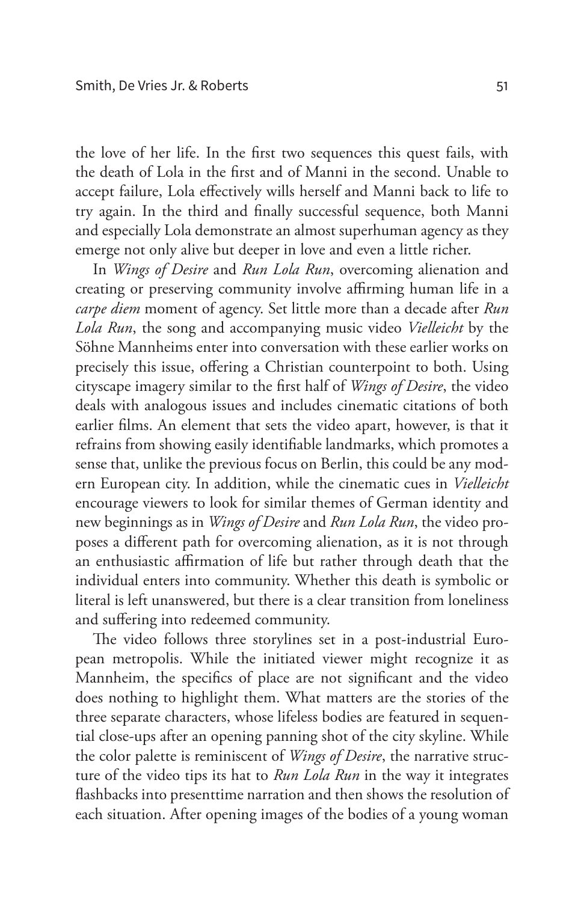the love of her life. In the first two sequences this quest fails, with the death of Lola in the first and of Manni in the second. Unable to accept failure, Lola effectively wills herself and Manni back to life to try again. In the third and finally successful sequence, both Manni and especially Lola demonstrate an almost superhuman agency as they emerge not only alive but deeper in love and even a little richer.

In *Wings of Desire* and *Run Lola Run*, overcoming alienation and creating or preserving community involve affirming human life in a *carpe diem* moment of agency. Set little more than a decade after *Run Lola Run*, the song and accompanying music video *Vielleicht* by the Söhne Mannheims enter into conversation with these earlier works on precisely this issue, offering a Christian counterpoint to both. Using cityscape imagery similar to the first half of *Wings of Desire*, the video deals with analogous issues and includes cinematic citations of both earlier films. An element that sets the video apart, however, is that it refrains from showing easily identifiable landmarks, which promotes a sense that, unlike the previous focus on Berlin, this could be any modern European city. In addition, while the cinematic cues in *Vielleicht* encourage viewers to look for similar themes of German identity and new beginnings as in *Wings of Desire* and *Run Lola Run*, the video proposes a different path for overcoming alienation, as it is not through an enthusiastic affirmation of life but rather through death that the individual enters into community. Whether this death is symbolic or literal is left unanswered, but there is a clear transition from loneliness and suffering into redeemed community.

The video follows three storylines set in a post-industrial European metropolis. While the initiated viewer might recognize it as Mannheim, the specifics of place are not significant and the video does nothing to highlight them. What matters are the stories of the three separate characters, whose lifeless bodies are featured in sequential close-ups after an opening panning shot of the city skyline. While the color palette is reminiscent of *Wings of Desire*, the narrative structure of the video tips its hat to *Run Lola Run* in the way it integrates flashbacks into presenttime narration and then shows the resolution of each situation. After opening images of the bodies of a young woman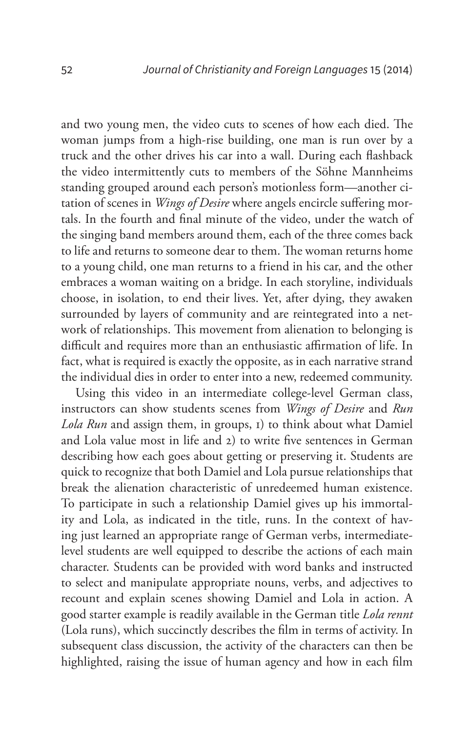and two young men, the video cuts to scenes of how each died. The woman jumps from a high-rise building, one man is run over by a truck and the other drives his car into a wall. During each flashback the video intermittently cuts to members of the Söhne Mannheims standing grouped around each person's motionless form—another citation of scenes in *Wings of Desire* where angels encircle suffering mortals. In the fourth and final minute of the video, under the watch of the singing band members around them, each of the three comes back to life and returns to someone dear to them. The woman returns home to a young child, one man returns to a friend in his car, and the other embraces a woman waiting on a bridge. In each storyline, individuals choose, in isolation, to end their lives. Yet, after dying, they awaken surrounded by layers of community and are reintegrated into a network of relationships. This movement from alienation to belonging is difficult and requires more than an enthusiastic affirmation of life. In fact, what is required is exactly the opposite, as in each narrative strand the individual dies in order to enter into a new, redeemed community.

Using this video in an intermediate college-level German class, instructors can show students scenes from *Wings of Desire* and *Run Lola Run* and assign them, in groups, 1) to think about what Damiel and Lola value most in life and 2) to write five sentences in German describing how each goes about getting or preserving it. Students are quick to recognize that both Damiel and Lola pursue relationships that break the alienation characteristic of unredeemed human existence. To participate in such a relationship Damiel gives up his immortality and Lola, as indicated in the title, runs. In the context of having just learned an appropriate range of German verbs, intermediate-level students are well equipped to describe the actions of each main character. Students can be provided with word banks and instructed to select and manipulate appropriate nouns, verbs, and adjectives to recount and explain scenes showing Damiel and Lola in action. A good starter example is readily available in the German title *Lola rennt* (Lola runs), which succinctly describes the film in terms of activity. In subsequent class discussion, the activity of the characters can then be highlighted, raising the issue of human agency and how in each film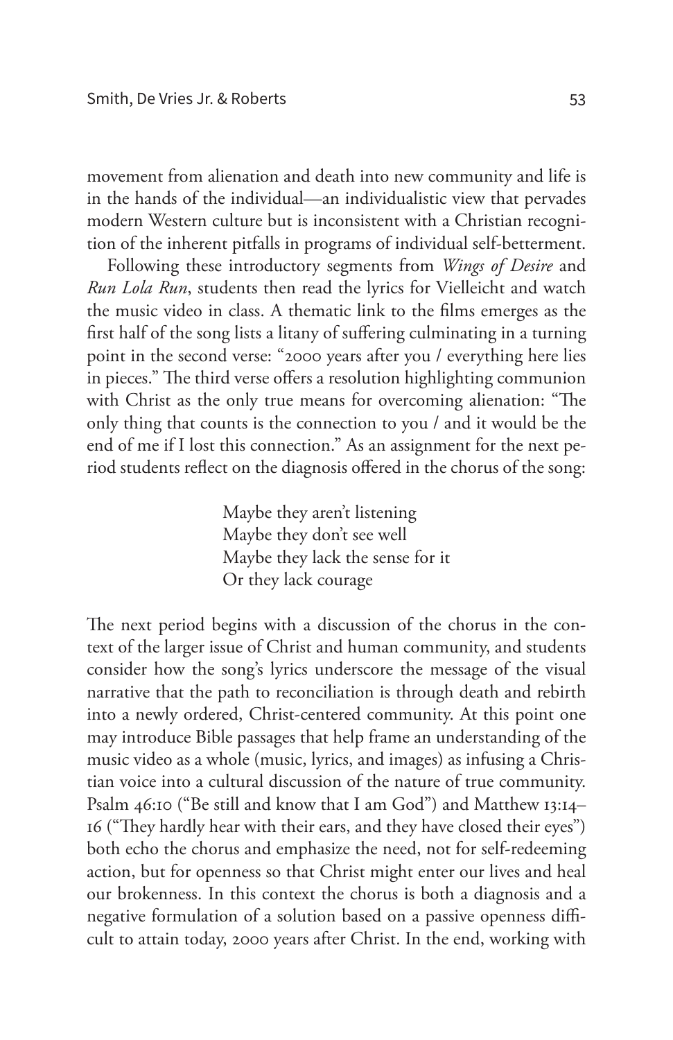movement from alienation and death into new community and life is in the hands of the individual—an individualistic view that pervades modern Western culture but is inconsistent with a Christian recognition of the inherent pitfalls in programs of individual self-betterment.

Following these introductory segments from *Wings of Desire* and *Run Lola Run*, students then read the lyrics for Vielleicht and watch the music video in class. A thematic link to the films emerges as the first half of the song lists a litany of suffering culminating in a turning point in the second verse: "2000 years after you / everything here lies in pieces." The third verse offers a resolution highlighting communion with Christ as the only true means for overcoming alienation: "The only thing that counts is the connection to you / and it would be the end of me if I lost this connection." As an assignment for the next period students reflect on the diagnosis offered in the chorus of the song:

> Maybe they aren't listening
> Maybe they don't see well
> Maybe they lack the sense for it
> Or they lack courage

The next period begins with a discussion of the chorus in the context of the larger issue of Christ and human community, and students consider how the song's lyrics underscore the message of the visual narrative that the path to reconciliation is through death and rebirth into a newly ordered, Christ-centered community. At this point one may introduce Bible passages that help frame an understanding of the music video as a whole (music, lyrics, and images) as infusing a Christian voice into a cultural discussion of the nature of true community. Psalm 46:10 ("Be still and know that I am God") and Matthew 13:14–16 ("They hardly hear with their ears, and they have closed their eyes") both echo the chorus and emphasize the need, not for self-redeeming action, but for openness so that Christ might enter our lives and heal our brokenness. In this context the chorus is both a diagnosis and a negative formulation of a solution based on a passive openness difficult to attain today, 2000 years after Christ. In the end, working with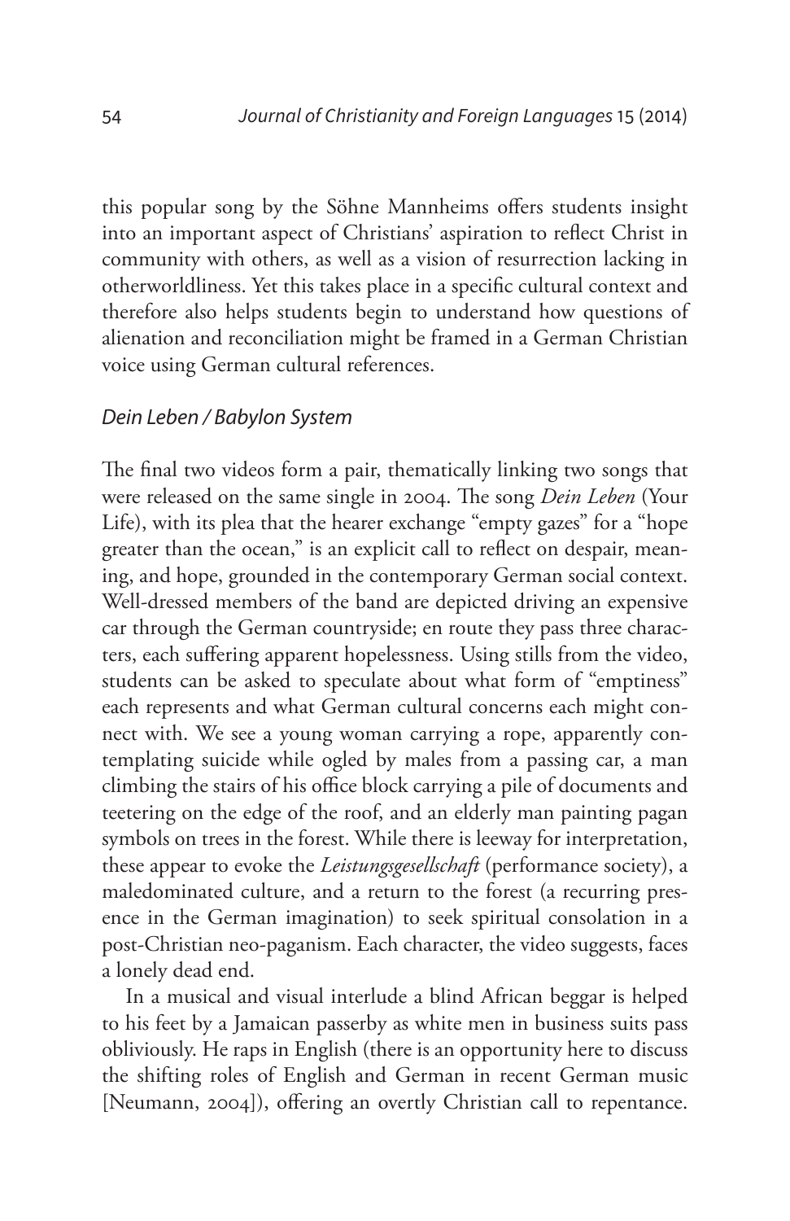this popular song by the Söhne Mannheims offers students insight into an important aspect of Christians' aspiration to reflect Christ in community with others, as well as a vision of resurrection lacking in otherworldliness. Yet this takes place in a specific cultural context and therefore also helps students begin to understand how questions of alienation and reconciliation might be framed in a German Christian voice using German cultural references.

### *Dein Leben / Babylon System*

The final two videos form a pair, thematically linking two songs that were released on the same single in 2004. The song *Dein Leben* (Your Life), with its plea that the hearer exchange "empty gazes" for a "hope greater than the ocean," is an explicit call to reflect on despair, meaning, and hope, grounded in the contemporary German social context. Well-dressed members of the band are depicted driving an expensive car through the German countryside; en route they pass three characters, each suffering apparent hopelessness. Using stills from the video, students can be asked to speculate about what form of "emptiness" each represents and what German cultural concerns each might connect with. We see a young woman carrying a rope, apparently contemplating suicide while ogled by males from a passing car, a man climbing the stairs of his office block carrying a pile of documents and teetering on the edge of the roof, and an elderly man painting pagan symbols on trees in the forest. While there is leeway for interpretation, these appear to evoke the *Leistungsgesellschaft* (performance society), a maledominated culture, and a return to the forest (a recurring presence in the German imagination) to seek spiritual consolation in a post-Christian neo-paganism. Each character, the video suggests, faces a lonely dead end.

In a musical and visual interlude a blind African beggar is helped to his feet by a Jamaican passerby as white men in business suits pass obliviously. He raps in English (there is an opportunity here to discuss the shifting roles of English and German in recent German music [Neumann, 2004]), offering an overtly Christian call to repentance.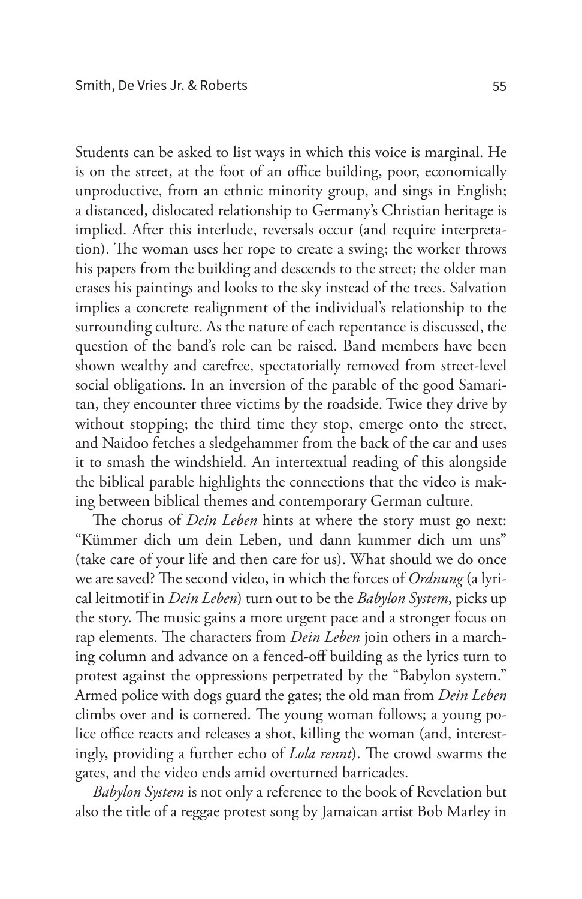Students can be asked to list ways in which this voice is marginal. He is on the street, at the foot of an office building, poor, economically unproductive, from an ethnic minority group, and sings in English; a distanced, dislocated relationship to Germany's Christian heritage is implied. After this interlude, reversals occur (and require interpretation). The woman uses her rope to create a swing; the worker throws his papers from the building and descends to the street; the older man erases his paintings and looks to the sky instead of the trees. Salvation implies a concrete realignment of the individual's relationship to the surrounding culture. As the nature of each repentance is discussed, the question of the band's role can be raised. Band members have been shown wealthy and carefree, spectatorially removed from street-level social obligations. In an inversion of the parable of the good Samaritan, they encounter three victims by the roadside. Twice they drive by without stopping; the third time they stop, emerge onto the street, and Naidoo fetches a sledgehammer from the back of the car and uses it to smash the windshield. An intertextual reading of this alongside the biblical parable highlights the connections that the video is making between biblical themes and contemporary German culture.

The chorus of *Dein Leben* hints at where the story must go next: "Kümmer dich um dein Leben, und dann kummer dich um uns" (take care of your life and then care for us). What should we do once we are saved? The second video, in which the forces of *Ordnung* (a lyrical leitmotif in *Dein Leben*) turn out to be the *Babylon System*, picks up the story. The music gains a more urgent pace and a stronger focus on rap elements. The characters from *Dein Leben* join others in a marching column and advance on a fenced-off building as the lyrics turn to protest against the oppressions perpetrated by the "Babylon system." Armed police with dogs guard the gates; the old man from *Dein Leben* climbs over and is cornered. The young woman follows; a young police office reacts and releases a shot, killing the woman (and, interestingly, providing a further echo of *Lola rennt*). The crowd swarms the gates, and the video ends amid overturned barricades.

*Babylon System* is not only a reference to the book of Revelation but also the title of a reggae protest song by Jamaican artist Bob Marley in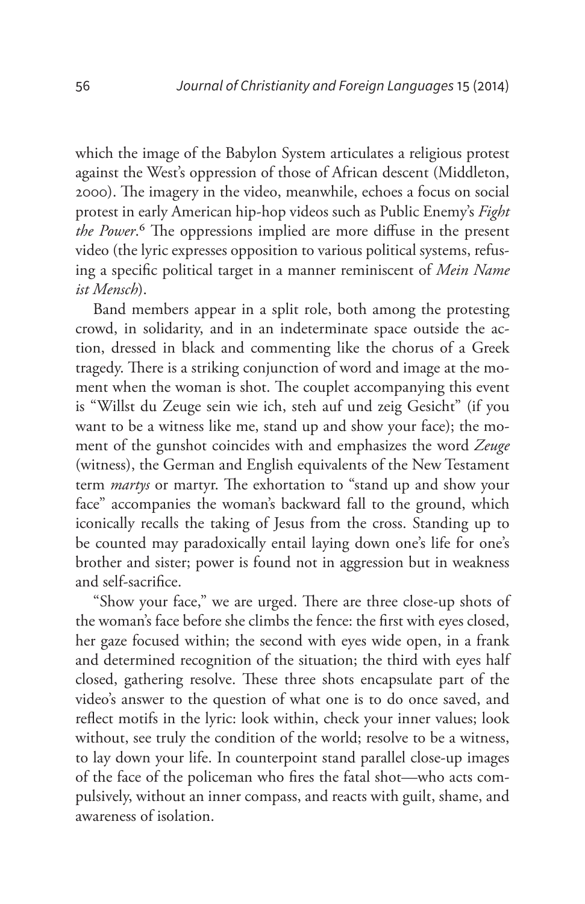which the image of the Babylon System articulates a religious protest against the West's oppression of those of African descent (Middleton, 2000). The imagery in the video, meanwhile, echoes a focus on social protest in early American hip-hop videos such as Public Enemy's *Fight the Power*.[6] The oppressions implied are more diffuse in the present video (the lyric expresses opposition to various political systems, refusing a specific political target in a manner reminiscent of *Mein Name ist Mensch*).

Band members appear in a split role, both among the protesting crowd, in solidarity, and in an indeterminate space outside the action, dressed in black and commenting like the chorus of a Greek tragedy. There is a striking conjunction of word and image at the moment when the woman is shot. The couplet accompanying this event is "Willst du Zeuge sein wie ich, steh auf und zeig Gesicht" (if you want to be a witness like me, stand up and show your face); the moment of the gunshot coincides with and emphasizes the word *Zeuge* (witness), the German and English equivalents of the New Testament term *martys* or martyr. The exhortation to "stand up and show your face" accompanies the woman's backward fall to the ground, which iconically recalls the taking of Jesus from the cross. Standing up to be counted may paradoxically entail laying down one's life for one's brother and sister; power is found not in aggression but in weakness and self-sacrifice.

"Show your face," we are urged. There are three close-up shots of the woman's face before she climbs the fence: the first with eyes closed, her gaze focused within; the second with eyes wide open, in a frank and determined recognition of the situation; the third with eyes half closed, gathering resolve. These three shots encapsulate part of the video's answer to the question of what one is to do once saved, and reflect motifs in the lyric: look within, check your inner values; look without, see truly the condition of the world; resolve to be a witness, to lay down your life. In counterpoint stand parallel close-up images of the face of the policeman who fires the fatal shot—who acts compulsively, without an inner compass, and reacts with guilt, shame, and awareness of isolation.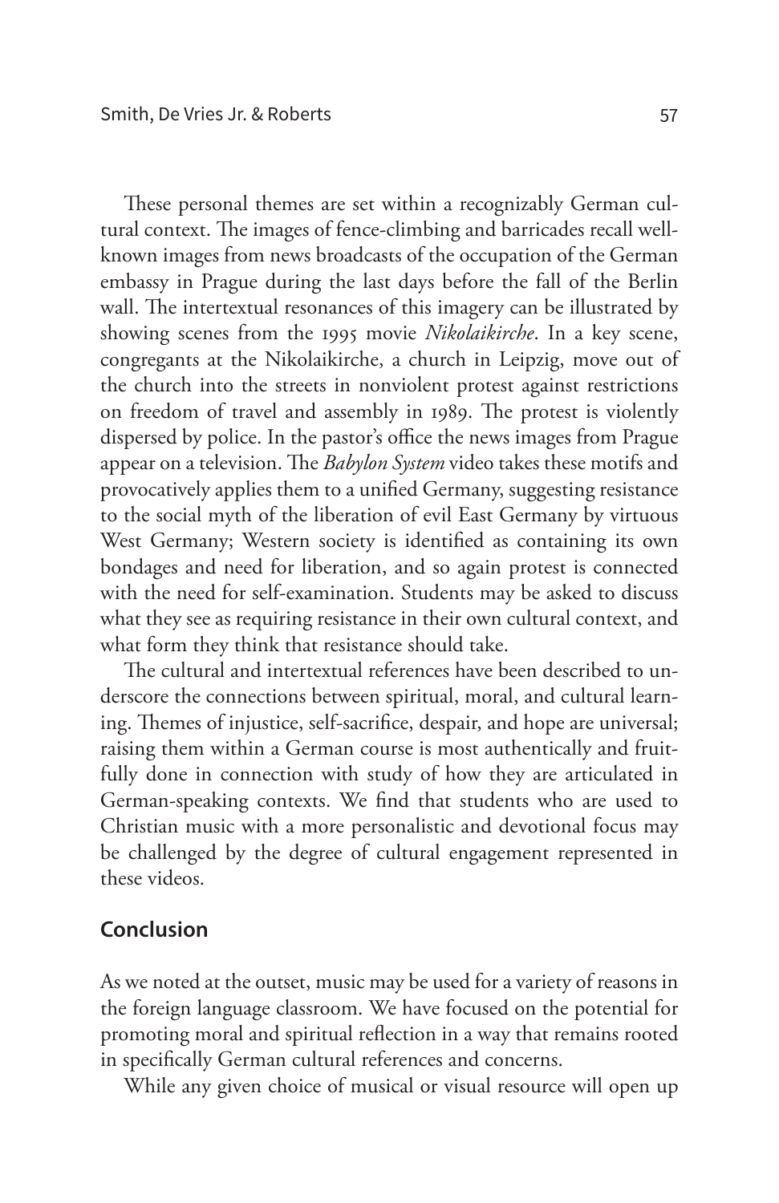These personal themes are set within a recognizably German cultural context. The images of fence-climbing and barricades recall well-known images from news broadcasts of the occupation of the German embassy in Prague during the last days before the fall of the Berlin wall. The intertextual resonances of this imagery can be illustrated by showing scenes from the 1995 movie *Nikolaikirche*. In a key scene, congregants at the Nikolaikirche, a church in Leipzig, move out of the church into the streets in nonviolent protest against restrictions on freedom of travel and assembly in 1989. The protest is violently dispersed by police. In the pastor's office the news images from Prague appear on a television. The *Babylon System* video takes these motifs and provocatively applies them to a unified Germany, suggesting resistance to the social myth of the liberation of evil East Germany by virtuous West Germany; Western society is identified as containing its own bondages and need for liberation, and so again protest is connected with the need for self-examination. Students may be asked to discuss what they see as requiring resistance in their own cultural context, and what form they think that resistance should take.

The cultural and intertextual references have been described to underscore the connections between spiritual, moral, and cultural learning. Themes of injustice, self-sacrifice, despair, and hope are universal; raising them within a German course is most authentically and fruitfully done in connection with study of how they are articulated in German-speaking contexts. We find that students who are used to Christian music with a more personalistic and devotional focus may be challenged by the degree of cultural engagement represented in these videos.

## Conclusion

As we noted at the outset, music may be used for a variety of reasons in the foreign language classroom. We have focused on the potential for promoting moral and spiritual reflection in a way that remains rooted in specifically German cultural references and concerns.

While any given choice of musical or visual resource will open up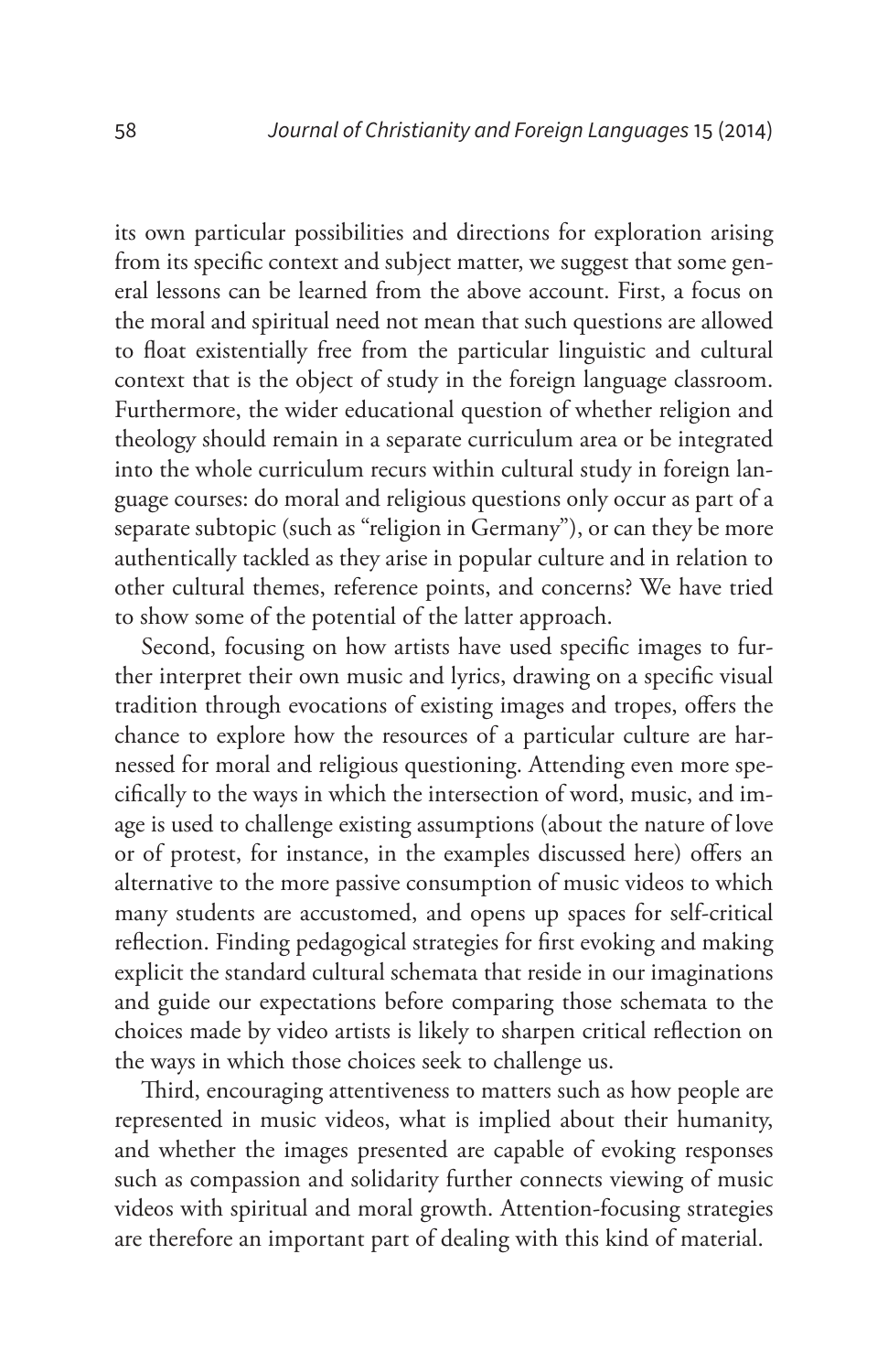its own particular possibilities and directions for exploration arising from its specific context and subject matter, we suggest that some general lessons can be learned from the above account. First, a focus on the moral and spiritual need not mean that such questions are allowed to float existentially free from the particular linguistic and cultural context that is the object of study in the foreign language classroom. Furthermore, the wider educational question of whether religion and theology should remain in a separate curriculum area or be integrated into the whole curriculum recurs within cultural study in foreign language courses: do moral and religious questions only occur as part of a separate subtopic (such as "religion in Germany"), or can they be more authentically tackled as they arise in popular culture and in relation to other cultural themes, reference points, and concerns? We have tried to show some of the potential of the latter approach.

Second, focusing on how artists have used specific images to further interpret their own music and lyrics, drawing on a specific visual tradition through evocations of existing images and tropes, offers the chance to explore how the resources of a particular culture are harnessed for moral and religious questioning. Attending even more specifically to the ways in which the intersection of word, music, and image is used to challenge existing assumptions (about the nature of love or of protest, for instance, in the examples discussed here) offers an alternative to the more passive consumption of music videos to which many students are accustomed, and opens up spaces for self-critical reflection. Finding pedagogical strategies for first evoking and making explicit the standard cultural schemata that reside in our imaginations and guide our expectations before comparing those schemata to the choices made by video artists is likely to sharpen critical reflection on the ways in which those choices seek to challenge us.

Third, encouraging attentiveness to matters such as how people are represented in music videos, what is implied about their humanity, and whether the images presented are capable of evoking responses such as compassion and solidarity further connects viewing of music videos with spiritual and moral growth. Attention-focusing strategies are therefore an important part of dealing with this kind of material.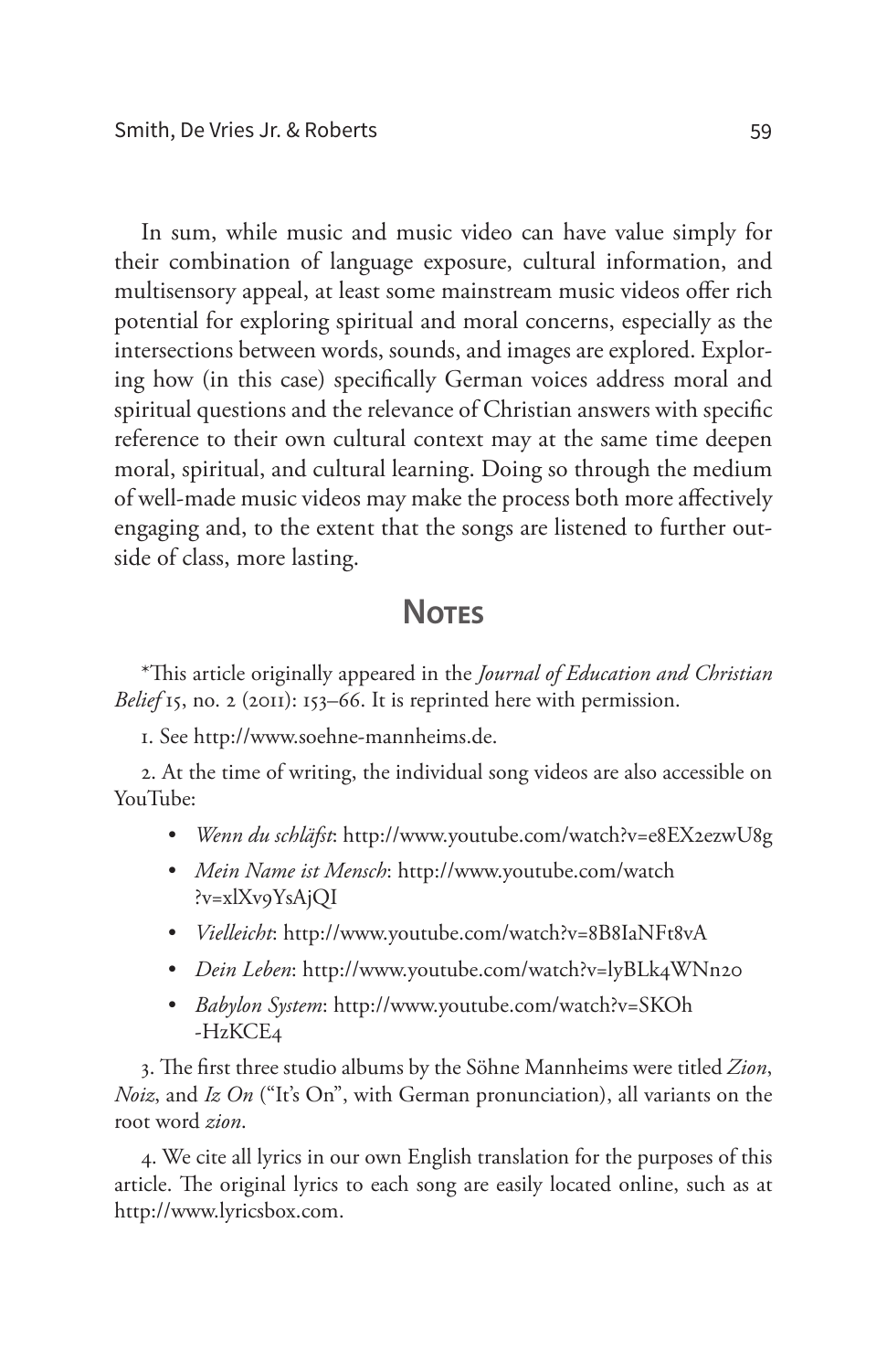In sum, while music and music video can have value simply for their combination of language exposure, cultural information, and multisensory appeal, at least some mainstream music videos offer rich potential for exploring spiritual and moral concerns, especially as the intersections between words, sounds, and images are explored. Exploring how (in this case) specifically German voices address moral and spiritual questions and the relevance of Christian answers with specific reference to their own cultural context may at the same time deepen moral, spiritual, and cultural learning. Doing so through the medium of well-made music videos may make the process both more affectively engaging and, to the extent that the songs are listened to further outside of class, more lasting.

## Notes

*This article originally appeared in the *Journal of Education and Christian Belief* 15, no. 2 (2011): 153–66. It is reprinted here with permission.

1. See http://www.soehne-mannheims.de.

2. At the time of writing, the individual song videos are also accessible on YouTube:

- *Wenn du schläfst*: http://www.youtube.com/watch?v=e8EX2ezwU8g
- *Mein Name ist Mensch*: http://www.youtube.com/watch?v=xlXv9YsAjQI
- *Vielleicht*: http://www.youtube.com/watch?v=8B8IaNFt8vA
- *Dein Leben*: http://www.youtube.com/watch?v=lyBLk4WNn20
- *Babylon System*: http://www.youtube.com/watch?v=SKOh-HzKCE4

3. The first three studio albums by the Söhne Mannheims were titled *Zion*, *Noiz*, and *Iz On* ("It's On", with German pronunciation), all variants on the root word *zion*.

4. We cite all lyrics in our own English translation for the purposes of this article. The original lyrics to each song are easily located online, such as at http://www.lyricsbox.com.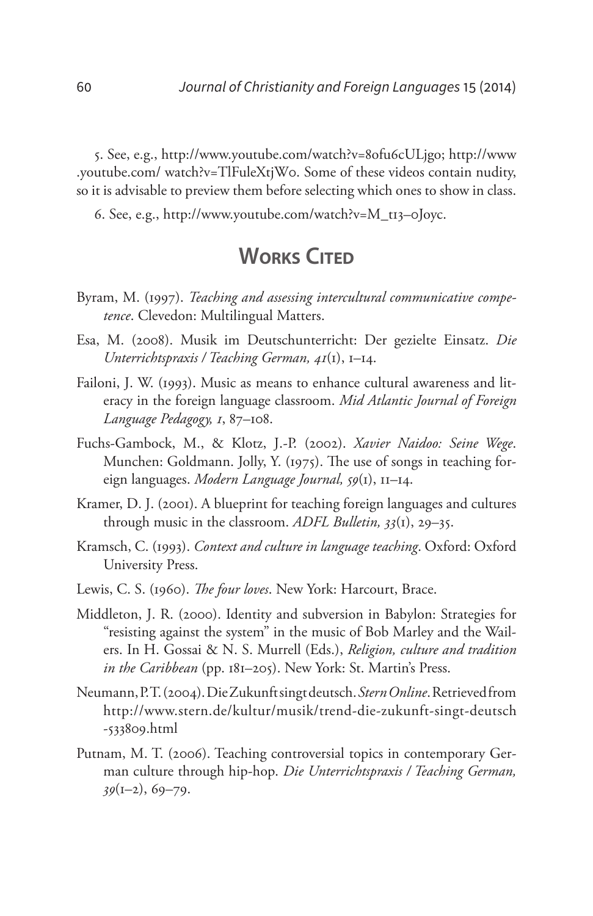5. See, e.g., http://www.youtube.com/watch?v=80fu6cULjg0; http://www.youtube.com/ watch?v=TlFuleXtjW0. Some of these videos contain nudity, so it is advisable to preview them before selecting which ones to show in class.

6. See, e.g., http://www.youtube.com/watch?v=M_t13–0Joyc.

## Works Cited

Byram, M. (1997). *Teaching and assessing intercultural communicative competence*. Clevedon: Multilingual Matters.

Esa, M. (2008). Musik im Deutschunterricht: Der gezielte Einsatz. *Die Unterrichtspraxis / Teaching German, 41*(1), 1–14.

Failoni, J. W. (1993). Music as means to enhance cultural awareness and literacy in the foreign language classroom. *Mid Atlantic Journal of Foreign Language Pedagogy, 1*, 87–108.

Fuchs-Gambock, M., & Klotz, J.-P. (2002). *Xavier Naidoo: Seine Wege*. Munchen: Goldmann. Jolly, Y. (1975). The use of songs in teaching foreign languages. *Modern Language Journal, 59*(1), 11–14.

Kramer, D. J. (2001). A blueprint for teaching foreign languages and cultures through music in the classroom. *ADFL Bulletin, 33*(1), 29–35.

Kramsch, C. (1993). *Context and culture in language teaching*. Oxford: Oxford University Press.

Lewis, C. S. (1960). *The four loves*. New York: Harcourt, Brace.

Middleton, J. R. (2000). Identity and subversion in Babylon: Strategies for "resisting against the system" in the music of Bob Marley and the Wailers. In H. Gossai & N. S. Murrell (Eds.), *Religion, culture and tradition in the Caribbean* (pp. 181–205). New York: St. Martin's Press.

Neumann, P. T. (2004). Die Zukunft singt deutsch. *Stern Online*. Retrieved from http://www.stern.de/kultur/musik/trend-die-zukunft-singt-deutsch-533809.html

Putnam, M. T. (2006). Teaching controversial topics in contemporary German culture through hip-hop. *Die Unterrichtspraxis / Teaching German, 39*(1–2), 69–79.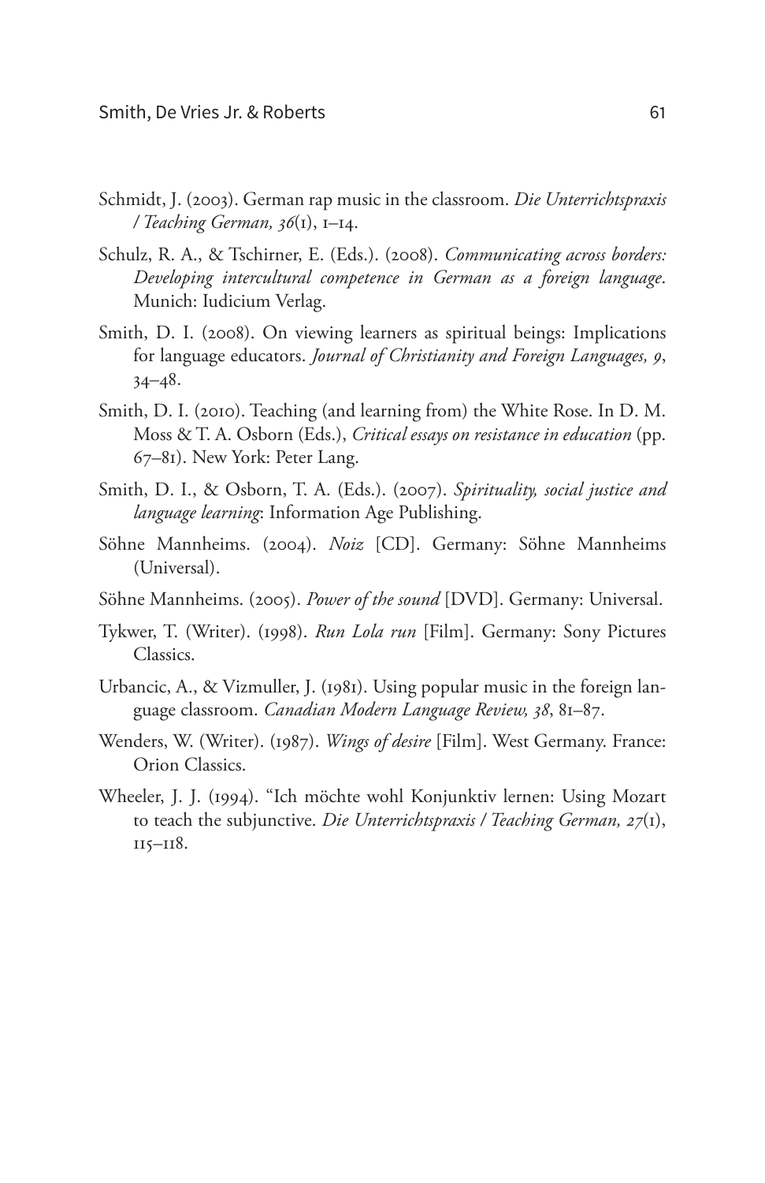Schmidt, J. (2003). German rap music in the classroom. *Die Unterrichtspraxis / Teaching German, 36*(1), 1–14.

Schulz, R. A., & Tschirner, E. (Eds.). (2008). *Communicating across borders: Developing intercultural competence in German as a foreign language*. Munich: Iudicium Verlag.

Smith, D. I. (2008). On viewing learners as spiritual beings: Implications for language educators. *Journal of Christianity and Foreign Languages, 9*, 34–48.

Smith, D. I. (2010). Teaching (and learning from) the White Rose. In D. M. Moss & T. A. Osborn (Eds.), *Critical essays on resistance in education* (pp. 67–81). New York: Peter Lang.

Smith, D. I., & Osborn, T. A. (Eds.). (2007). *Spirituality, social justice and language learning*: Information Age Publishing.

Söhne Mannheims. (2004). *Noiz* [CD]. Germany: Söhne Mannheims (Universal).

Söhne Mannheims. (2005). *Power of the sound* [DVD]. Germany: Universal.

Tykwer, T. (Writer). (1998). *Run Lola run* [Film]. Germany: Sony Pictures Classics.

Urbancic, A., & Vizmuller, J. (1981). Using popular music in the foreign language classroom. *Canadian Modern Language Review, 38*, 81–87.

Wenders, W. (Writer). (1987). *Wings of desire* [Film]. West Germany. France: Orion Classics.

Wheeler, J. J. (1994). "Ich möchte wohl Konjunktiv lernen: Using Mozart to teach the subjunctive. *Die Unterrichtspraxis / Teaching German, 27*(1), 115–118.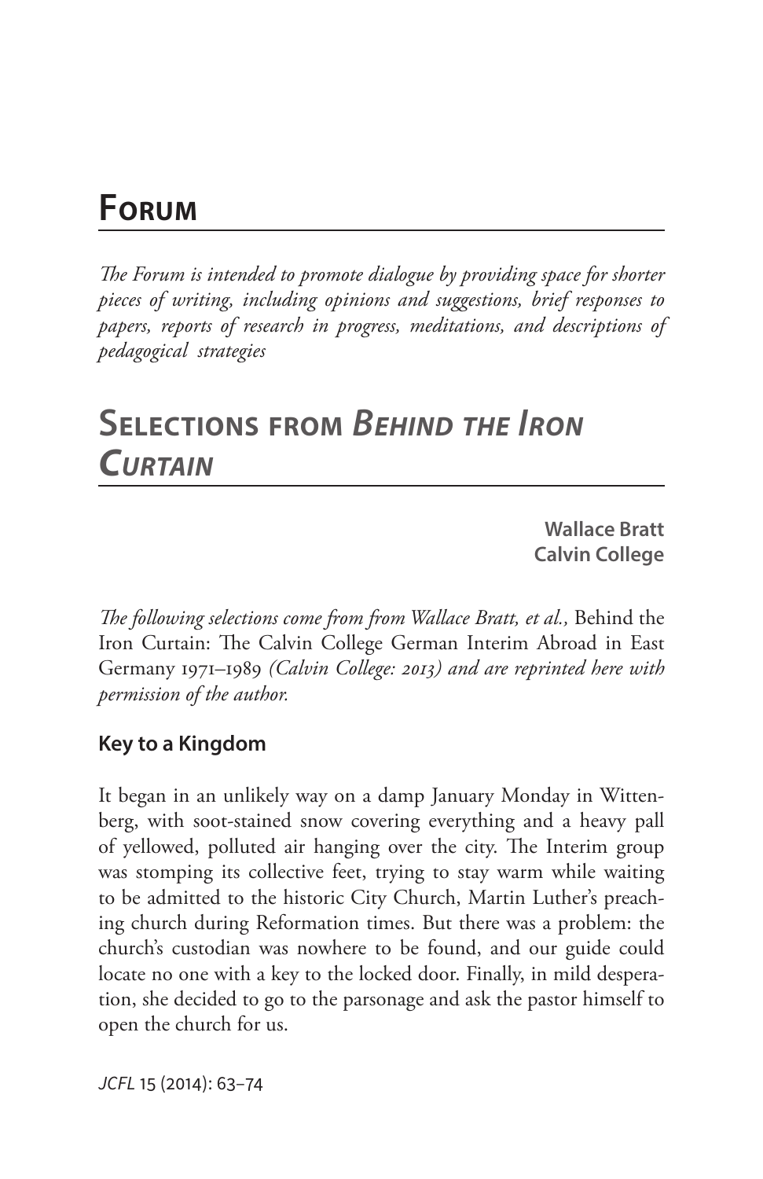# Forum

*The Forum is intended to promote dialogue by providing space for shorter pieces of writing, including opinions and suggestions, brief responses to papers, reports of research in progress, meditations, and descriptions of pedagogical strategies*

# Selections from *Behind the Iron Curtain*

**Wallace Bratt**
**Calvin College**

*The following selections come from from Wallace Bratt, et al.,* Behind the Iron Curtain: The Calvin College German Interim Abroad in East Germany 1971–1989 *(Calvin College: 2013) and are reprinted here with permission of the author.*

### Key to a Kingdom

It began in an unlikely way on a damp January Monday in Wittenberg, with soot-stained snow covering everything and a heavy pall of yellowed, polluted air hanging over the city. The Interim group was stomping its collective feet, trying to stay warm while waiting to be admitted to the historic City Church, Martin Luther's preaching church during Reformation times. But there was a problem: the church's custodian was nowhere to be found, and our guide could locate no one with a key to the locked door. Finally, in mild desperation, she decided to go to the parsonage and ask the pastor himself to open the church for us.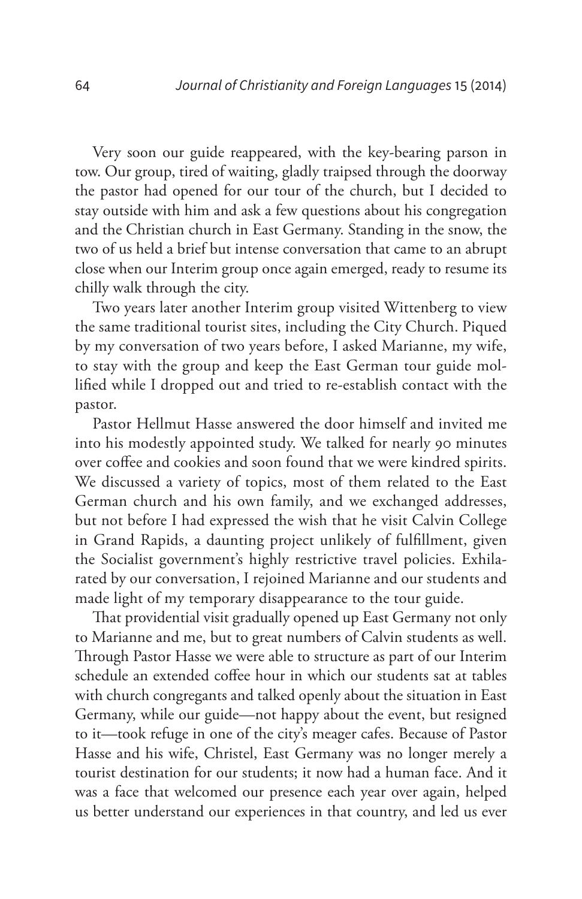Very soon our guide reappeared, with the key-bearing parson in tow. Our group, tired of waiting, gladly traipsed through the doorway the pastor had opened for our tour of the church, but I decided to stay outside with him and ask a few questions about his congregation and the Christian church in East Germany. Standing in the snow, the two of us held a brief but intense conversation that came to an abrupt close when our Interim group once again emerged, ready to resume its chilly walk through the city.

Two years later another Interim group visited Wittenberg to view the same traditional tourist sites, including the City Church. Piqued by my conversation of two years before, I asked Marianne, my wife, to stay with the group and keep the East German tour guide mollified while I dropped out and tried to re-establish contact with the pastor.

Pastor Hellmut Hasse answered the door himself and invited me into his modestly appointed study. We talked for nearly 90 minutes over coffee and cookies and soon found that we were kindred spirits. We discussed a variety of topics, most of them related to the East German church and his own family, and we exchanged addresses, but not before I had expressed the wish that he visit Calvin College in Grand Rapids, a daunting project unlikely of fulfillment, given the Socialist government's highly restrictive travel policies. Exhilarated by our conversation, I rejoined Marianne and our students and made light of my temporary disappearance to the tour guide.

That providential visit gradually opened up East Germany not only to Marianne and me, but to great numbers of Calvin students as well. Through Pastor Hasse we were able to structure as part of our Interim schedule an extended coffee hour in which our students sat at tables with church congregants and talked openly about the situation in East Germany, while our guide—not happy about the event, but resigned to it—took refuge in one of the city's meager cafes. Because of Pastor Hasse and his wife, Christel, East Germany was no longer merely a tourist destination for our students; it now had a human face. And it was a face that welcomed our presence each year over again, helped us better understand our experiences in that country, and led us ever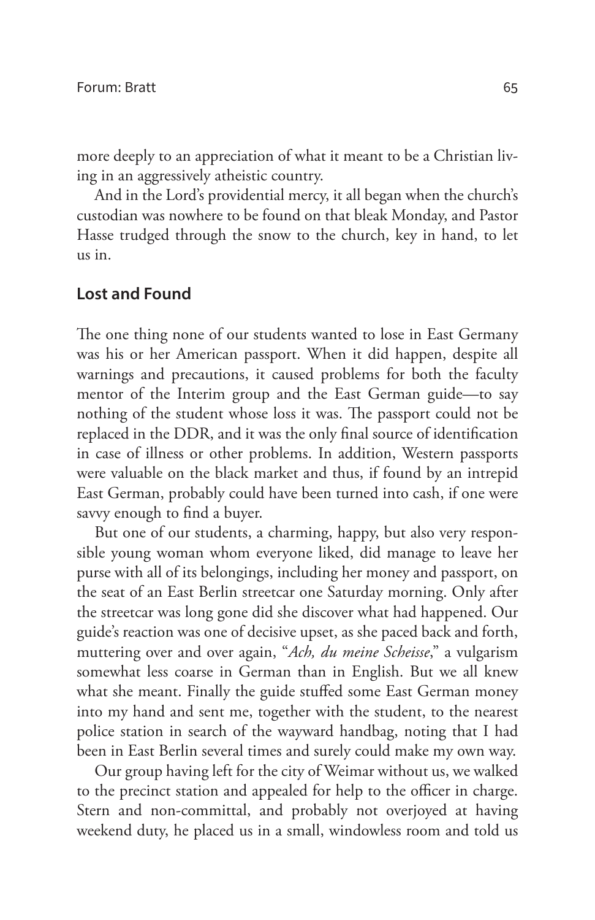more deeply to an appreciation of what it meant to be a Christian living in an aggressively atheistic country.

And in the Lord's providential mercy, it all began when the church's custodian was nowhere to be found on that bleak Monday, and Pastor Hasse trudged through the snow to the church, key in hand, to let us in.

## Lost and Found

The one thing none of our students wanted to lose in East Germany was his or her American passport. When it did happen, despite all warnings and precautions, it caused problems for both the faculty mentor of the Interim group and the East German guide—to say nothing of the student whose loss it was. The passport could not be replaced in the DDR, and it was the only final source of identification in case of illness or other problems. In addition, Western passports were valuable on the black market and thus, if found by an intrepid East German, probably could have been turned into cash, if one were savvy enough to find a buyer.

But one of our students, a charming, happy, but also very responsible young woman whom everyone liked, did manage to leave her purse with all of its belongings, including her money and passport, on the seat of an East Berlin streetcar one Saturday morning. Only after the streetcar was long gone did she discover what had happened. Our guide's reaction was one of decisive upset, as she paced back and forth, muttering over and over again, "*Ach, du meine Scheisse*," a vulgarism somewhat less coarse in German than in English. But we all knew what she meant. Finally the guide stuffed some East German money into my hand and sent me, together with the student, to the nearest police station in search of the wayward handbag, noting that I had been in East Berlin several times and surely could make my own way.

Our group having left for the city of Weimar without us, we walked to the precinct station and appealed for help to the officer in charge. Stern and non-committal, and probably not overjoyed at having weekend duty, he placed us in a small, windowless room and told us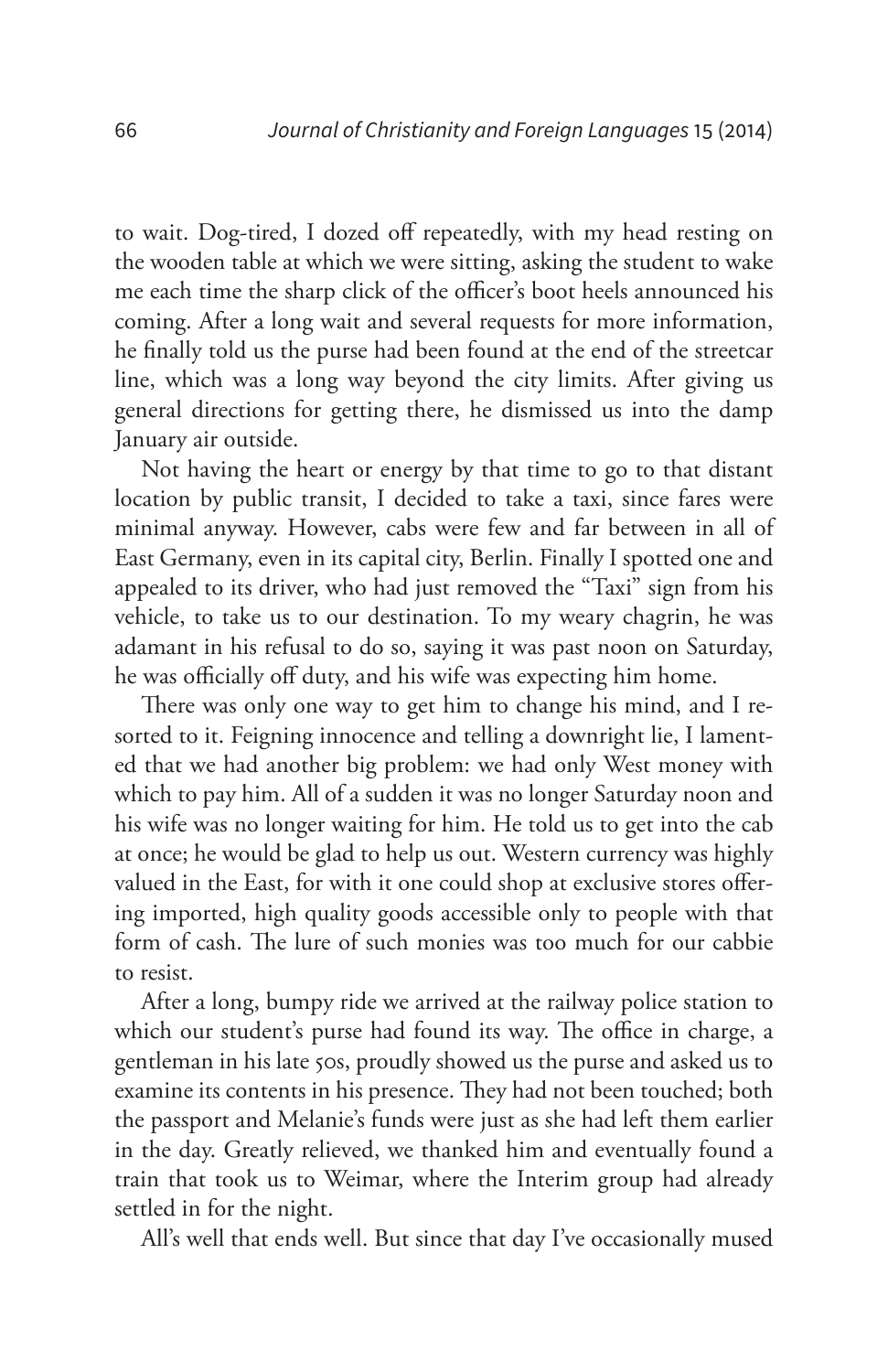to wait. Dog-tired, I dozed off repeatedly, with my head resting on the wooden table at which we were sitting, asking the student to wake me each time the sharp click of the officer's boot heels announced his coming. After a long wait and several requests for more information, he finally told us the purse had been found at the end of the streetcar line, which was a long way beyond the city limits. After giving us general directions for getting there, he dismissed us into the damp January air outside.

Not having the heart or energy by that time to go to that distant location by public transit, I decided to take a taxi, since fares were minimal anyway. However, cabs were few and far between in all of East Germany, even in its capital city, Berlin. Finally I spotted one and appealed to its driver, who had just removed the "Taxi" sign from his vehicle, to take us to our destination. To my weary chagrin, he was adamant in his refusal to do so, saying it was past noon on Saturday, he was officially off duty, and his wife was expecting him home.

There was only one way to get him to change his mind, and I resorted to it. Feigning innocence and telling a downright lie, I lamented that we had another big problem: we had only West money with which to pay him. All of a sudden it was no longer Saturday noon and his wife was no longer waiting for him. He told us to get into the cab at once; he would be glad to help us out. Western currency was highly valued in the East, for with it one could shop at exclusive stores offering imported, high quality goods accessible only to people with that form of cash. The lure of such monies was too much for our cabbie to resist.

After a long, bumpy ride we arrived at the railway police station to which our student's purse had found its way. The office in charge, a gentleman in his late 50s, proudly showed us the purse and asked us to examine its contents in his presence. They had not been touched; both the passport and Melanie's funds were just as she had left them earlier in the day. Greatly relieved, we thanked him and eventually found a train that took us to Weimar, where the Interim group had already settled in for the night.

All's well that ends well. But since that day I've occasionally mused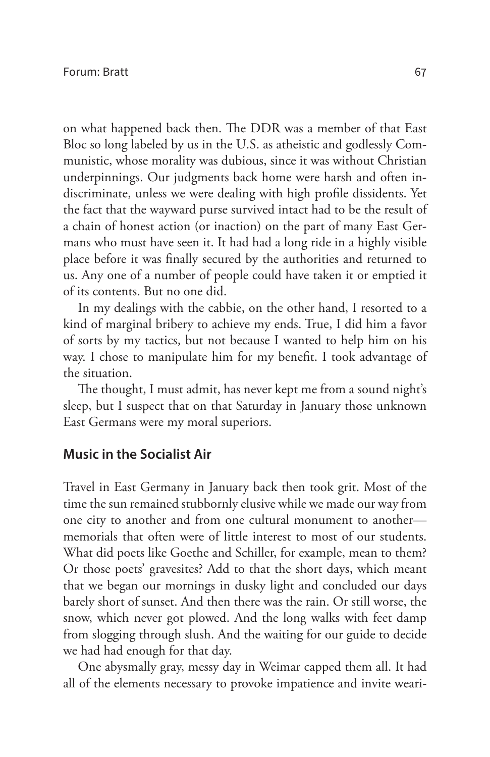on what happened back then. The DDR was a member of that East Bloc so long labeled by us in the U.S. as atheistic and godlessly Communistic, whose morality was dubious, since it was without Christian underpinnings. Our judgments back home were harsh and often indiscriminate, unless we were dealing with high profile dissidents. Yet the fact that the wayward purse survived intact had to be the result of a chain of honest action (or inaction) on the part of many East Germans who must have seen it. It had had a long ride in a highly visible place before it was finally secured by the authorities and returned to us. Any one of a number of people could have taken it or emptied it of its contents. But no one did.

In my dealings with the cabbie, on the other hand, I resorted to a kind of marginal bribery to achieve my ends. True, I did him a favor of sorts by my tactics, but not because I wanted to help him on his way. I chose to manipulate him for my benefit. I took advantage of the situation.

The thought, I must admit, has never kept me from a sound night's sleep, but I suspect that on that Saturday in January those unknown East Germans were my moral superiors.

## Music in the Socialist Air

Travel in East Germany in January back then took grit. Most of the time the sun remained stubbornly elusive while we made our way from one city to another and from one cultural monument to another—memorials that often were of little interest to most of our students. What did poets like Goethe and Schiller, for example, mean to them? Or those poets' gravesites? Add to that the short days, which meant that we began our mornings in dusky light and concluded our days barely short of sunset. And then there was the rain. Or still worse, the snow, which never got plowed. And the long walks with feet damp from slogging through slush. And the waiting for our guide to decide we had had enough for that day.

One abysmally gray, messy day in Weimar capped them all. It had all of the elements necessary to provoke impatience and invite weari-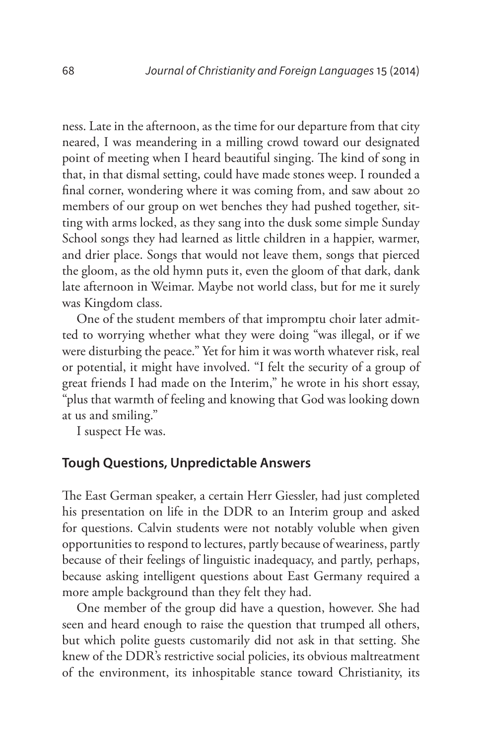ness. Late in the afternoon, as the time for our departure from that city neared, I was meandering in a milling crowd toward our designated point of meeting when I heard beautiful singing. The kind of song in that, in that dismal setting, could have made stones weep. I rounded a final corner, wondering where it was coming from, and saw about 20 members of our group on wet benches they had pushed together, sitting with arms locked, as they sang into the dusk some simple Sunday School songs they had learned as little children in a happier, warmer, and drier place. Songs that would not leave them, songs that pierced the gloom, as the old hymn puts it, even the gloom of that dark, dank late afternoon in Weimar. Maybe not world class, but for me it surely was Kingdom class.

One of the student members of that impromptu choir later admitted to worrying whether what they were doing "was illegal, or if we were disturbing the peace." Yet for him it was worth whatever risk, real or potential, it might have involved. "I felt the security of a group of great friends I had made on the Interim," he wrote in his short essay, "plus that warmth of feeling and knowing that God was looking down at us and smiling."

I suspect He was.

## Tough Questions, Unpredictable Answers

The East German speaker, a certain Herr Giessler, had just completed his presentation on life in the DDR to an Interim group and asked for questions. Calvin students were not notably voluble when given opportunities to respond to lectures, partly because of weariness, partly because of their feelings of linguistic inadequacy, and partly, perhaps, because asking intelligent questions about East Germany required a more ample background than they felt they had.

One member of the group did have a question, however. She had seen and heard enough to raise the question that trumped all others, but which polite guests customarily did not ask in that setting. She knew of the DDR's restrictive social policies, its obvious maltreatment of the environment, its inhospitable stance toward Christianity, its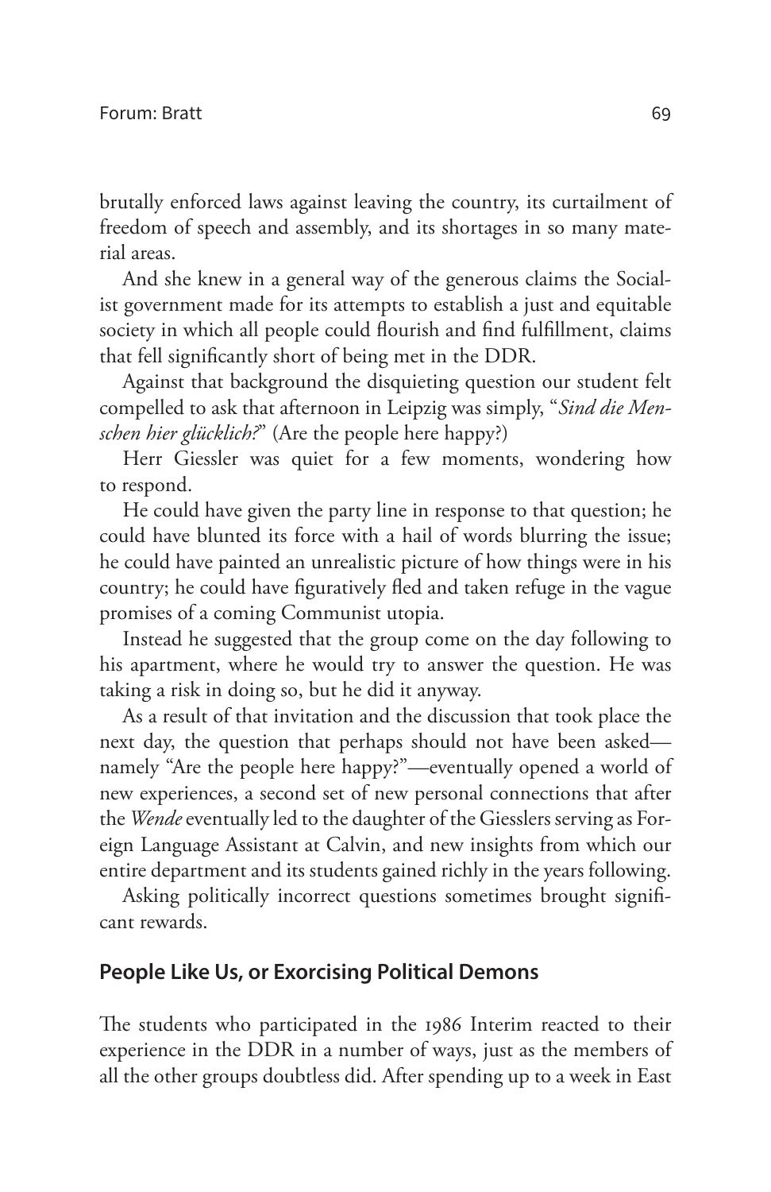brutally enforced laws against leaving the country, its curtailment of freedom of speech and assembly, and its shortages in so many material areas.

And she knew in a general way of the generous claims the Socialist government made for its attempts to establish a just and equitable society in which all people could flourish and find fulfillment, claims that fell significantly short of being met in the DDR.

Against that background the disquieting question our student felt compelled to ask that afternoon in Leipzig was simply, "*Sind die Menschen hier glücklich?*" (Are the people here happy?)

Herr Giessler was quiet for a few moments, wondering how to respond.

He could have given the party line in response to that question; he could have blunted its force with a hail of words blurring the issue; he could have painted an unrealistic picture of how things were in his country; he could have figuratively fled and taken refuge in the vague promises of a coming Communist utopia.

Instead he suggested that the group come on the day following to his apartment, where he would try to answer the question. He was taking a risk in doing so, but he did it anyway.

As a result of that invitation and the discussion that took place the next day, the question that perhaps should not have been asked—namely "Are the people here happy?"—eventually opened a world of new experiences, a second set of new personal connections that after the *Wende* eventually led to the daughter of the Giesslers serving as Foreign Language Assistant at Calvin, and new insights from which our entire department and its students gained richly in the years following.

Asking politically incorrect questions sometimes brought significant rewards.

## People Like Us, or Exorcising Political Demons

The students who participated in the 1986 Interim reacted to their experience in the DDR in a number of ways, just as the members of all the other groups doubtless did. After spending up to a week in East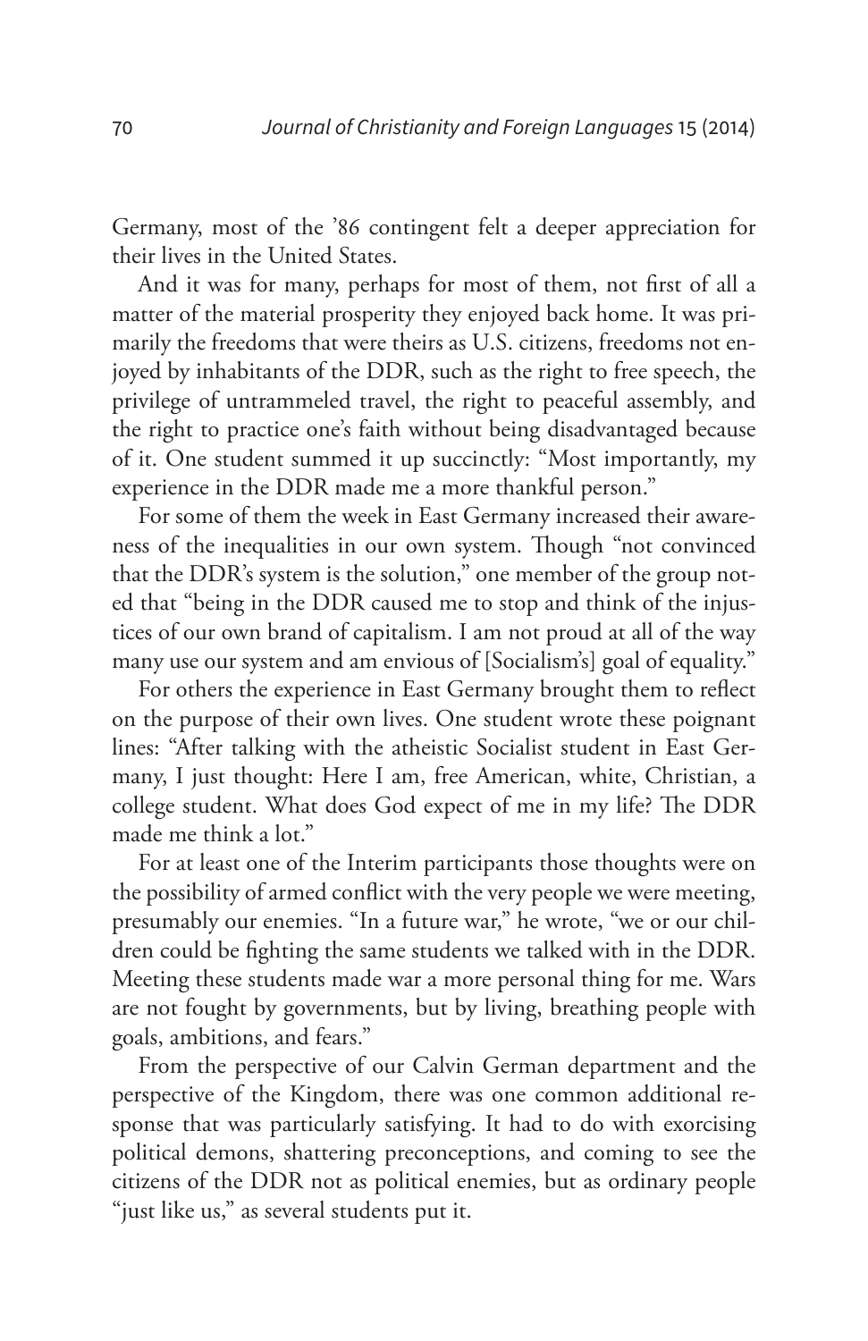Germany, most of the '86 contingent felt a deeper appreciation for their lives in the United States.

And it was for many, perhaps for most of them, not first of all a matter of the material prosperity they enjoyed back home. It was primarily the freedoms that were theirs as U.S. citizens, freedoms not enjoyed by inhabitants of the DDR, such as the right to free speech, the privilege of untrammeled travel, the right to peaceful assembly, and the right to practice one's faith without being disadvantaged because of it. One student summed it up succinctly: "Most importantly, my experience in the DDR made me a more thankful person."

For some of them the week in East Germany increased their awareness of the inequalities in our own system. Though "not convinced that the DDR's system is the solution," one member of the group noted that "being in the DDR caused me to stop and think of the injustices of our own brand of capitalism. I am not proud at all of the way many use our system and am envious of [Socialism's] goal of equality."

For others the experience in East Germany brought them to reflect on the purpose of their own lives. One student wrote these poignant lines: "After talking with the atheistic Socialist student in East Germany, I just thought: Here I am, free American, white, Christian, a college student. What does God expect of me in my life? The DDR made me think a lot."

For at least one of the Interim participants those thoughts were on the possibility of armed conflict with the very people we were meeting, presumably our enemies. "In a future war," he wrote, "we or our children could be fighting the same students we talked with in the DDR. Meeting these students made war a more personal thing for me. Wars are not fought by governments, but by living, breathing people with goals, ambitions, and fears."

From the perspective of our Calvin German department and the perspective of the Kingdom, there was one common additional response that was particularly satisfying. It had to do with exorcising political demons, shattering preconceptions, and coming to see the citizens of the DDR not as political enemies, but as ordinary people "just like us," as several students put it.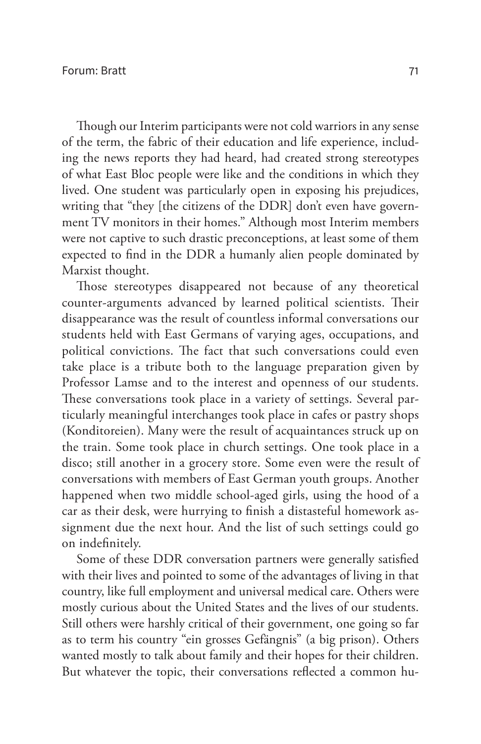Though our Interim participants were not cold warriors in any sense of the term, the fabric of their education and life experience, including the news reports they had heard, had created strong stereotypes of what East Bloc people were like and the conditions in which they lived. One student was particularly open in exposing his prejudices, writing that "they [the citizens of the DDR] don't even have government TV monitors in their homes." Although most Interim members were not captive to such drastic preconceptions, at least some of them expected to find in the DDR a humanly alien people dominated by Marxist thought.

Those stereotypes disappeared not because of any theoretical counter-arguments advanced by learned political scientists. Their disappearance was the result of countless informal conversations our students held with East Germans of varying ages, occupations, and political convictions. The fact that such conversations could even take place is a tribute both to the language preparation given by Professor Lamse and to the interest and openness of our students. These conversations took place in a variety of settings. Several particularly meaningful interchanges took place in cafes or pastry shops (Konditoreien). Many were the result of acquaintances struck up on the train. Some took place in church settings. One took place in a disco; still another in a grocery store. Some even were the result of conversations with members of East German youth groups. Another happened when two middle school-aged girls, using the hood of a car as their desk, were hurrying to finish a distasteful homework assignment due the next hour. And the list of such settings could go on indefinitely.

Some of these DDR conversation partners were generally satisfied with their lives and pointed to some of the advantages of living in that country, like full employment and universal medical care. Others were mostly curious about the United States and the lives of our students. Still others were harshly critical of their government, one going so far as to term his country "ein grosses Gefängnis" (a big prison). Others wanted mostly to talk about family and their hopes for their children. But whatever the topic, their conversations reflected a common hu-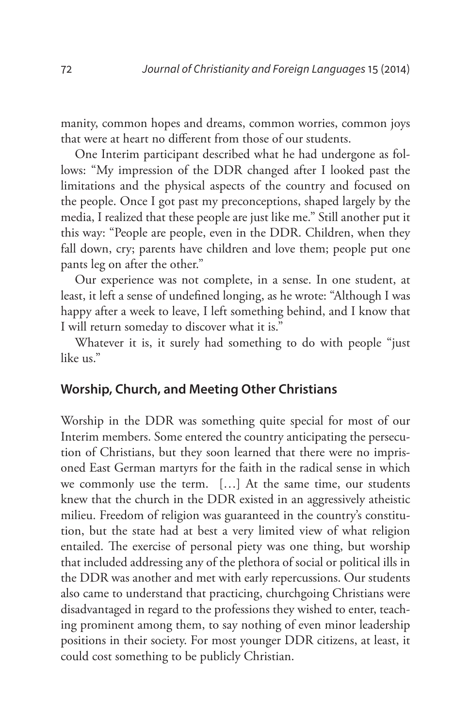manity, common hopes and dreams, common worries, common joys that were at heart no different from those of our students.

One Interim participant described what he had undergone as follows: "My impression of the DDR changed after I looked past the limitations and the physical aspects of the country and focused on the people. Once I got past my preconceptions, shaped largely by the media, I realized that these people are just like me." Still another put it this way: "People are people, even in the DDR. Children, when they fall down, cry; parents have children and love them; people put one pants leg on after the other."

Our experience was not complete, in a sense. In one student, at least, it left a sense of undefined longing, as he wrote: "Although I was happy after a week to leave, I left something behind, and I know that I will return someday to discover what it is."

Whatever it is, it surely had something to do with people "just like us."

## Worship, Church, and Meeting Other Christians

Worship in the DDR was something quite special for most of our Interim members. Some entered the country anticipating the persecution of Christians, but they soon learned that there were no imprisoned East German martyrs for the faith in the radical sense in which we commonly use the term. […] At the same time, our students knew that the church in the DDR existed in an aggressively atheistic milieu. Freedom of religion was guaranteed in the country's constitution, but the state had at best a very limited view of what religion entailed. The exercise of personal piety was one thing, but worship that included addressing any of the plethora of social or political ills in the DDR was another and met with early repercussions. Our students also came to understand that practicing, churchgoing Christians were disadvantaged in regard to the professions they wished to enter, teaching prominent among them, to say nothing of even minor leadership positions in their society. For most younger DDR citizens, at least, it could cost something to be publicly Christian.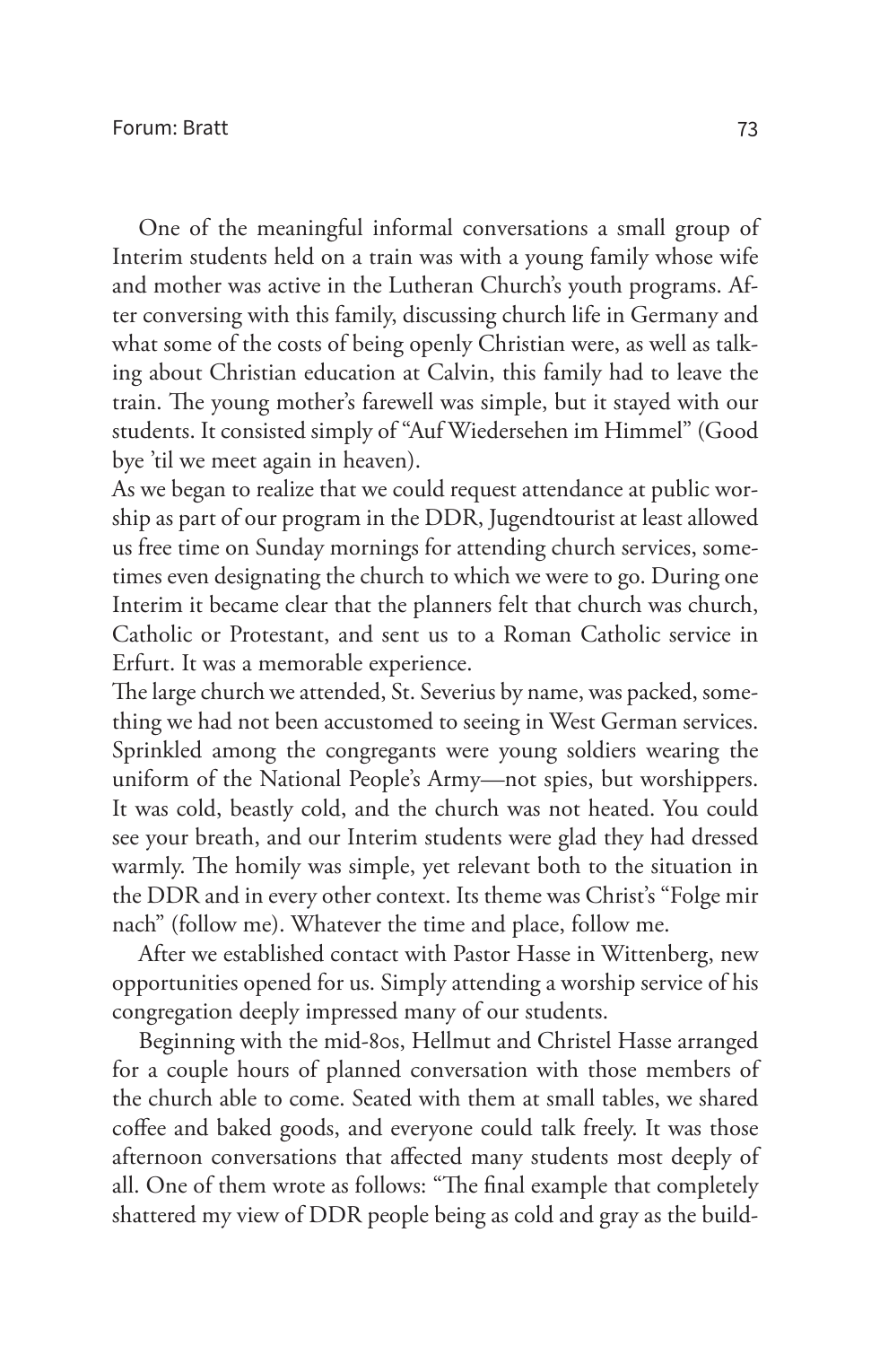One of the meaningful informal conversations a small group of Interim students held on a train was with a young family whose wife and mother was active in the Lutheran Church's youth programs. After conversing with this family, discussing church life in Germany and what some of the costs of being openly Christian were, as well as talking about Christian education at Calvin, this family had to leave the train. The young mother's farewell was simple, but it stayed with our students. It consisted simply of "Auf Wiedersehen im Himmel" (Good bye 'til we meet again in heaven).

As we began to realize that we could request attendance at public worship as part of our program in the DDR, Jugendtourist at least allowed us free time on Sunday mornings for attending church services, sometimes even designating the church to which we were to go. During one Interim it became clear that the planners felt that church was church, Catholic or Protestant, and sent us to a Roman Catholic service in Erfurt. It was a memorable experience.

The large church we attended, St. Severius by name, was packed, something we had not been accustomed to seeing in West German services. Sprinkled among the congregants were young soldiers wearing the uniform of the National People's Army—not spies, but worshippers. It was cold, beastly cold, and the church was not heated. You could see your breath, and our Interim students were glad they had dressed warmly. The homily was simple, yet relevant both to the situation in the DDR and in every other context. Its theme was Christ's "Folge mir nach" (follow me). Whatever the time and place, follow me.

After we established contact with Pastor Hasse in Wittenberg, new opportunities opened for us. Simply attending a worship service of his congregation deeply impressed many of our students.

Beginning with the mid-80s, Hellmut and Christel Hasse arranged for a couple hours of planned conversation with those members of the church able to come. Seated with them at small tables, we shared coffee and baked goods, and everyone could talk freely. It was those afternoon conversations that affected many students most deeply of all. One of them wrote as follows: "The final example that completely shattered my view of DDR people being as cold and gray as the build-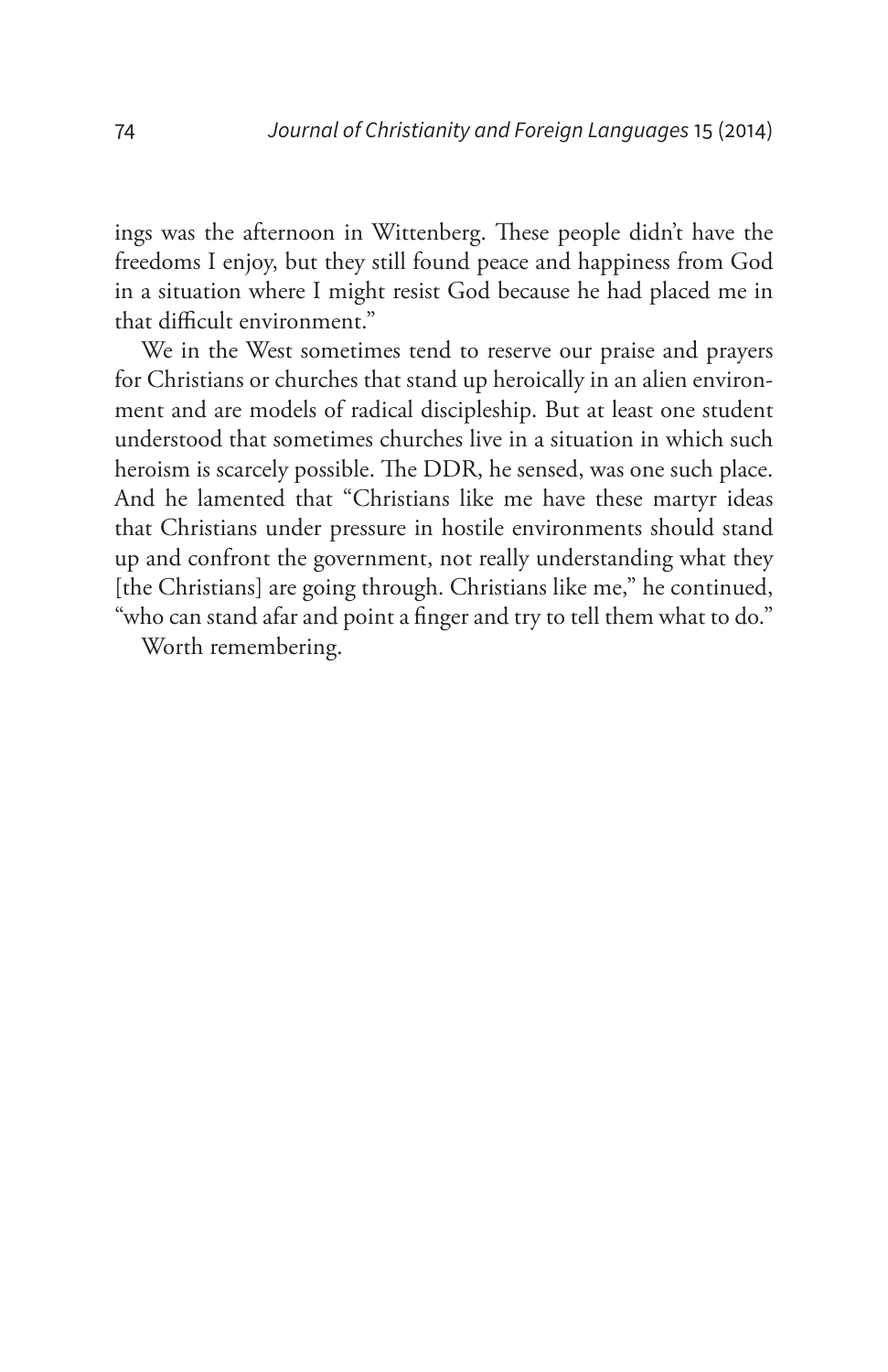ings was the afternoon in Wittenberg. These people didn't have the freedoms I enjoy, but they still found peace and happiness from God in a situation where I might resist God because he had placed me in that difficult environment."

We in the West sometimes tend to reserve our praise and prayers for Christians or churches that stand up heroically in an alien environment and are models of radical discipleship. But at least one student understood that sometimes churches live in a situation in which such heroism is scarcely possible. The DDR, he sensed, was one such place. And he lamented that "Christians like me have these martyr ideas that Christians under pressure in hostile environments should stand up and confront the government, not really understanding what they [the Christians] are going through. Christians like me," he continued, "who can stand afar and point a finger and try to tell them what to do."

Worth remembering.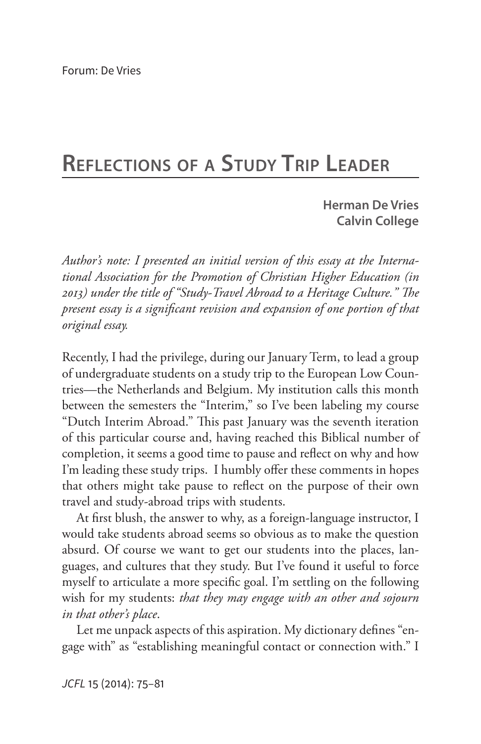# Reflections of a Study Trip Leader

**Herman De Vries**
**Calvin College**

*Author's note: I presented an initial version of this essay at the International Association for the Promotion of Christian Higher Education (in 2013) under the title of "Study-Travel Abroad to a Heritage Culture." The present essay is a significant revision and expansion of one portion of that original essay.*

Recently, I had the privilege, during our January Term, to lead a group of undergraduate students on a study trip to the European Low Countries—the Netherlands and Belgium. My institution calls this month between the semesters the "Interim," so I've been labeling my course "Dutch Interim Abroad." This past January was the seventh iteration of this particular course and, having reached this Biblical number of completion, it seems a good time to pause and reflect on why and how I'm leading these study trips. I humbly offer these comments in hopes that others might take pause to reflect on the purpose of their own travel and study-abroad trips with students.

At first blush, the answer to why, as a foreign-language instructor, I would take students abroad seems so obvious as to make the question absurd. Of course we want to get our students into the places, languages, and cultures that they study. But I've found it useful to force myself to articulate a more specific goal. I'm settling on the following wish for my students: *that they may engage with an other and sojourn in that other's place*.

Let me unpack aspects of this aspiration. My dictionary defines "engage with" as "establishing meaningful contact or connection with." I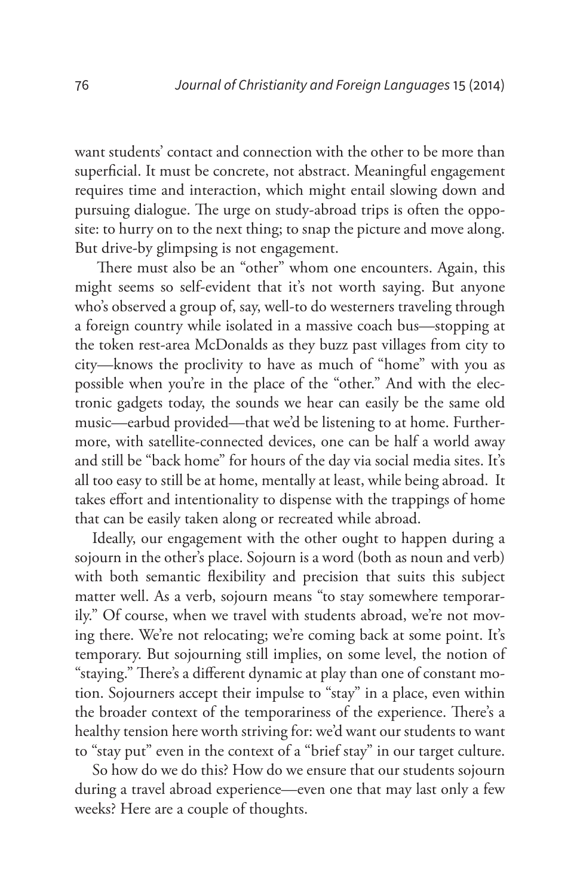want students' contact and connection with the other to be more than superficial. It must be concrete, not abstract. Meaningful engagement requires time and interaction, which might entail slowing down and pursuing dialogue. The urge on study-abroad trips is often the opposite: to hurry on to the next thing; to snap the picture and move along. But drive-by glimpsing is not engagement.

There must also be an "other" whom one encounters. Again, this might seems so self-evident that it's not worth saying. But anyone who's observed a group of, say, well-to do westerners traveling through a foreign country while isolated in a massive coach bus—stopping at the token rest-area McDonalds as they buzz past villages from city to city—knows the proclivity to have as much of "home" with you as possible when you're in the place of the "other." And with the electronic gadgets today, the sounds we hear can easily be the same old music—earbud provided—that we'd be listening to at home. Furthermore, with satellite-connected devices, one can be half a world away and still be "back home" for hours of the day via social media sites. It's all too easy to still be at home, mentally at least, while being abroad. It takes effort and intentionality to dispense with the trappings of home that can be easily taken along or recreated while abroad.

Ideally, our engagement with the other ought to happen during a sojourn in the other's place. Sojourn is a word (both as noun and verb) with both semantic flexibility and precision that suits this subject matter well. As a verb, sojourn means "to stay somewhere temporarily." Of course, when we travel with students abroad, we're not moving there. We're not relocating; we're coming back at some point. It's temporary. But sojourning still implies, on some level, the notion of "staying." There's a different dynamic at play than one of constant motion. Sojourners accept their impulse to "stay" in a place, even within the broader context of the temporariness of the experience. There's a healthy tension here worth striving for: we'd want our students to want to "stay put" even in the context of a "brief stay" in our target culture.

So how do we do this? How do we ensure that our students sojourn during a travel abroad experience—even one that may last only a few weeks? Here are a couple of thoughts.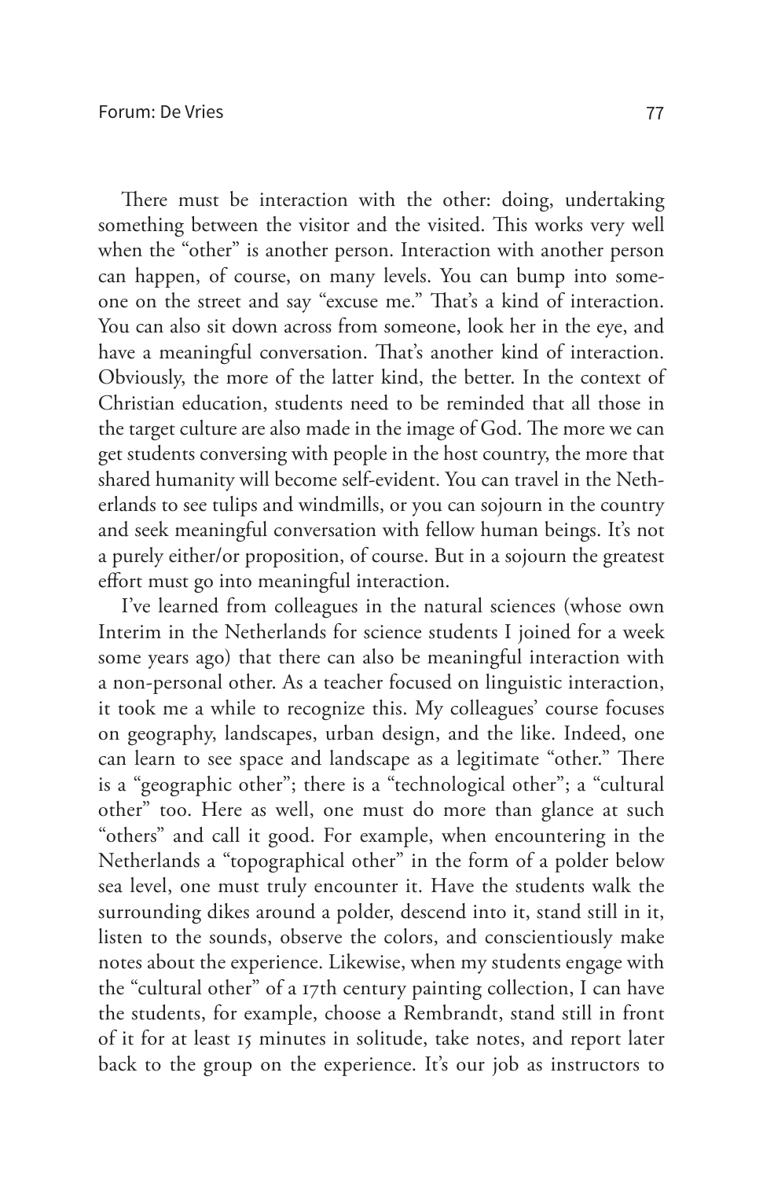There must be interaction with the other: doing, undertaking something between the visitor and the visited. This works very well when the "other" is another person. Interaction with another person can happen, of course, on many levels. You can bump into someone on the street and say "excuse me." That's a kind of interaction. You can also sit down across from someone, look her in the eye, and have a meaningful conversation. That's another kind of interaction. Obviously, the more of the latter kind, the better. In the context of Christian education, students need to be reminded that all those in the target culture are also made in the image of God. The more we can get students conversing with people in the host country, the more that shared humanity will become self-evident. You can travel in the Netherlands to see tulips and windmills, or you can sojourn in the country and seek meaningful conversation with fellow human beings. It's not a purely either/or proposition, of course. But in a sojourn the greatest effort must go into meaningful interaction.

I've learned from colleagues in the natural sciences (whose own Interim in the Netherlands for science students I joined for a week some years ago) that there can also be meaningful interaction with a non-personal other. As a teacher focused on linguistic interaction, it took me a while to recognize this. My colleagues' course focuses on geography, landscapes, urban design, and the like. Indeed, one can learn to see space and landscape as a legitimate "other." There is a "geographic other"; there is a "technological other"; a "cultural other" too. Here as well, one must do more than glance at such "others" and call it good. For example, when encountering in the Netherlands a "topographical other" in the form of a polder below sea level, one must truly encounter it. Have the students walk the surrounding dikes around a polder, descend into it, stand still in it, listen to the sounds, observe the colors, and conscientiously make notes about the experience. Likewise, when my students engage with the "cultural other" of a 17th century painting collection, I can have the students, for example, choose a Rembrandt, stand still in front of it for at least 15 minutes in solitude, take notes, and report later back to the group on the experience. It's our job as instructors to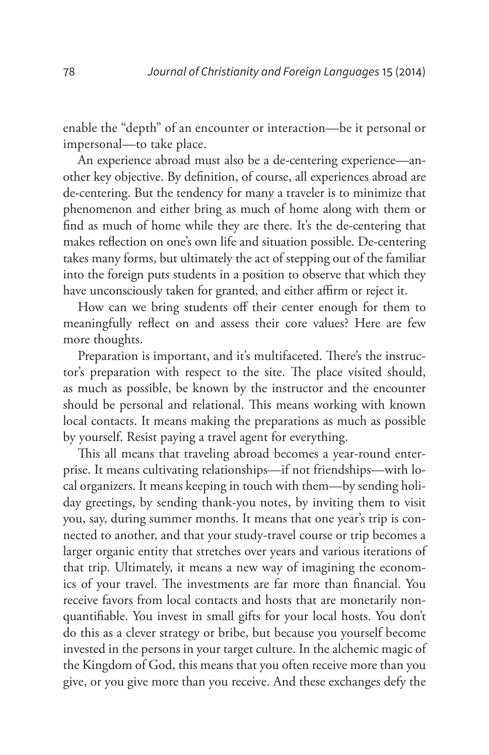enable the "depth" of an encounter or interaction—be it personal or impersonal—to take place.

An experience abroad must also be a de-centering experience—another key objective. By definition, of course, all experiences abroad are de-centering. But the tendency for many a traveler is to minimize that phenomenon and either bring as much of home along with them or find as much of home while they are there. It's the de-centering that makes reflection on one's own life and situation possible. De-centering takes many forms, but ultimately the act of stepping out of the familiar into the foreign puts students in a position to observe that which they have unconsciously taken for granted, and either affirm or reject it.

How can we bring students off their center enough for them to meaningfully reflect on and assess their core values? Here are few more thoughts.

Preparation is important, and it's multifaceted. There's the instructor's preparation with respect to the site. The place visited should, as much as possible, be known by the instructor and the encounter should be personal and relational. This means working with known local contacts. It means making the preparations as much as possible by yourself. Resist paying a travel agent for everything.

This all means that traveling abroad becomes a year-round enterprise. It means cultivating relationships—if not friendships—with local organizers. It means keeping in touch with them—by sending holiday greetings, by sending thank-you notes, by inviting them to visit you, say, during summer months. It means that one year's trip is connected to another, and that your study-travel course or trip becomes a larger organic entity that stretches over years and various iterations of that trip. Ultimately, it means a new way of imagining the economics of your travel. The investments are far more than financial. You receive favors from local contacts and hosts that are monetarily non-quantifiable. You invest in small gifts for your local hosts. You don't do this as a clever strategy or bribe, but because you yourself become invested in the persons in your target culture. In the alchemic magic of the Kingdom of God, this means that you often receive more than you give, or you give more than you receive. And these exchanges defy the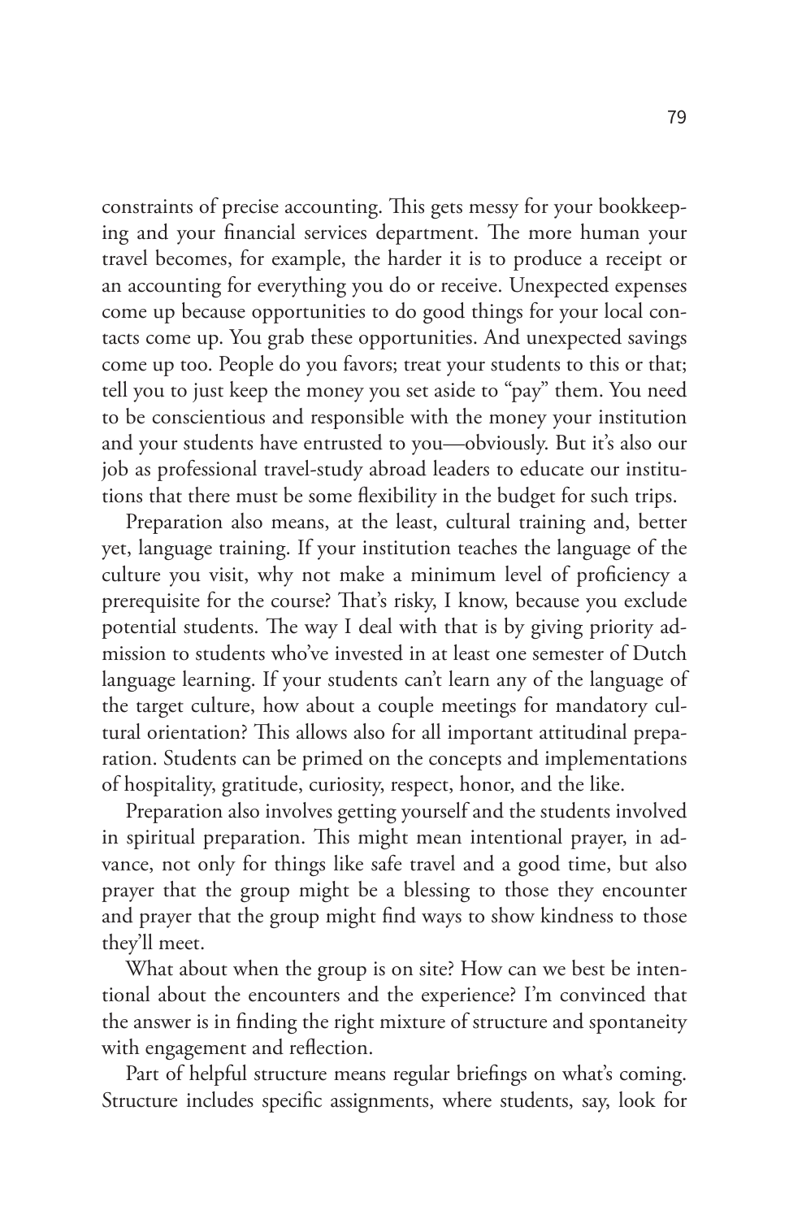constraints of precise accounting. This gets messy for your bookkeeping and your financial services department. The more human your travel becomes, for example, the harder it is to produce a receipt or an accounting for everything you do or receive. Unexpected expenses come up because opportunities to do good things for your local contacts come up. You grab these opportunities. And unexpected savings come up too. People do you favors; treat your students to this or that; tell you to just keep the money you set aside to "pay" them. You need to be conscientious and responsible with the money your institution and your students have entrusted to you—obviously. But it's also our job as professional travel-study abroad leaders to educate our institutions that there must be some flexibility in the budget for such trips.

Preparation also means, at the least, cultural training and, better yet, language training. If your institution teaches the language of the culture you visit, why not make a minimum level of proficiency a prerequisite for the course? That's risky, I know, because you exclude potential students. The way I deal with that is by giving priority admission to students who've invested in at least one semester of Dutch language learning. If your students can't learn any of the language of the target culture, how about a couple meetings for mandatory cultural orientation? This allows also for all important attitudinal preparation. Students can be primed on the concepts and implementations of hospitality, gratitude, curiosity, respect, honor, and the like.

Preparation also involves getting yourself and the students involved in spiritual preparation. This might mean intentional prayer, in advance, not only for things like safe travel and a good time, but also prayer that the group might be a blessing to those they encounter and prayer that the group might find ways to show kindness to those they'll meet.

What about when the group is on site? How can we best be intentional about the encounters and the experience? I'm convinced that the answer is in finding the right mixture of structure and spontaneity with engagement and reflection.

Part of helpful structure means regular briefings on what's coming. Structure includes specific assignments, where students, say, look for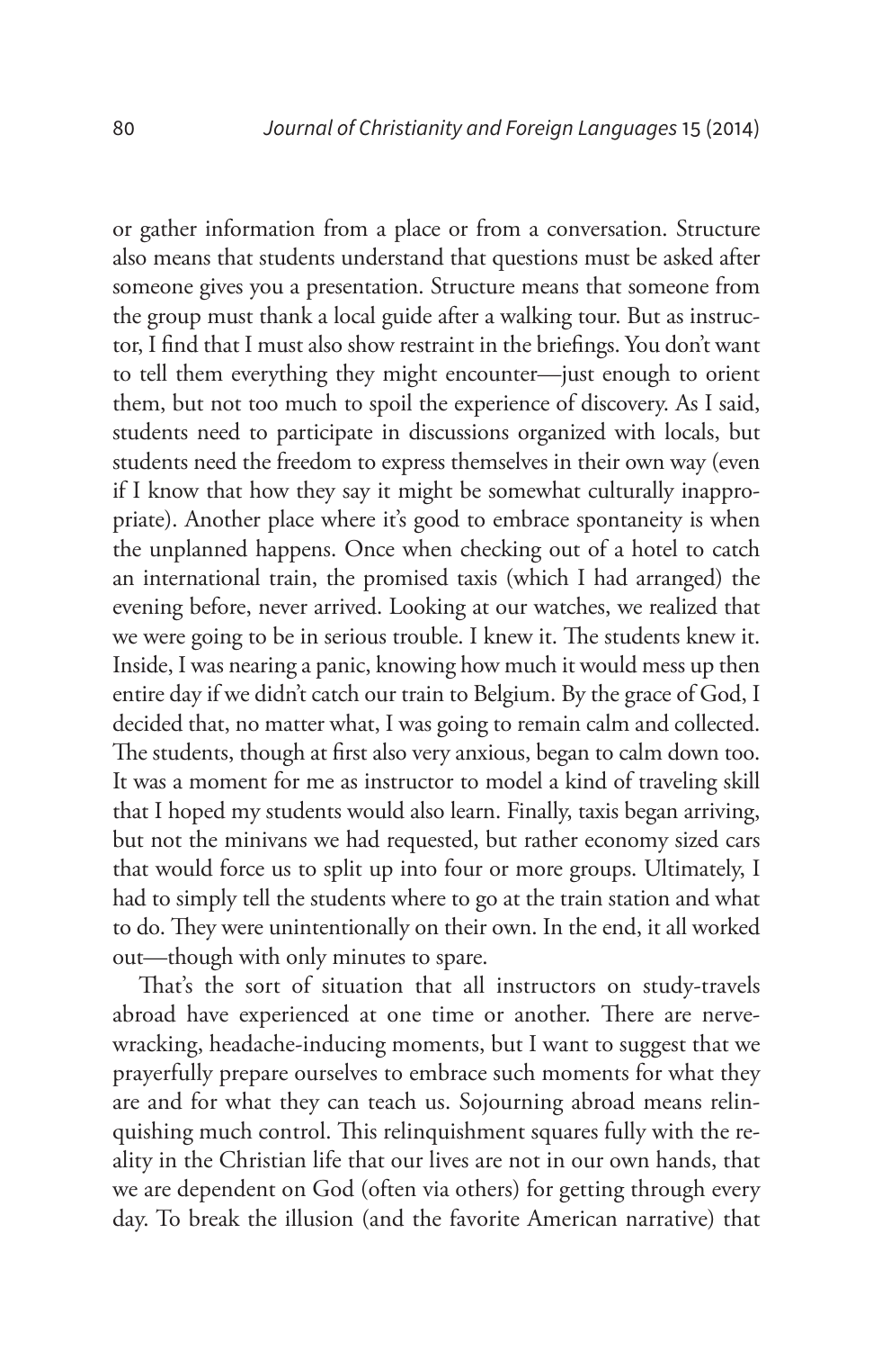or gather information from a place or from a conversation. Structure also means that students understand that questions must be asked after someone gives you a presentation. Structure means that someone from the group must thank a local guide after a walking tour. But as instructor, I find that I must also show restraint in the briefings. You don't want to tell them everything they might encounter—just enough to orient them, but not too much to spoil the experience of discovery. As I said, students need to participate in discussions organized with locals, but students need the freedom to express themselves in their own way (even if I know that how they say it might be somewhat culturally inappropriate). Another place where it's good to embrace spontaneity is when the unplanned happens. Once when checking out of a hotel to catch an international train, the promised taxis (which I had arranged) the evening before, never arrived. Looking at our watches, we realized that we were going to be in serious trouble. I knew it. The students knew it. Inside, I was nearing a panic, knowing how much it would mess up then entire day if we didn't catch our train to Belgium. By the grace of God, I decided that, no matter what, I was going to remain calm and collected. The students, though at first also very anxious, began to calm down too. It was a moment for me as instructor to model a kind of traveling skill that I hoped my students would also learn. Finally, taxis began arriving, but not the minivans we had requested, but rather economy sized cars that would force us to split up into four or more groups. Ultimately, I had to simply tell the students where to go at the train station and what to do. They were unintentionally on their own. In the end, it all worked out—though with only minutes to spare.

That's the sort of situation that all instructors on study-travels abroad have experienced at one time or another. There are nerve-wracking, headache-inducing moments, but I want to suggest that we prayerfully prepare ourselves to embrace such moments for what they are and for what they can teach us. Sojourning abroad means relinquishing much control. This relinquishment squares fully with the reality in the Christian life that our lives are not in our own hands, that we are dependent on God (often via others) for getting through every day. To break the illusion (and the favorite American narrative) that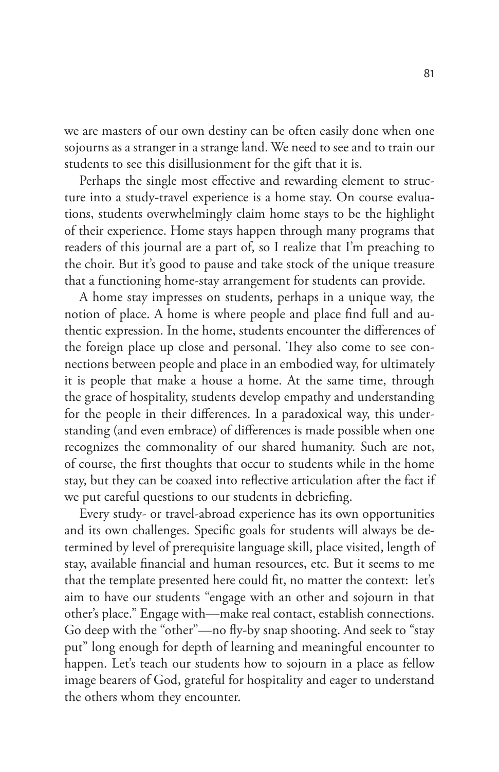we are masters of our own destiny can be often easily done when one sojourns as a stranger in a strange land. We need to see and to train our students to see this disillusionment for the gift that it is.

Perhaps the single most effective and rewarding element to structure into a study-travel experience is a home stay. On course evaluations, students overwhelmingly claim home stays to be the highlight of their experience. Home stays happen through many programs that readers of this journal are a part of, so I realize that I'm preaching to the choir. But it's good to pause and take stock of the unique treasure that a functioning home-stay arrangement for students can provide.

A home stay impresses on students, perhaps in a unique way, the notion of place. A home is where people and place find full and authentic expression. In the home, students encounter the differences of the foreign place up close and personal. They also come to see connections between people and place in an embodied way, for ultimately it is people that make a house a home. At the same time, through the grace of hospitality, students develop empathy and understanding for the people in their differences. In a paradoxical way, this understanding (and even embrace) of differences is made possible when one recognizes the commonality of our shared humanity. Such are not, of course, the first thoughts that occur to students while in the home stay, but they can be coaxed into reflective articulation after the fact if we put careful questions to our students in debriefing.

Every study- or travel-abroad experience has its own opportunities and its own challenges. Specific goals for students will always be determined by level of prerequisite language skill, place visited, length of stay, available financial and human resources, etc. But it seems to me that the template presented here could fit, no matter the context: let's aim to have our students "engage with an other and sojourn in that other's place." Engage with—make real contact, establish connections. Go deep with the "other"—no fly-by snap shooting. And seek to "stay put" long enough for depth of learning and meaningful encounter to happen. Let's teach our students how to sojourn in a place as fellow image bearers of God, grateful for hospitality and eager to understand the others whom they encounter.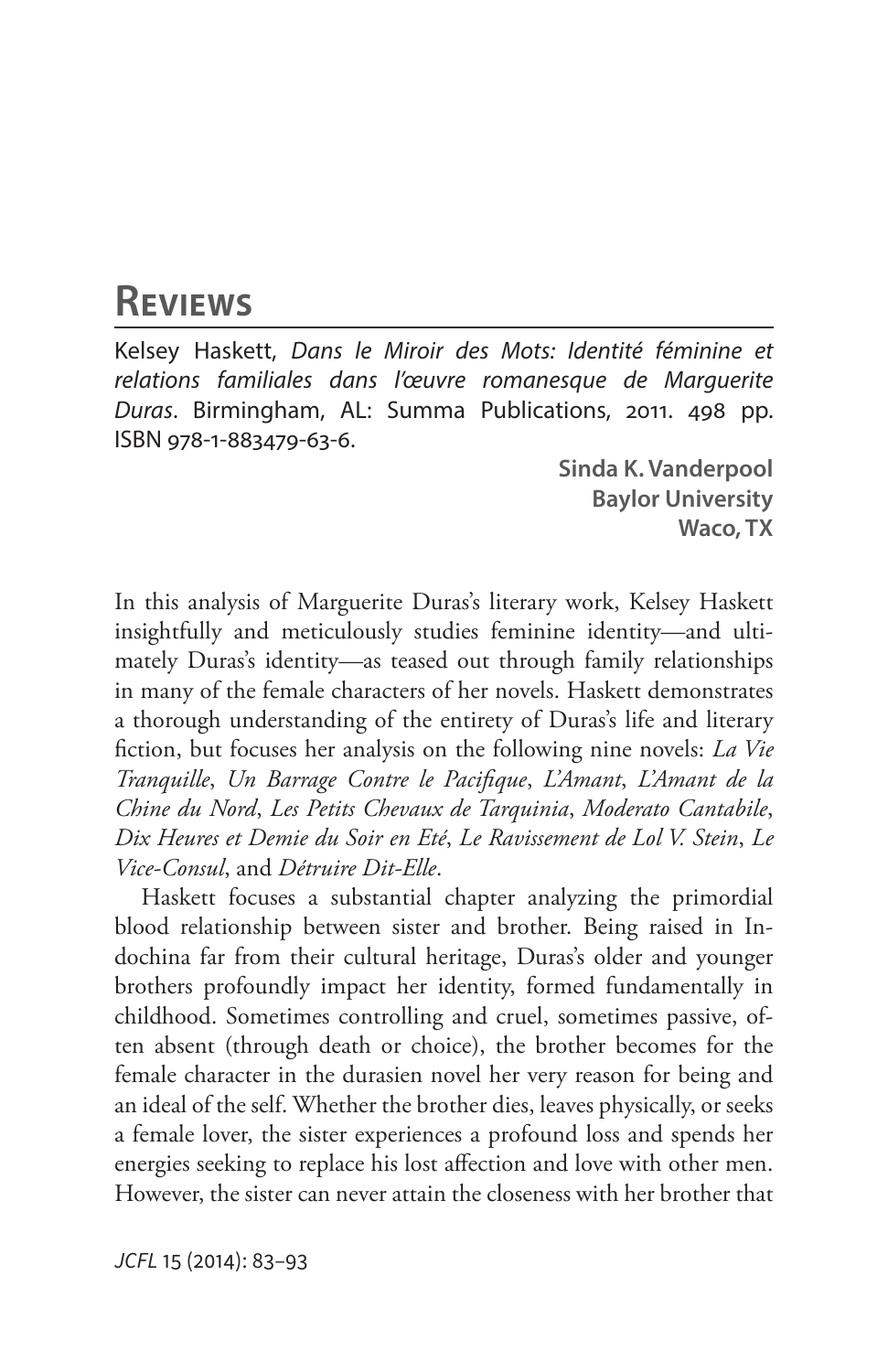# Reviews

Kelsey Haskett, *Dans le Miroir des Mots: Identité féminine et relations familiales dans l'œuvre romanesque de Marguerite Duras*. Birmingham, AL: Summa Publications, 2011. 498 pp. ISBN 978-1-883479-63-6.

**Sinda K. Vanderpool**
**Baylor University**
**Waco, TX**

In this analysis of Marguerite Duras's literary work, Kelsey Haskett insightfully and meticulously studies feminine identity—and ultimately Duras's identity—as teased out through family relationships in many of the female characters of her novels. Haskett demonstrates a thorough understanding of the entirety of Duras's life and literary fiction, but focuses her analysis on the following nine novels: *La Vie Tranquille*, *Un Barrage Contre le Pacifique*, *L'Amant*, *L'Amant de la Chine du Nord*, *Les Petits Chevaux de Tarquinia*, *Moderato Cantabile*, *Dix Heures et Demie du Soir en Eté*, *Le Ravissement de Lol V. Stein*, *Le Vice-Consul*, and *Détruire Dit-Elle*.

Haskett focuses a substantial chapter analyzing the primordial blood relationship between sister and brother. Being raised in Indochina far from their cultural heritage, Duras's older and younger brothers profoundly impact her identity, formed fundamentally in childhood. Sometimes controlling and cruel, sometimes passive, often absent (through death or choice), the brother becomes for the female character in the durasien novel her very reason for being and an ideal of the self. Whether the brother dies, leaves physically, or seeks a female lover, the sister experiences a profound loss and spends her energies seeking to replace his lost affection and love with other men. However, the sister can never attain the closeness with her brother that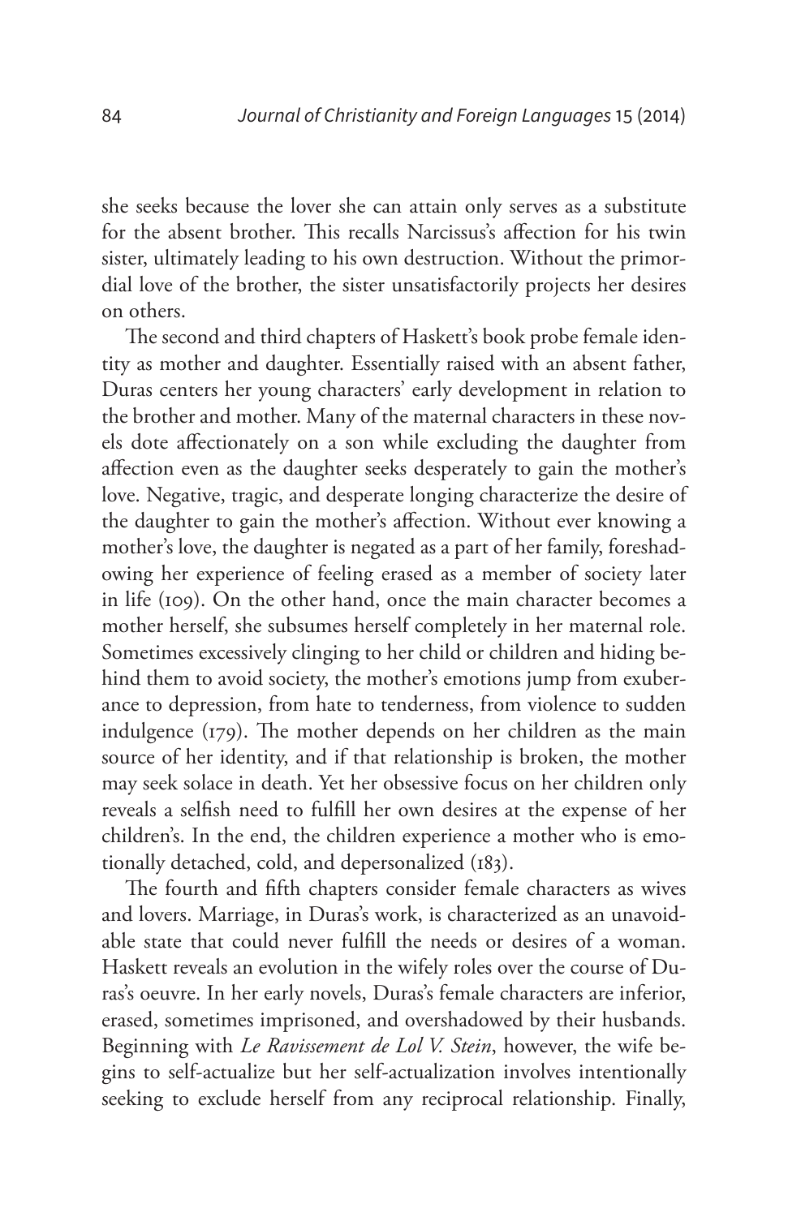she seeks because the lover she can attain only serves as a substitute for the absent brother. This recalls Narcissus's affection for his twin sister, ultimately leading to his own destruction. Without the primordial love of the brother, the sister unsatisfactorily projects her desires on others.

The second and third chapters of Haskett's book probe female identity as mother and daughter. Essentially raised with an absent father, Duras centers her young characters' early development in relation to the brother and mother. Many of the maternal characters in these novels dote affectionately on a son while excluding the daughter from affection even as the daughter seeks desperately to gain the mother's love. Negative, tragic, and desperate longing characterize the desire of the daughter to gain the mother's affection. Without ever knowing a mother's love, the daughter is negated as a part of her family, foreshadowing her experience of feeling erased as a member of society later in life (109). On the other hand, once the main character becomes a mother herself, she subsumes herself completely in her maternal role. Sometimes excessively clinging to her child or children and hiding behind them to avoid society, the mother's emotions jump from exuberance to depression, from hate to tenderness, from violence to sudden indulgence (179). The mother depends on her children as the main source of her identity, and if that relationship is broken, the mother may seek solace in death. Yet her obsessive focus on her children only reveals a selfish need to fulfill her own desires at the expense of her children's. In the end, the children experience a mother who is emotionally detached, cold, and depersonalized (183).

The fourth and fifth chapters consider female characters as wives and lovers. Marriage, in Duras's work, is characterized as an unavoidable state that could never fulfill the needs or desires of a woman. Haskett reveals an evolution in the wifely roles over the course of Duras's oeuvre. In her early novels, Duras's female characters are inferior, erased, sometimes imprisoned, and overshadowed by their husbands. Beginning with *Le Ravissement de Lol V. Stein*, however, the wife begins to self-actualize but her self-actualization involves intentionally seeking to exclude herself from any reciprocal relationship. Finally,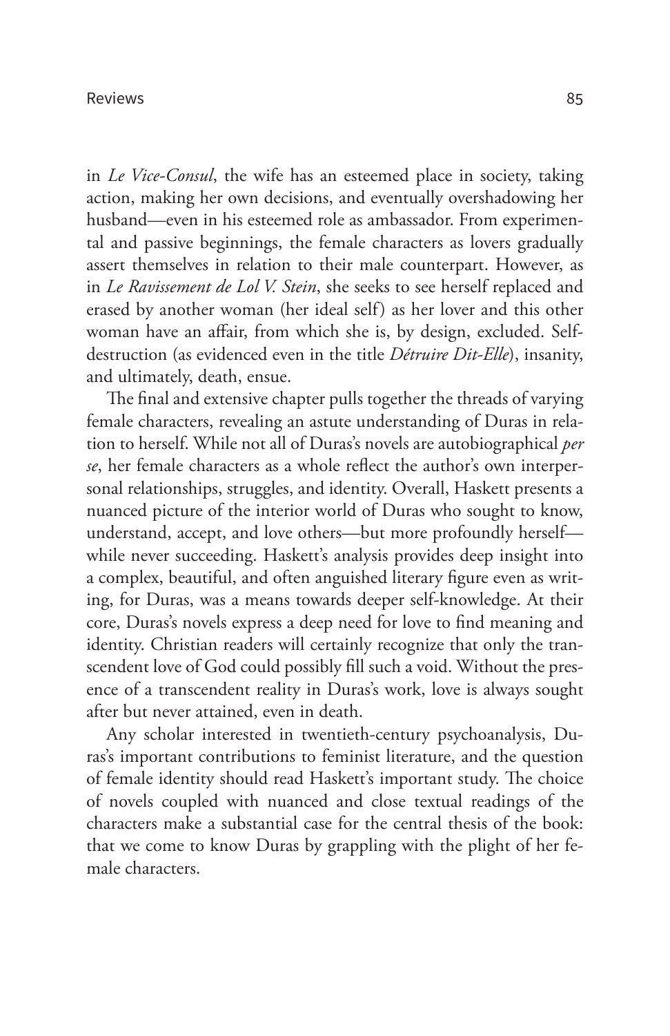in *Le Vice-Consul*, the wife has an esteemed place in society, taking action, making her own decisions, and eventually overshadowing her husband—even in his esteemed role as ambassador. From experimental and passive beginnings, the female characters as lovers gradually assert themselves in relation to their male counterpart. However, as in *Le Ravissement de Lol V. Stein*, she seeks to see herself replaced and erased by another woman (her ideal self) as her lover and this other woman have an affair, from which she is, by design, excluded. Self-destruction (as evidenced even in the title *Détruire Dit-Elle*), insanity, and ultimately, death, ensue.

The final and extensive chapter pulls together the threads of varying female characters, revealing an astute understanding of Duras in relation to herself. While not all of Duras's novels are autobiographical *per se*, her female characters as a whole reflect the author's own interpersonal relationships, struggles, and identity. Overall, Haskett presents a nuanced picture of the interior world of Duras who sought to know, understand, accept, and love others—but more profoundly herself—while never succeeding. Haskett's analysis provides deep insight into a complex, beautiful, and often anguished literary figure even as writing, for Duras, was a means towards deeper self-knowledge. At their core, Duras's novels express a deep need for love to find meaning and identity. Christian readers will certainly recognize that only the transcendent love of God could possibly fill such a void. Without the presence of a transcendent reality in Duras's work, love is always sought after but never attained, even in death.

Any scholar interested in twentieth-century psychoanalysis, Duras's important contributions to feminist literature, and the question of female identity should read Haskett's important study. The choice of novels coupled with nuanced and close textual readings of the characters make a substantial case for the central thesis of the book: that we come to know Duras by grappling with the plight of her female characters.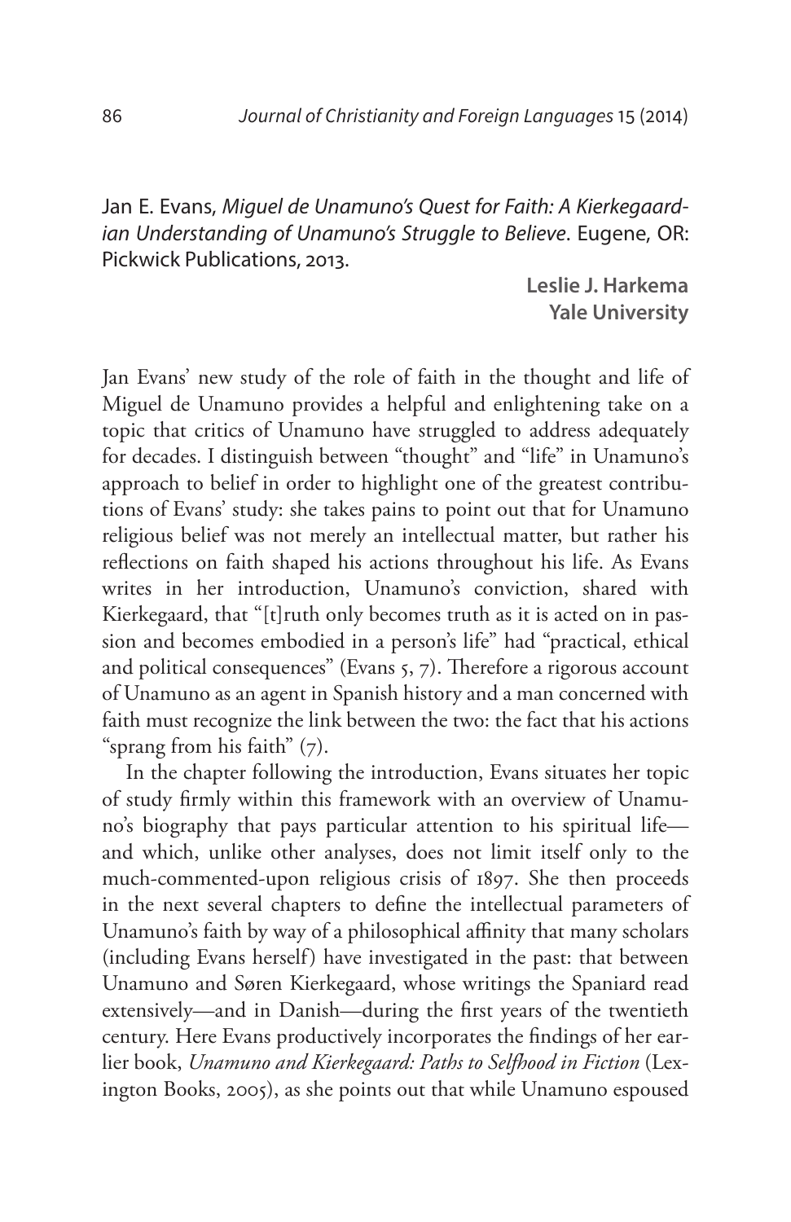Jan E. Evans, *Miguel de Unamuno's Quest for Faith: A Kierkegaardian Understanding of Unamuno's Struggle to Believe*. Eugene, OR: Pickwick Publications, 2013.

**Leslie J. Harkema**
**Yale University**

Jan Evans' new study of the role of faith in the thought and life of Miguel de Unamuno provides a helpful and enlightening take on a topic that critics of Unamuno have struggled to address adequately for decades. I distinguish between "thought" and "life" in Unamuno's approach to belief in order to highlight one of the greatest contributions of Evans' study: she takes pains to point out that for Unamuno religious belief was not merely an intellectual matter, but rather his reflections on faith shaped his actions throughout his life. As Evans writes in her introduction, Unamuno's conviction, shared with Kierkegaard, that "[t]ruth only becomes truth as it is acted on in passion and becomes embodied in a person's life" had "practical, ethical and political consequences" (Evans 5, 7). Therefore a rigorous account of Unamuno as an agent in Spanish history and a man concerned with faith must recognize the link between the two: the fact that his actions "sprang from his faith" (7).

In the chapter following the introduction, Evans situates her topic of study firmly within this framework with an overview of Unamuno's biography that pays particular attention to his spiritual life—and which, unlike other analyses, does not limit itself only to the much-commented-upon religious crisis of 1897. She then proceeds in the next several chapters to define the intellectual parameters of Unamuno's faith by way of a philosophical affinity that many scholars (including Evans herself) have investigated in the past: that between Unamuno and Søren Kierkegaard, whose writings the Spaniard read extensively—and in Danish—during the first years of the twentieth century. Here Evans productively incorporates the findings of her earlier book, *Unamuno and Kierkegaard: Paths to Selfhood in Fiction* (Lexington Books, 2005), as she points out that while Unamuno espoused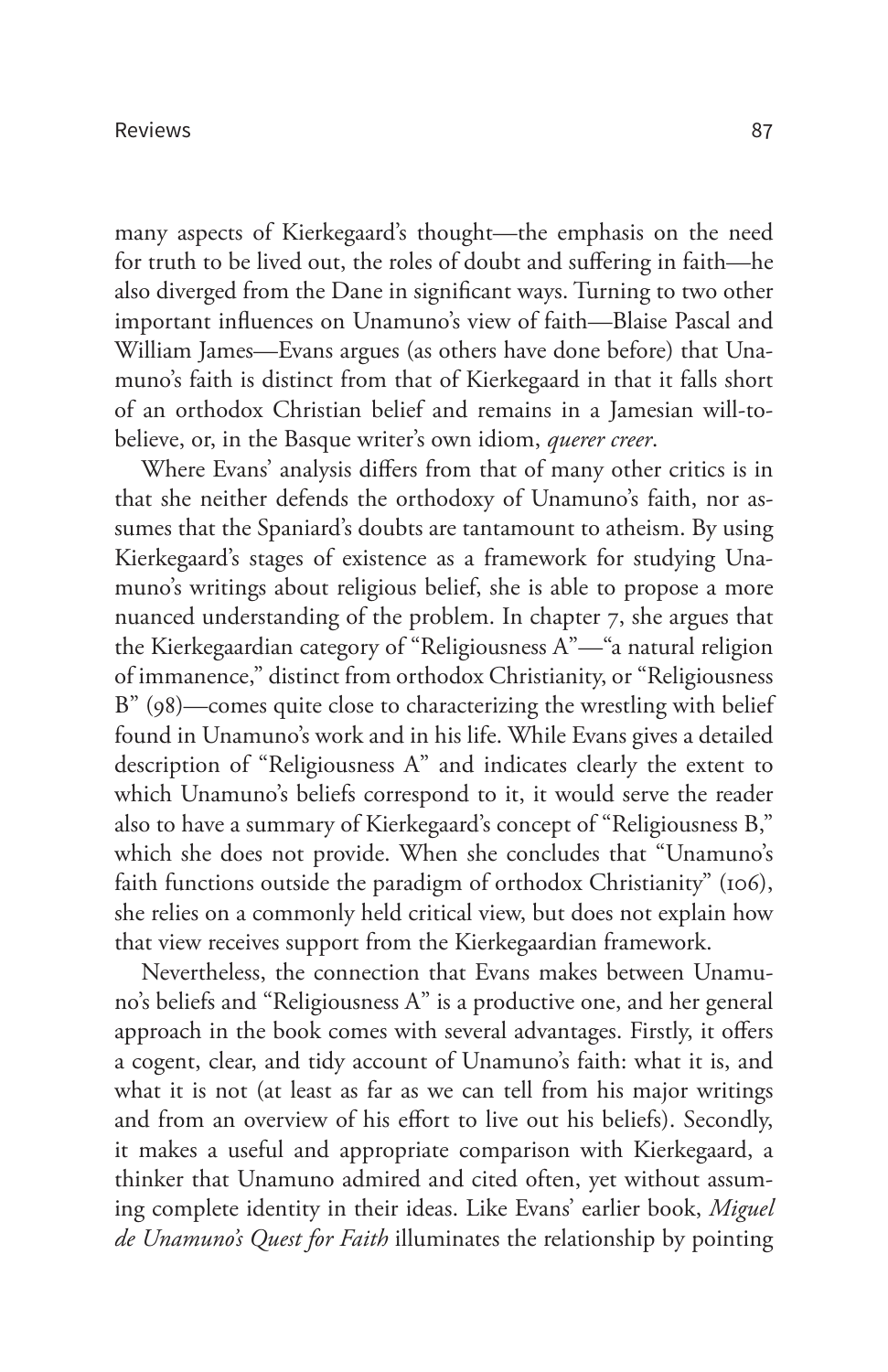many aspects of Kierkegaard's thought—the emphasis on the need for truth to be lived out, the roles of doubt and suffering in faith—he also diverged from the Dane in significant ways. Turning to two other important influences on Unamuno's view of faith—Blaise Pascal and William James—Evans argues (as others have done before) that Unamuno's faith is distinct from that of Kierkegaard in that it falls short of an orthodox Christian belief and remains in a Jamesian will-to-believe, or, in the Basque writer's own idiom, *querer creer*.

Where Evans' analysis differs from that of many other critics is in that she neither defends the orthodoxy of Unamuno's faith, nor assumes that the Spaniard's doubts are tantamount to atheism. By using Kierkegaard's stages of existence as a framework for studying Unamuno's writings about religious belief, she is able to propose a more nuanced understanding of the problem. In chapter 7, she argues that the Kierkegaardian category of "Religiousness A"—"a natural religion of immanence," distinct from orthodox Christianity, or "Religiousness B" (98)—comes quite close to characterizing the wrestling with belief found in Unamuno's work and in his life. While Evans gives a detailed description of "Religiousness A" and indicates clearly the extent to which Unamuno's beliefs correspond to it, it would serve the reader also to have a summary of Kierkegaard's concept of "Religiousness B," which she does not provide. When she concludes that "Unamuno's faith functions outside the paradigm of orthodox Christianity" (106), she relies on a commonly held critical view, but does not explain how that view receives support from the Kierkegaardian framework.

Nevertheless, the connection that Evans makes between Unamuno's beliefs and "Religiousness A" is a productive one, and her general approach in the book comes with several advantages. Firstly, it offers a cogent, clear, and tidy account of Unamuno's faith: what it is, and what it is not (at least as far as we can tell from his major writings and from an overview of his effort to live out his beliefs). Secondly, it makes a useful and appropriate comparison with Kierkegaard, a thinker that Unamuno admired and cited often, yet without assuming complete identity in their ideas. Like Evans' earlier book, *Miguel de Unamuno's Quest for Faith* illuminates the relationship by pointing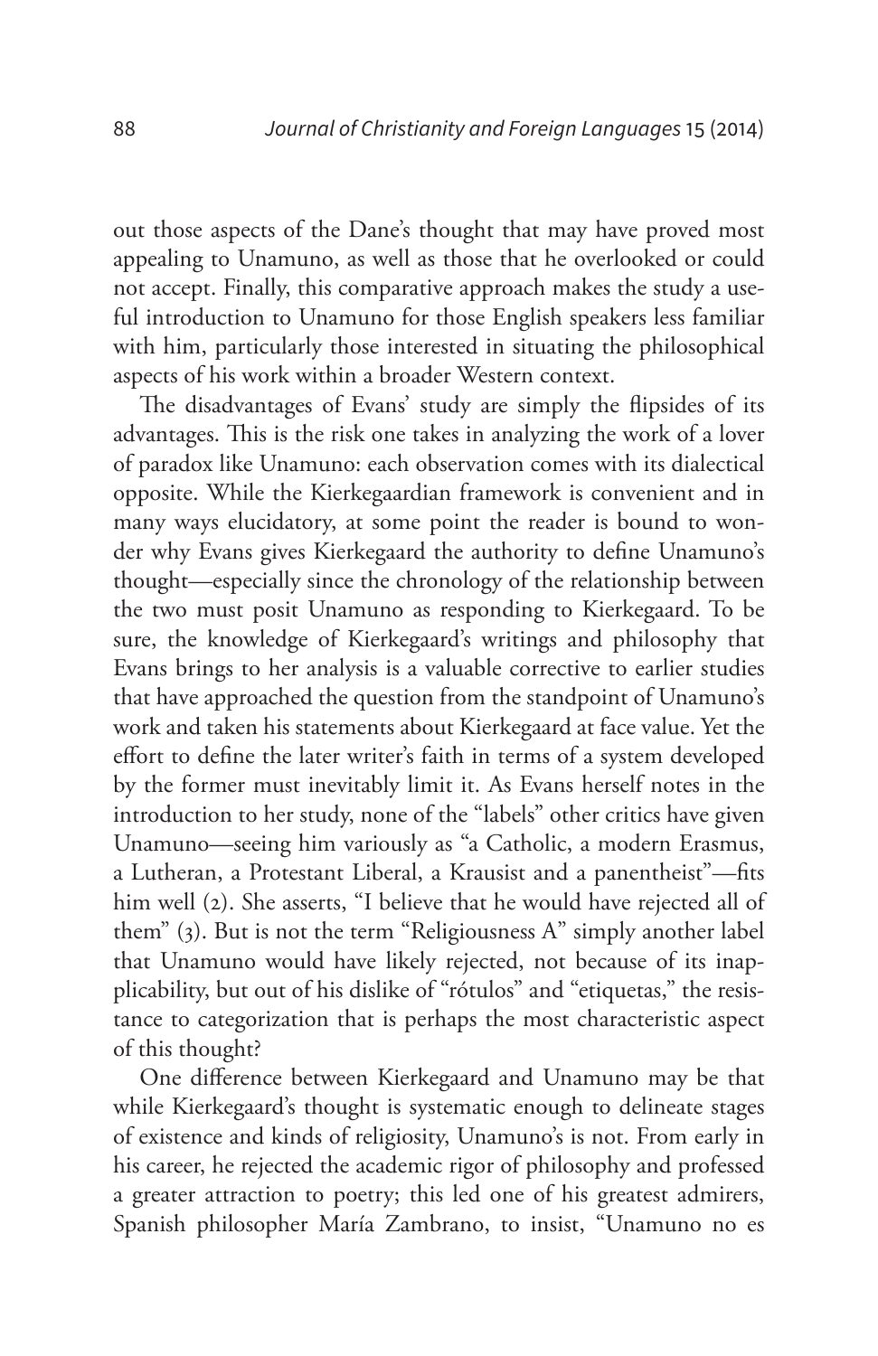out those aspects of the Dane's thought that may have proved most appealing to Unamuno, as well as those that he overlooked or could not accept. Finally, this comparative approach makes the study a useful introduction to Unamuno for those English speakers less familiar with him, particularly those interested in situating the philosophical aspects of his work within a broader Western context.

The disadvantages of Evans' study are simply the flipsides of its advantages. This is the risk one takes in analyzing the work of a lover of paradox like Unamuno: each observation comes with its dialectical opposite. While the Kierkegaardian framework is convenient and in many ways elucidatory, at some point the reader is bound to wonder why Evans gives Kierkegaard the authority to define Unamuno's thought—especially since the chronology of the relationship between the two must posit Unamuno as responding to Kierkegaard. To be sure, the knowledge of Kierkegaard's writings and philosophy that Evans brings to her analysis is a valuable corrective to earlier studies that have approached the question from the standpoint of Unamuno's work and taken his statements about Kierkegaard at face value. Yet the effort to define the later writer's faith in terms of a system developed by the former must inevitably limit it. As Evans herself notes in the introduction to her study, none of the "labels" other critics have given Unamuno—seeing him variously as "a Catholic, a modern Erasmus, a Lutheran, a Protestant Liberal, a Krausist and a panentheist"—fits him well (2). She asserts, "I believe that he would have rejected all of them" (3). But is not the term "Religiousness A" simply another label that Unamuno would have likely rejected, not because of its inapplicability, but out of his dislike of "rótulos" and "etiquetas," the resistance to categorization that is perhaps the most characteristic aspect of this thought?

One difference between Kierkegaard and Unamuno may be that while Kierkegaard's thought is systematic enough to delineate stages of existence and kinds of religiosity, Unamuno's is not. From early in his career, he rejected the academic rigor of philosophy and professed a greater attraction to poetry; this led one of his greatest admirers, Spanish philosopher María Zambrano, to insist, "Unamuno no es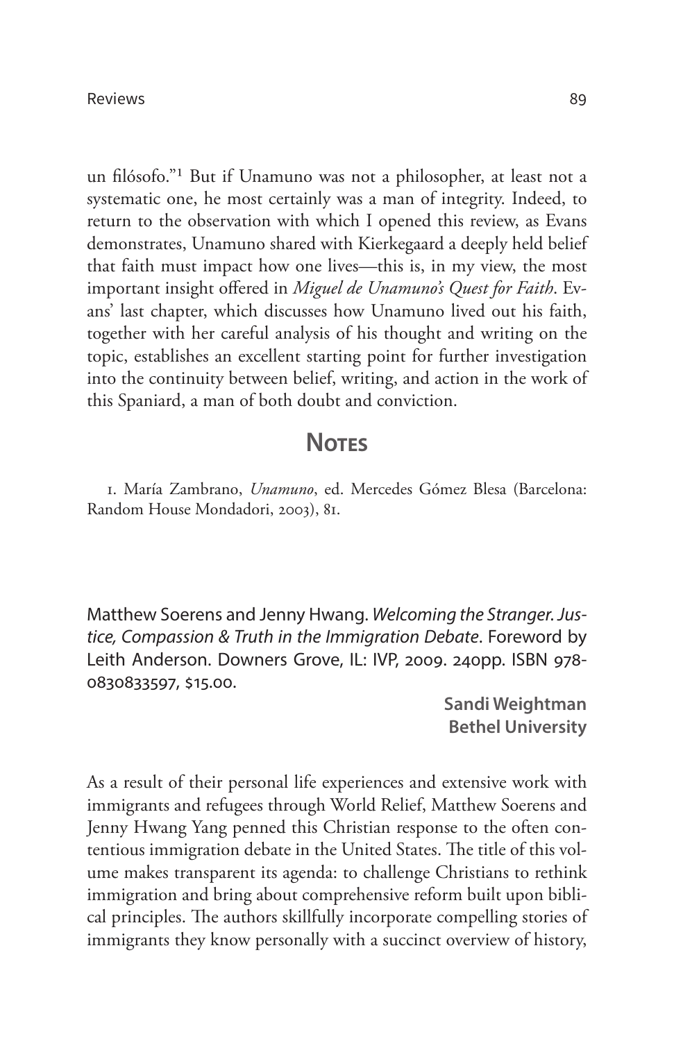un filósofo."[1] But if Unamuno was not a philosopher, at least not a systematic one, he most certainly was a man of integrity. Indeed, to return to the observation with which I opened this review, as Evans demonstrates, Unamuno shared with Kierkegaard a deeply held belief that faith must impact how one lives—this is, in my view, the most important insight offered in *Miguel de Unamuno's Quest for Faith*. Evans' last chapter, which discusses how Unamuno lived out his faith, together with her careful analysis of his thought and writing on the topic, establishes an excellent starting point for further investigation into the continuity between belief, writing, and action in the work of this Spaniard, a man of both doubt and conviction.

## Notes

1. María Zambrano, *Unamuno*, ed. Mercedes Gómez Blesa (Barcelona: Random House Mondadori, 2003), 81.

Matthew Soerens and Jenny Hwang. *Welcoming the Stranger. Justice, Compassion & Truth in the Immigration Debate*. Foreword by Leith Anderson. Downers Grove, IL: IVP, 2009. 240pp. ISBN 978-0830833597, $15.00.

**Sandi Weightman**
**Bethel University**

As a result of their personal life experiences and extensive work with immigrants and refugees through World Relief, Matthew Soerens and Jenny Hwang Yang penned this Christian response to the often contentious immigration debate in the United States. The title of this volume makes transparent its agenda: to challenge Christians to rethink immigration and bring about comprehensive reform built upon biblical principles. The authors skillfully incorporate compelling stories of immigrants they know personally with a succinct overview of history,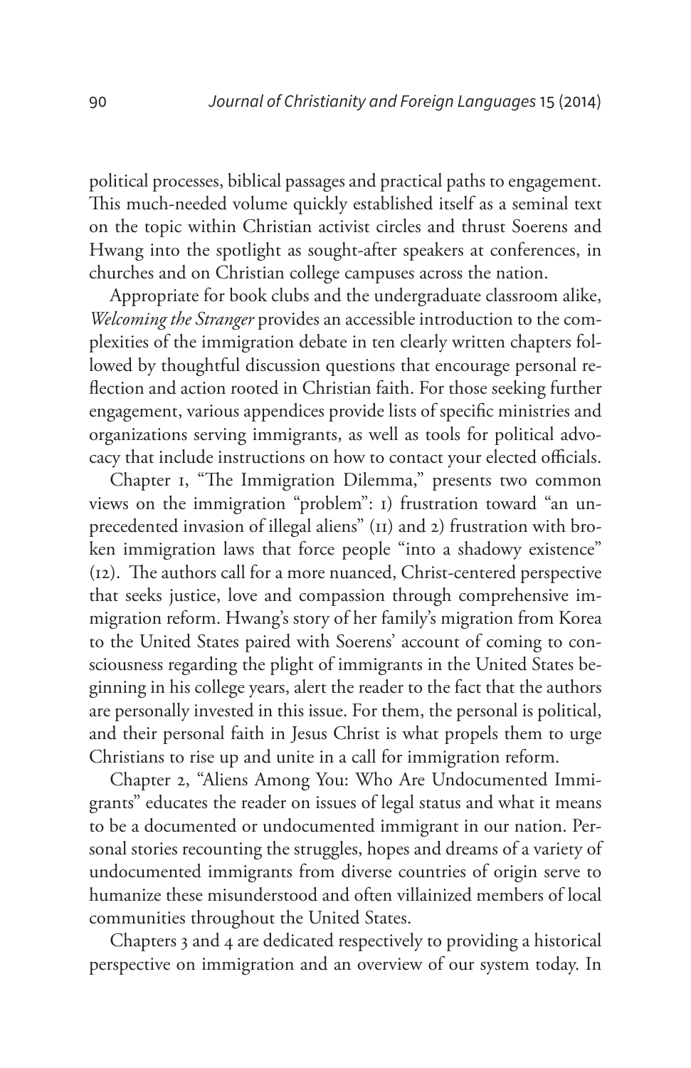political processes, biblical passages and practical paths to engagement. This much-needed volume quickly established itself as a seminal text on the topic within Christian activist circles and thrust Soerens and Hwang into the spotlight as sought-after speakers at conferences, in churches and on Christian college campuses across the nation.

Appropriate for book clubs and the undergraduate classroom alike, *Welcoming the Stranger* provides an accessible introduction to the complexities of the immigration debate in ten clearly written chapters followed by thoughtful discussion questions that encourage personal reflection and action rooted in Christian faith. For those seeking further engagement, various appendices provide lists of specific ministries and organizations serving immigrants, as well as tools for political advocacy that include instructions on how to contact your elected officials.

Chapter 1, "The Immigration Dilemma," presents two common views on the immigration "problem": 1) frustration toward "an unprecedented invasion of illegal aliens" (11) and 2) frustration with broken immigration laws that force people "into a shadowy existence" (12). The authors call for a more nuanced, Christ-centered perspective that seeks justice, love and compassion through comprehensive immigration reform. Hwang's story of her family's migration from Korea to the United States paired with Soerens' account of coming to consciousness regarding the plight of immigrants in the United States beginning in his college years, alert the reader to the fact that the authors are personally invested in this issue. For them, the personal is political, and their personal faith in Jesus Christ is what propels them to urge Christians to rise up and unite in a call for immigration reform.

Chapter 2, "Aliens Among You: Who Are Undocumented Immigrants" educates the reader on issues of legal status and what it means to be a documented or undocumented immigrant in our nation. Personal stories recounting the struggles, hopes and dreams of a variety of undocumented immigrants from diverse countries of origin serve to humanize these misunderstood and often villainized members of local communities throughout the United States.

Chapters 3 and 4 are dedicated respectively to providing a historical perspective on immigration and an overview of our system today. In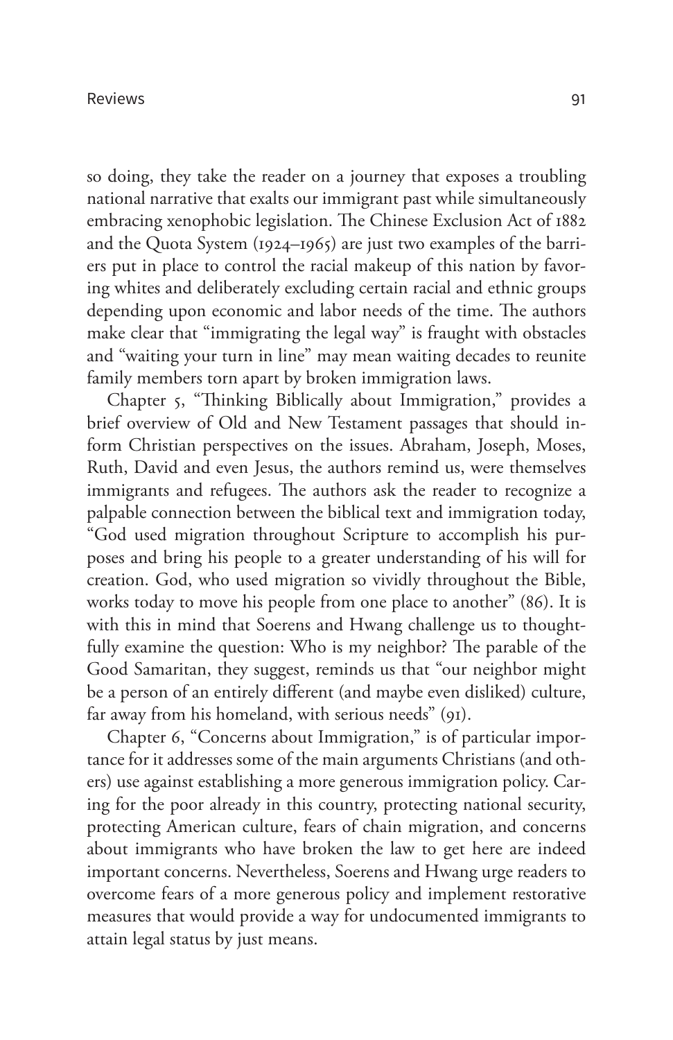so doing, they take the reader on a journey that exposes a troubling national narrative that exalts our immigrant past while simultaneously embracing xenophobic legislation. The Chinese Exclusion Act of 1882 and the Quota System (1924–1965) are just two examples of the barriers put in place to control the racial makeup of this nation by favoring whites and deliberately excluding certain racial and ethnic groups depending upon economic and labor needs of the time. The authors make clear that "immigrating the legal way" is fraught with obstacles and "waiting your turn in line" may mean waiting decades to reunite family members torn apart by broken immigration laws.

Chapter 5, "Thinking Biblically about Immigration," provides a brief overview of Old and New Testament passages that should inform Christian perspectives on the issues. Abraham, Joseph, Moses, Ruth, David and even Jesus, the authors remind us, were themselves immigrants and refugees. The authors ask the reader to recognize a palpable connection between the biblical text and immigration today, "God used migration throughout Scripture to accomplish his purposes and bring his people to a greater understanding of his will for creation. God, who used migration so vividly throughout the Bible, works today to move his people from one place to another" (86). It is with this in mind that Soerens and Hwang challenge us to thoughtfully examine the question: Who is my neighbor? The parable of the Good Samaritan, they suggest, reminds us that "our neighbor might be a person of an entirely different (and maybe even disliked) culture, far away from his homeland, with serious needs" (91).

Chapter 6, "Concerns about Immigration," is of particular importance for it addresses some of the main arguments Christians (and others) use against establishing a more generous immigration policy. Caring for the poor already in this country, protecting national security, protecting American culture, fears of chain migration, and concerns about immigrants who have broken the law to get here are indeed important concerns. Nevertheless, Soerens and Hwang urge readers to overcome fears of a more generous policy and implement restorative measures that would provide a way for undocumented immigrants to attain legal status by just means.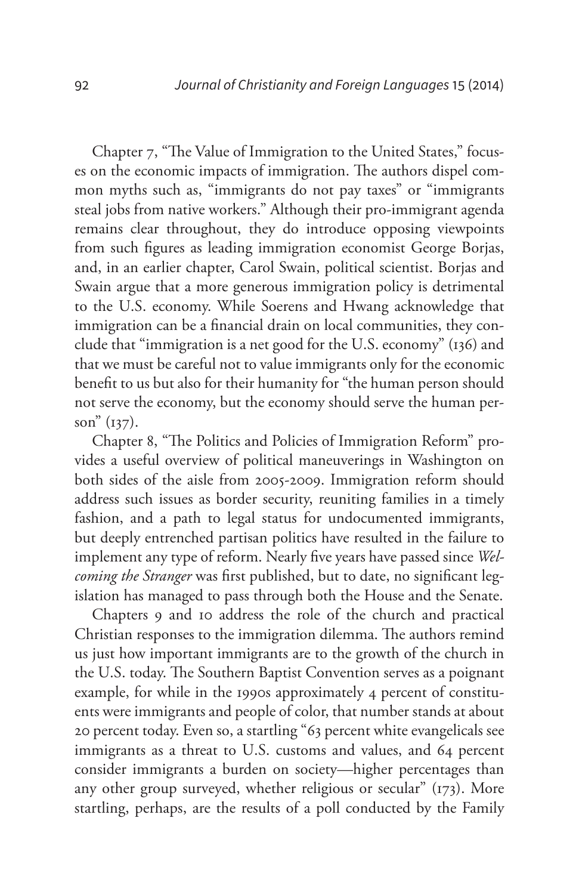Chapter 7, "The Value of Immigration to the United States," focuses on the economic impacts of immigration. The authors dispel common myths such as, "immigrants do not pay taxes" or "immigrants steal jobs from native workers." Although their pro-immigrant agenda remains clear throughout, they do introduce opposing viewpoints from such figures as leading immigration economist George Borjas, and, in an earlier chapter, Carol Swain, political scientist. Borjas and Swain argue that a more generous immigration policy is detrimental to the U.S. economy. While Soerens and Hwang acknowledge that immigration can be a financial drain on local communities, they conclude that "immigration is a net good for the U.S. economy" (136) and that we must be careful not to value immigrants only for the economic benefit to us but also for their humanity for "the human person should not serve the economy, but the economy should serve the human person" (137).

Chapter 8, "The Politics and Policies of Immigration Reform" provides a useful overview of political maneuverings in Washington on both sides of the aisle from 2005-2009. Immigration reform should address such issues as border security, reuniting families in a timely fashion, and a path to legal status for undocumented immigrants, but deeply entrenched partisan politics have resulted in the failure to implement any type of reform. Nearly five years have passed since *Welcoming the Stranger* was first published, but to date, no significant legislation has managed to pass through both the House and the Senate.

Chapters 9 and 10 address the role of the church and practical Christian responses to the immigration dilemma. The authors remind us just how important immigrants are to the growth of the church in the U.S. today. The Southern Baptist Convention serves as a poignant example, for while in the 1990s approximately 4 percent of constituents were immigrants and people of color, that number stands at about 20 percent today. Even so, a startling "63 percent white evangelicals see immigrants as a threat to U.S. customs and values, and 64 percent consider immigrants a burden on society—higher percentages than any other group surveyed, whether religious or secular" (173). More startling, perhaps, are the results of a poll conducted by the Family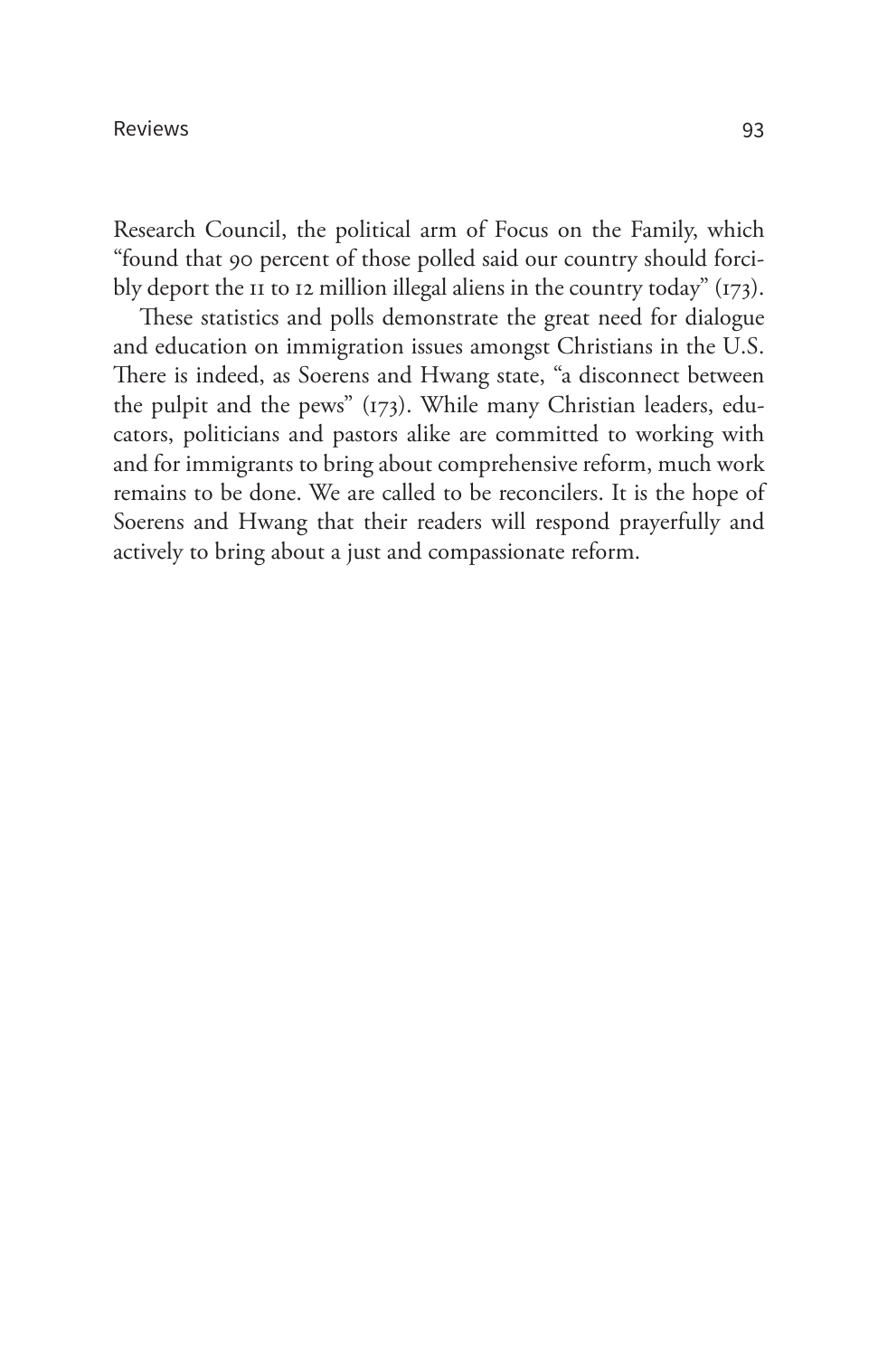Research Council, the political arm of Focus on the Family, which "found that 90 percent of those polled said our country should forcibly deport the 11 to 12 million illegal aliens in the country today" (173).

These statistics and polls demonstrate the great need for dialogue and education on immigration issues amongst Christians in the U.S. There is indeed, as Soerens and Hwang state, "a disconnect between the pulpit and the pews" (173). While many Christian leaders, educators, politicians and pastors alike are committed to working with and for immigrants to bring about comprehensive reform, much work remains to be done. We are called to be reconcilers. It is the hope of Soerens and Hwang that their readers will respond prayerfully and actively to bring about a just and compassionate reform.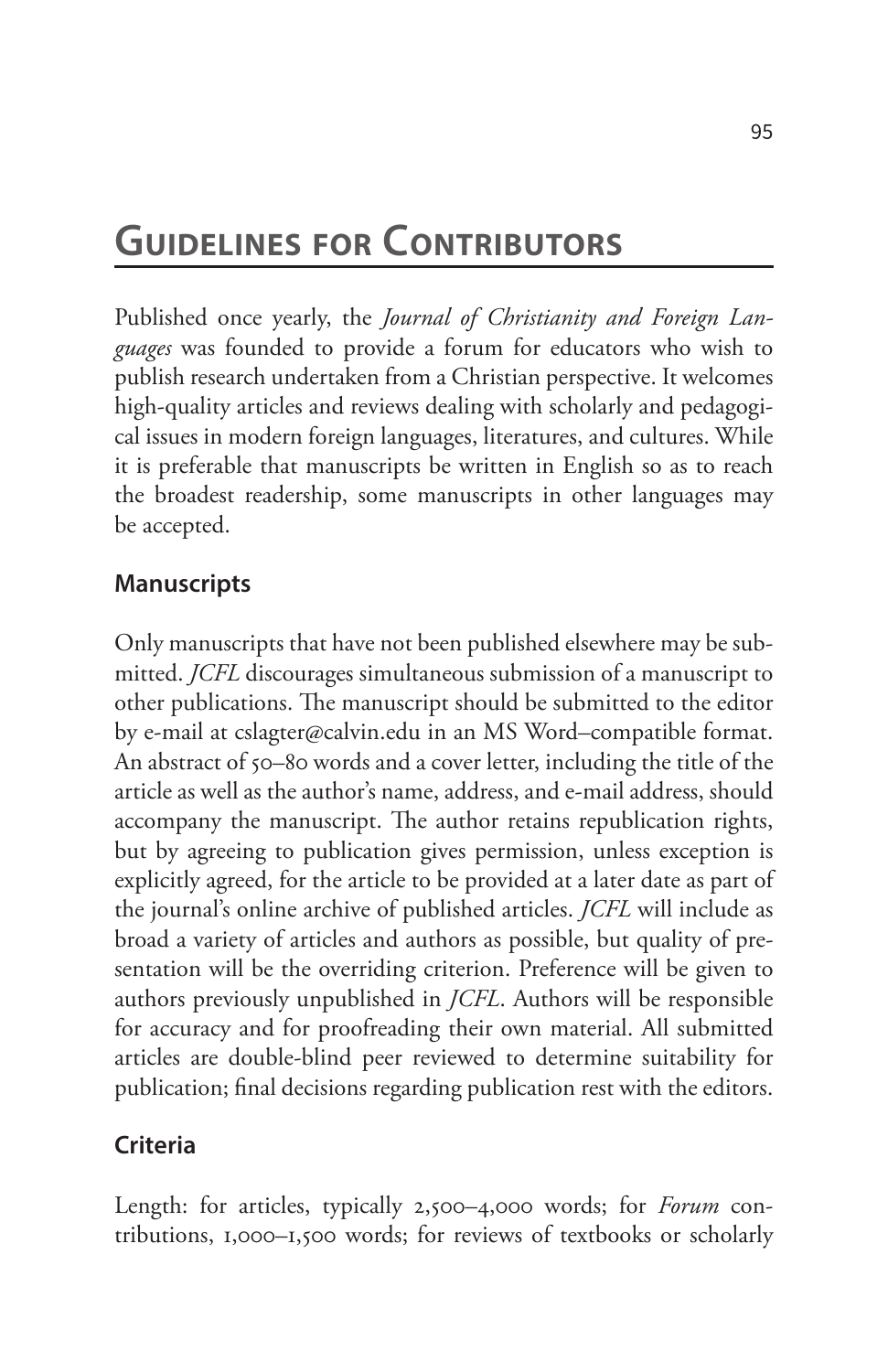# Guidelines for Contributors

Published once yearly, the *Journal of Christianity and Foreign Languages* was founded to provide a forum for educators who wish to publish research undertaken from a Christian perspective. It welcomes high-quality articles and reviews dealing with scholarly and pedagogical issues in modern foreign languages, literatures, and cultures. While it is preferable that manuscripts be written in English so as to reach the broadest readership, some manuscripts in other languages may be accepted.

## Manuscripts

Only manuscripts that have not been published elsewhere may be submitted. *JCFL* discourages simultaneous submission of a manuscript to other publications. The manuscript should be submitted to the editor by e-mail at cslagter@calvin.edu in an MS Word–compatible format. An abstract of 50–80 words and a cover letter, including the title of the article as well as the author's name, address, and e-mail address, should accompany the manuscript. The author retains republication rights, but by agreeing to publication gives permission, unless exception is explicitly agreed, for the article to be provided at a later date as part of the journal's online archive of published articles. *JCFL* will include as broad a variety of articles and authors as possible, but quality of presentation will be the overriding criterion. Preference will be given to authors previously unpublished in *JCFL*. Authors will be responsible for accuracy and for proofreading their own material. All submitted articles are double-blind peer reviewed to determine suitability for publication; final decisions regarding publication rest with the editors.

## Criteria

Length: for articles, typically 2,500–4,000 words; for *Forum* contributions, 1,000–1,500 words; for reviews of textbooks or scholarly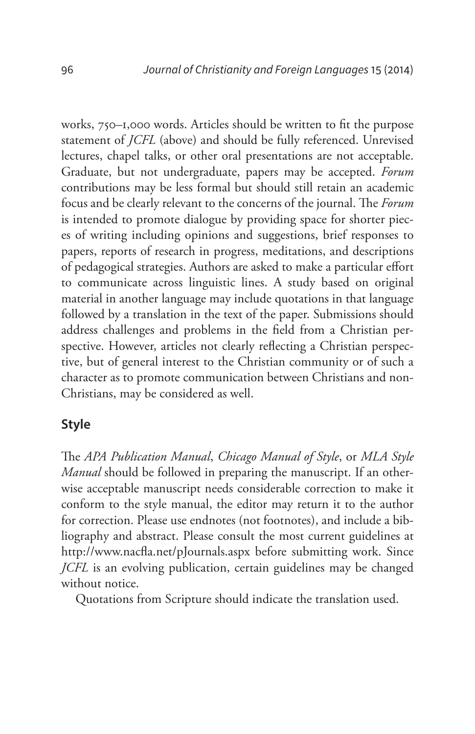works, 750–1,000 words. Articles should be written to fit the purpose statement of *JCFL* (above) and should be fully referenced. Unrevised lectures, chapel talks, or other oral presentations are not acceptable. Graduate, but not undergraduate, papers may be accepted. *Forum* contributions may be less formal but should still retain an academic focus and be clearly relevant to the concerns of the journal. The *Forum* is intended to promote dialogue by providing space for shorter pieces of writing including opinions and suggestions, brief responses to papers, reports of research in progress, meditations, and descriptions of pedagogical strategies. Authors are asked to make a particular effort to communicate across linguistic lines. A study based on original material in another language may include quotations in that language followed by a translation in the text of the paper. Submissions should address challenges and problems in the field from a Christian perspective. However, articles not clearly reflecting a Christian perspective, but of general interest to the Christian community or of such a character as to promote communication between Christians and non-Christians, may be considered as well.

## Style

The *APA Publication Manual*, *Chicago Manual of Style*, or *MLA Style Manual* should be followed in preparing the manuscript. If an otherwise acceptable manuscript needs considerable correction to make it conform to the style manual, the editor may return it to the author for correction. Please use endnotes (not footnotes), and include a bibliography and abstract. Please consult the most current guidelines at http://www.nacfla.net/pJournals.aspx before submitting work. Since *JCFL* is an evolving publication, certain guidelines may be changed without notice.

Quotations from Scripture should indicate the translation used.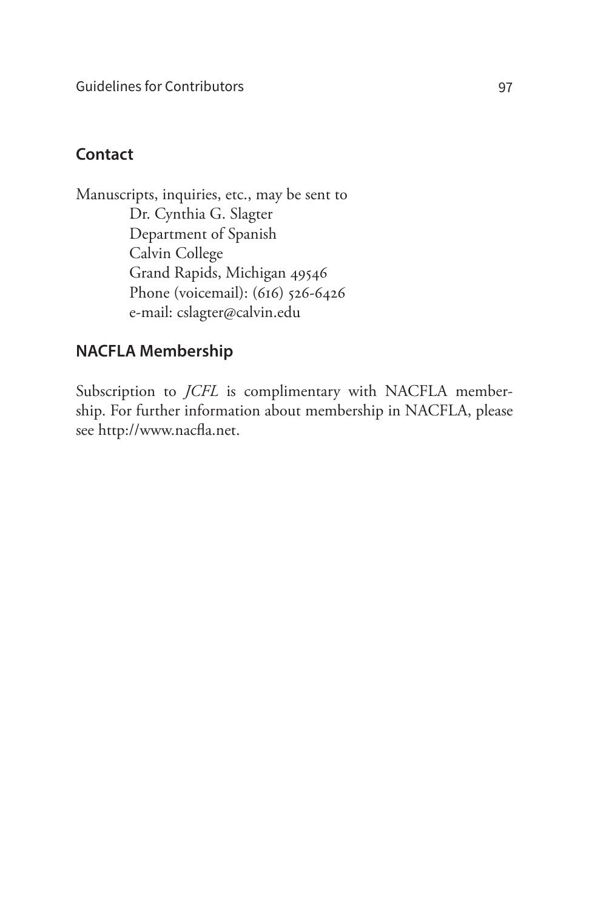## Contact

Manuscripts, inquiries, etc., may be sent to

Dr. Cynthia G. Slagter
Department of Spanish
Calvin College
Grand Rapids, Michigan 49546
Phone (voicemail): (616) 526-6426
e-mail: cslagter@calvin.edu

## NACFLA Membership

Subscription to *JCFL* is complimentary with NACFLA membership. For further information about membership in NACFLA, please see http://www.nacfla.net.